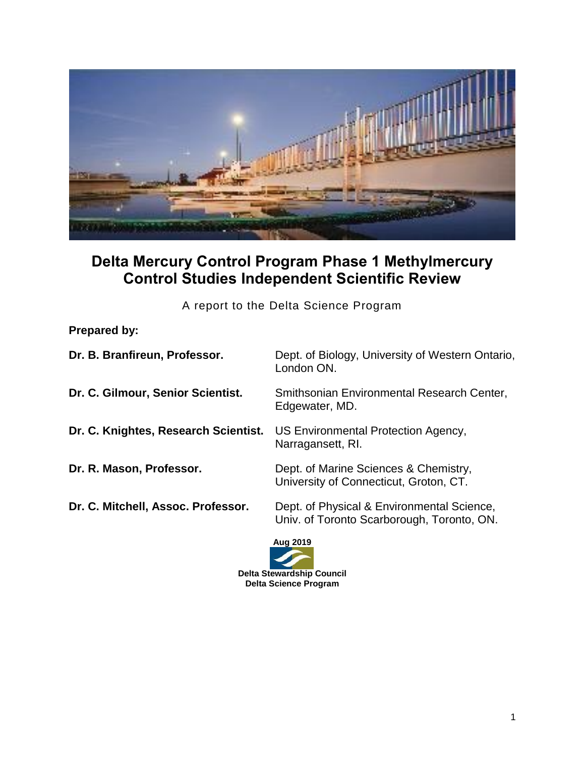# Delta Mercury Control Program Phase 1 Methylmercury Control Studies Independent Scientific Review

A report to the Delta Science Program

**Prepared by:**

**Dr. B. Branfireun, Professor.** Dept. of Biology, University of Western Ontario, London ON.

**Dr. C. Gilmour, Senior Scientist.** Smithsonian Environmental Research Center, Edgewater, MD.

**Dr. C. Knightes, Research Scientist.** US Environmental Protection Agency, Narragansett, RI.

**Dr. R. Mason, Professor.** Dept. of Marine Sciences & Chemistry, University of Connecticut, Groton, CT.

**Dr. C. Mitchell, Assoc. Professor.** Dept. of Physical & Environmental Science, Univ. of Toronto Scarborough, Toronto, ON.

**Aug 2019**

**Delta Stewardship Council**
**Delta Science Program**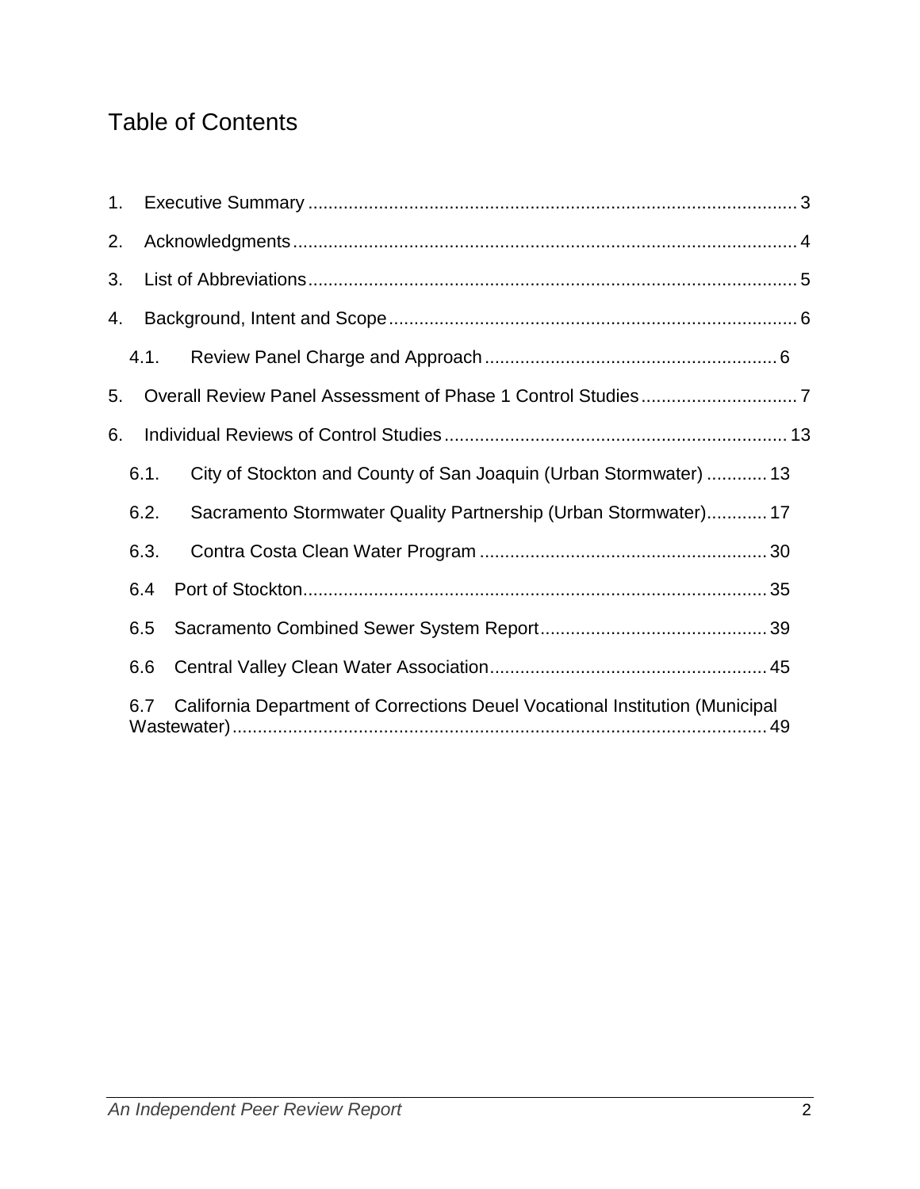# Table of Contents

1. Executive Summary ... 3
2. Acknowledgments ... 4
3. List of Abbreviations ... 5
4. Background, Intent and Scope ... 6
   - 4.1. Review Panel Charge and Approach ... 6
5. Overall Review Panel Assessment of Phase 1 Control Studies ... 7
6. Individual Reviews of Control Studies ... 13
   - 6.1. City of Stockton and County of San Joaquin (Urban Stormwater) ... 13
   - 6.2. Sacramento Stormwater Quality Partnership (Urban Stormwater) ... 17
   - 6.3. Contra Costa Clean Water Program ... 30
   - 6.4 Port of Stockton ... 35
   - 6.5 Sacramento Combined Sewer System Report ... 39
   - 6.6 Central Valley Clean Water Association ... 45
   - 6.7 California Department of Corrections Deuel Vocational Institution (Municipal Wastewater) ... 49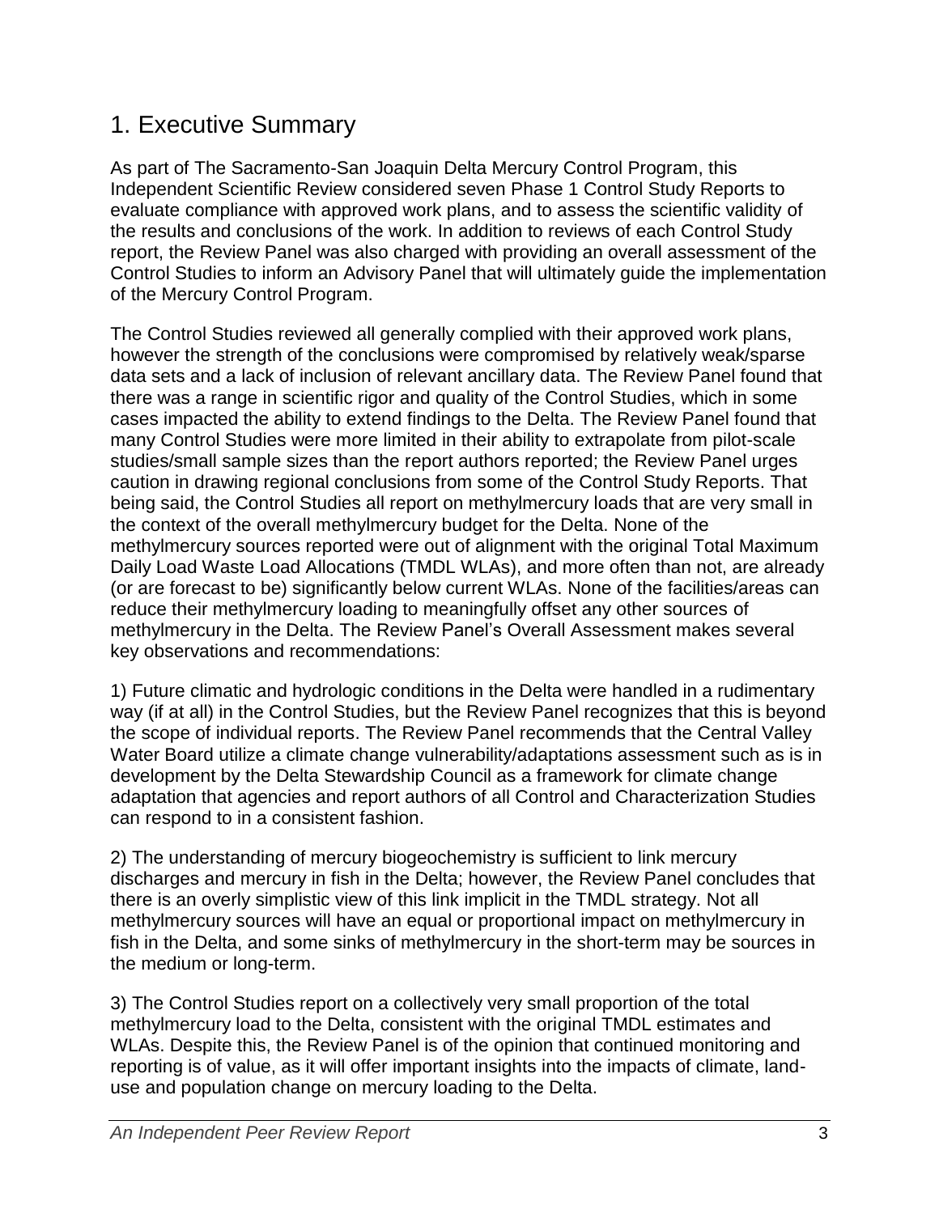# 1. Executive Summary

As part of The Sacramento-San Joaquin Delta Mercury Control Program, this Independent Scientific Review considered seven Phase 1 Control Study Reports to evaluate compliance with approved work plans, and to assess the scientific validity of the results and conclusions of the work. In addition to reviews of each Control Study report, the Review Panel was also charged with providing an overall assessment of the Control Studies to inform an Advisory Panel that will ultimately guide the implementation of the Mercury Control Program.

The Control Studies reviewed all generally complied with their approved work plans, however the strength of the conclusions were compromised by relatively weak/sparse data sets and a lack of inclusion of relevant ancillary data. The Review Panel found that there was a range in scientific rigor and quality of the Control Studies, which in some cases impacted the ability to extend findings to the Delta. The Review Panel found that many Control Studies were more limited in their ability to extrapolate from pilot-scale studies/small sample sizes than the report authors reported; the Review Panel urges caution in drawing regional conclusions from some of the Control Study Reports. That being said, the Control Studies all report on methylmercury loads that are very small in the context of the overall methylmercury budget for the Delta. None of the methylmercury sources reported were out of alignment with the original Total Maximum Daily Load Waste Load Allocations (TMDL WLAs), and more often than not, are already (or are forecast to be) significantly below current WLAs. None of the facilities/areas can reduce their methylmercury loading to meaningfully offset any other sources of methylmercury in the Delta. The Review Panel's Overall Assessment makes several key observations and recommendations:

1) Future climatic and hydrologic conditions in the Delta were handled in a rudimentary way (if at all) in the Control Studies, but the Review Panel recognizes that this is beyond the scope of individual reports. The Review Panel recommends that the Central Valley Water Board utilize a climate change vulnerability/adaptations assessment such as is in development by the Delta Stewardship Council as a framework for climate change adaptation that agencies and report authors of all Control and Characterization Studies can respond to in a consistent fashion.

2) The understanding of mercury biogeochemistry is sufficient to link mercury discharges and mercury in fish in the Delta; however, the Review Panel concludes that there is an overly simplistic view of this link implicit in the TMDL strategy. Not all methylmercury sources will have an equal or proportional impact on methylmercury in fish in the Delta, and some sinks of methylmercury in the short-term may be sources in the medium or long-term.

3) The Control Studies report on a collectively very small proportion of the total methylmercury load to the Delta, consistent with the original TMDL estimates and WLAs. Despite this, the Review Panel is of the opinion that continued monitoring and reporting is of value, as it will offer important insights into the impacts of climate, land-use and population change on mercury loading to the Delta.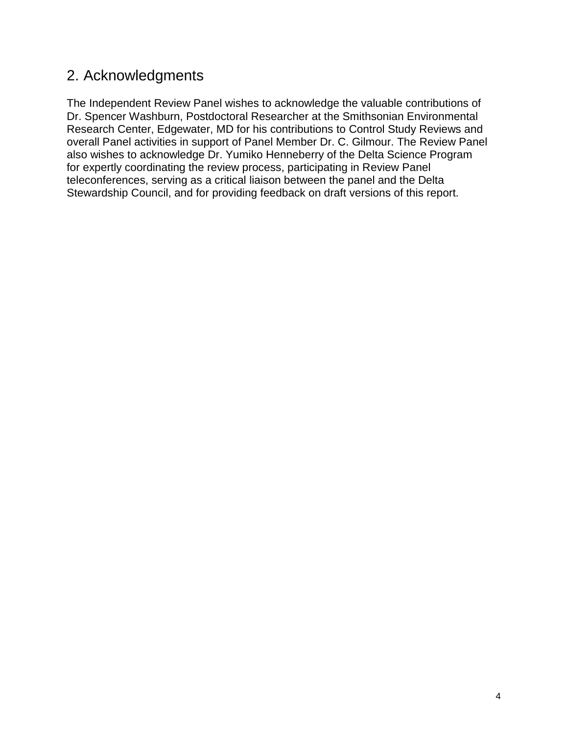## 2. Acknowledgments

The Independent Review Panel wishes to acknowledge the valuable contributions of Dr. Spencer Washburn, Postdoctoral Researcher at the Smithsonian Environmental Research Center, Edgewater, MD for his contributions to Control Study Reviews and overall Panel activities in support of Panel Member Dr. C. Gilmour. The Review Panel also wishes to acknowledge Dr. Yumiko Henneberry of the Delta Science Program for expertly coordinating the review process, participating in Review Panel teleconferences, serving as a critical liaison between the panel and the Delta Stewardship Council, and for providing feedback on draft versions of this report.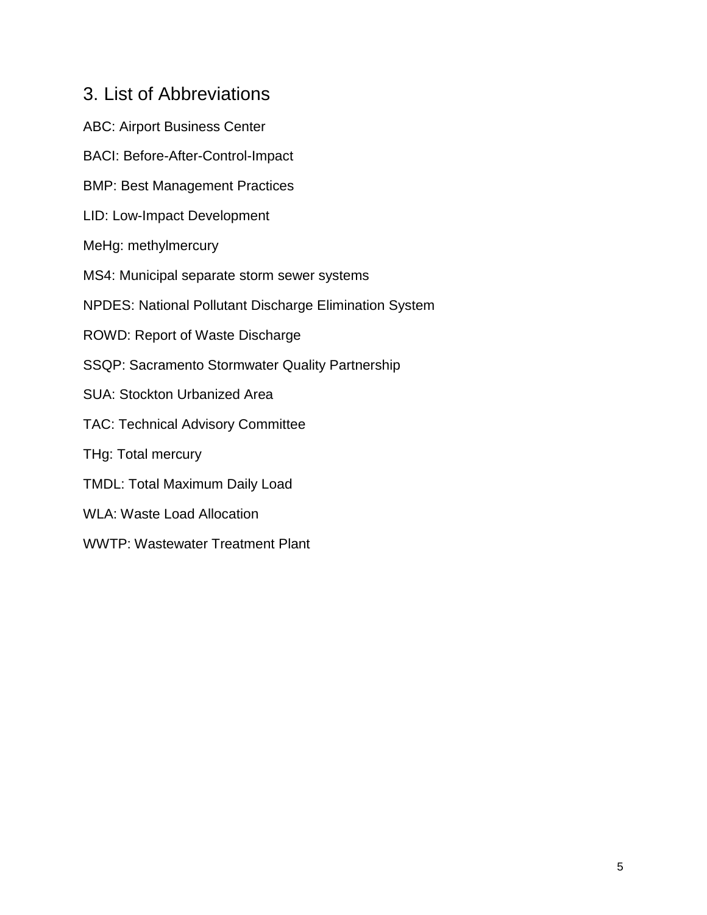# 3. List of Abbreviations

ABC: Airport Business Center

BACI: Before-After-Control-Impact

BMP: Best Management Practices

LID: Low-Impact Development

MeHg: methylmercury

MS4: Municipal separate storm sewer systems

NPDES: National Pollutant Discharge Elimination System

ROWD: Report of Waste Discharge

SSQP: Sacramento Stormwater Quality Partnership

SUA: Stockton Urbanized Area

TAC: Technical Advisory Committee

THg: Total mercury

TMDL: Total Maximum Daily Load

WLA: Waste Load Allocation

WWTP: Wastewater Treatment Plant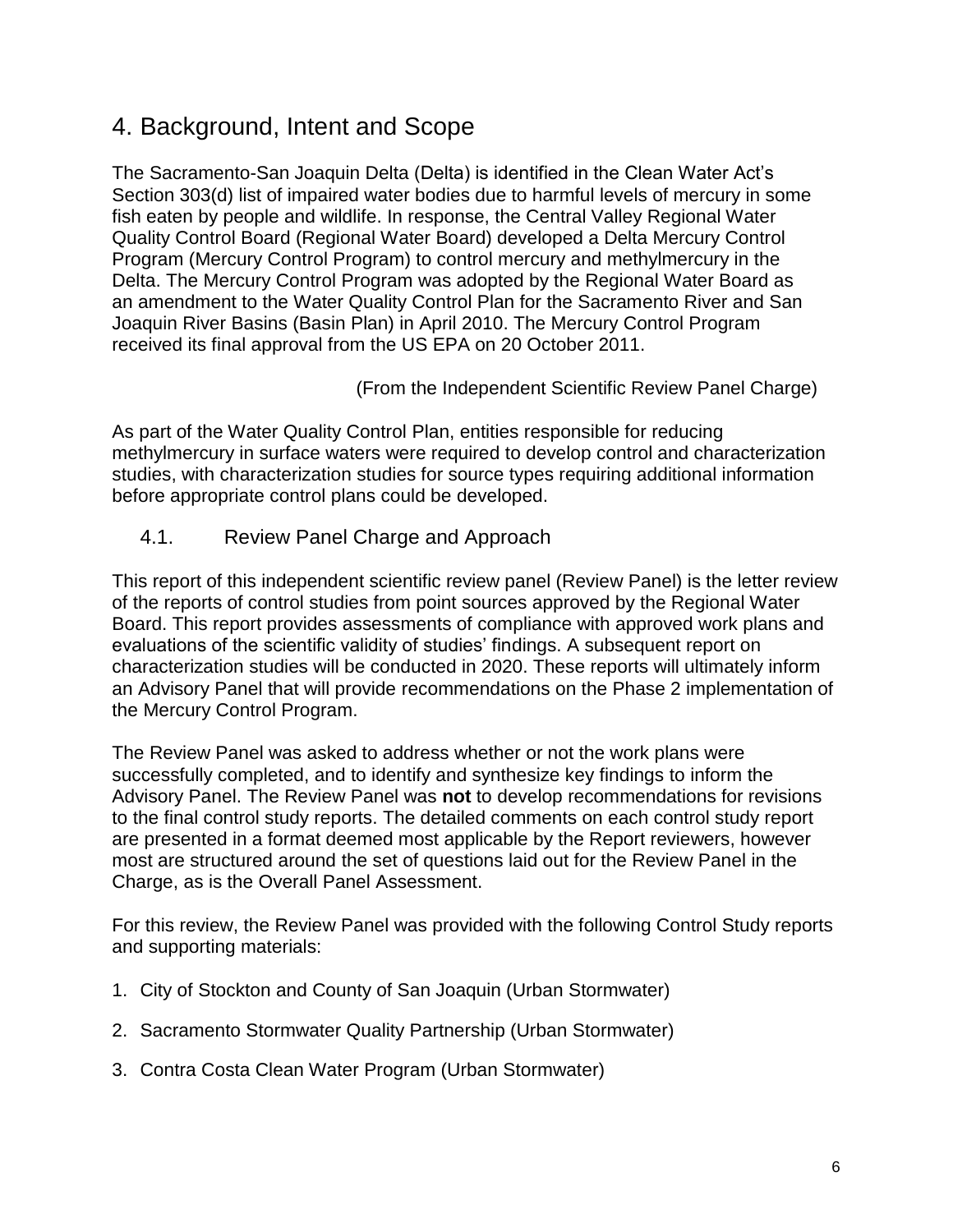# 4. Background, Intent and Scope

The Sacramento-San Joaquin Delta (Delta) is identified in the Clean Water Act's Section 303(d) list of impaired water bodies due to harmful levels of mercury in some fish eaten by people and wildlife. In response, the Central Valley Regional Water Quality Control Board (Regional Water Board) developed a Delta Mercury Control Program (Mercury Control Program) to control mercury and methylmercury in the Delta. The Mercury Control Program was adopted by the Regional Water Board as an amendment to the Water Quality Control Plan for the Sacramento River and San Joaquin River Basins (Basin Plan) in April 2010. The Mercury Control Program received its final approval from the US EPA on 20 October 2011.

(From the Independent Scientific Review Panel Charge)

As part of the Water Quality Control Plan, entities responsible for reducing methylmercury in surface waters were required to develop control and characterization studies, with characterization studies for source types requiring additional information before appropriate control plans could be developed.

## 4.1. Review Panel Charge and Approach

This report of this independent scientific review panel (Review Panel) is the letter review of the reports of control studies from point sources approved by the Regional Water Board. This report provides assessments of compliance with approved work plans and evaluations of the scientific validity of studies' findings. A subsequent report on characterization studies will be conducted in 2020. These reports will ultimately inform an Advisory Panel that will provide recommendations on the Phase 2 implementation of the Mercury Control Program.

The Review Panel was asked to address whether or not the work plans were successfully completed, and to identify and synthesize key findings to inform the Advisory Panel. The Review Panel was **not** to develop recommendations for revisions to the final control study reports. The detailed comments on each control study report are presented in a format deemed most applicable by the Report reviewers, however most are structured around the set of questions laid out for the Review Panel in the Charge, as is the Overall Panel Assessment.

For this review, the Review Panel was provided with the following Control Study reports and supporting materials:

1. City of Stockton and County of San Joaquin (Urban Stormwater)
2. Sacramento Stormwater Quality Partnership (Urban Stormwater)
3. Contra Costa Clean Water Program (Urban Stormwater)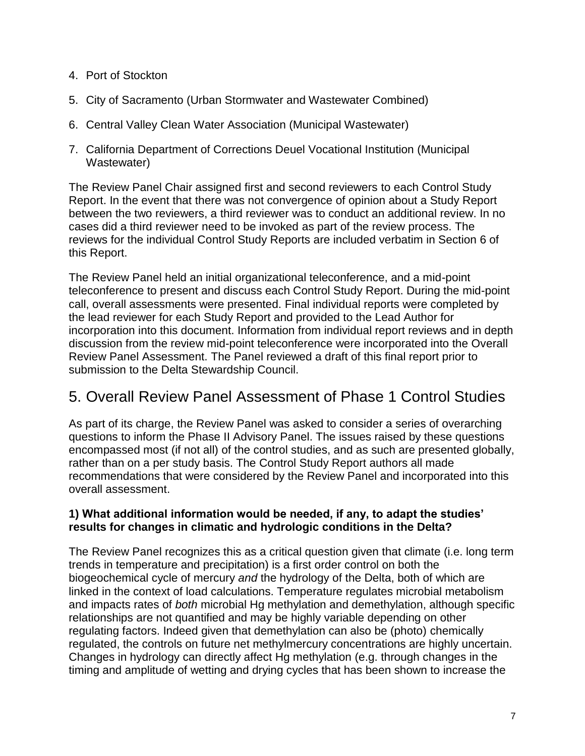4. Port of Stockton
5. City of Sacramento (Urban Stormwater and Wastewater Combined)
6. Central Valley Clean Water Association (Municipal Wastewater)
7. California Department of Corrections Deuel Vocational Institution (Municipal Wastewater)

The Review Panel Chair assigned first and second reviewers to each Control Study Report. In the event that there was not convergence of opinion about a Study Report between the two reviewers, a third reviewer was to conduct an additional review. In no cases did a third reviewer need to be invoked as part of the review process. The reviews for the individual Control Study Reports are included verbatim in Section 6 of this Report.

The Review Panel held an initial organizational teleconference, and a mid-point teleconference to present and discuss each Control Study Report. During the mid-point call, overall assessments were presented. Final individual reports were completed by the lead reviewer for each Study Report and provided to the Lead Author for incorporation into this document. Information from individual report reviews and in depth discussion from the review mid-point teleconference were incorporated into the Overall Review Panel Assessment. The Panel reviewed a draft of this final report prior to submission to the Delta Stewardship Council.

# 5. Overall Review Panel Assessment of Phase 1 Control Studies

As part of its charge, the Review Panel was asked to consider a series of overarching questions to inform the Phase II Advisory Panel. The issues raised by these questions encompassed most (if not all) of the control studies, and as such are presented globally, rather than on a per study basis. The Control Study Report authors all made recommendations that were considered by the Review Panel and incorporated into this overall assessment.

**1) What additional information would be needed, if any, to adapt the studies' results for changes in climatic and hydrologic conditions in the Delta?**

The Review Panel recognizes this as a critical question given that climate (i.e. long term trends in temperature and precipitation) is a first order control on both the biogeochemical cycle of mercury *and* the hydrology of the Delta, both of which are linked in the context of load calculations. Temperature regulates microbial metabolism and impacts rates of *both* microbial Hg methylation and demethylation, although specific relationships are not quantified and may be highly variable depending on other regulating factors. Indeed given that demethylation can also be (photo) chemically regulated, the controls on future net methylmercury concentrations are highly uncertain. Changes in hydrology can directly affect Hg methylation (e.g. through changes in the timing and amplitude of wetting and drying cycles that has been shown to increase the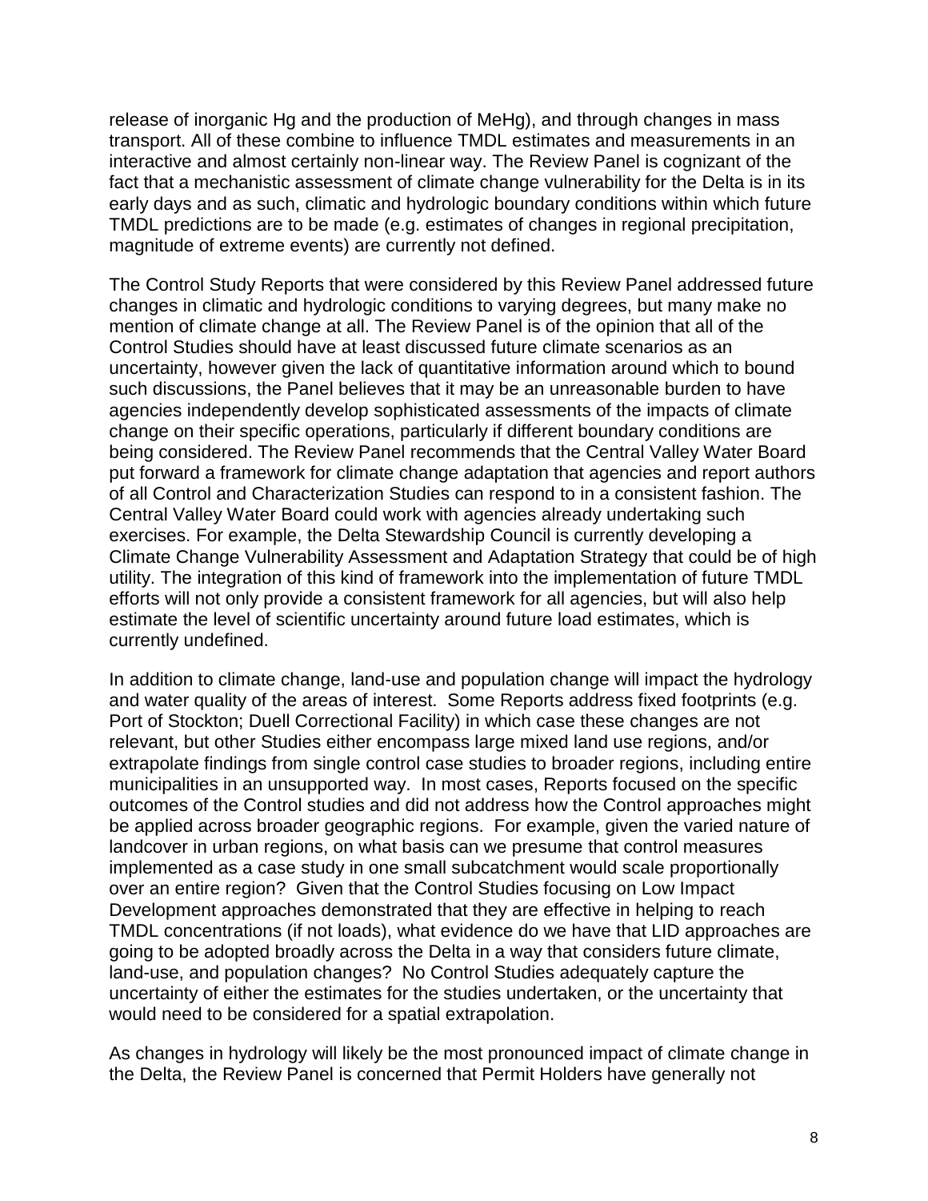release of inorganic Hg and the production of MeHg), and through changes in mass transport. All of these combine to influence TMDL estimates and measurements in an interactive and almost certainly non-linear way. The Review Panel is cognizant of the fact that a mechanistic assessment of climate change vulnerability for the Delta is in its early days and as such, climatic and hydrologic boundary conditions within which future TMDL predictions are to be made (e.g. estimates of changes in regional precipitation, magnitude of extreme events) are currently not defined.

The Control Study Reports that were considered by this Review Panel addressed future changes in climatic and hydrologic conditions to varying degrees, but many make no mention of climate change at all. The Review Panel is of the opinion that all of the Control Studies should have at least discussed future climate scenarios as an uncertainty, however given the lack of quantitative information around which to bound such discussions, the Panel believes that it may be an unreasonable burden to have agencies independently develop sophisticated assessments of the impacts of climate change on their specific operations, particularly if different boundary conditions are being considered. The Review Panel recommends that the Central Valley Water Board put forward a framework for climate change adaptation that agencies and report authors of all Control and Characterization Studies can respond to in a consistent fashion. The Central Valley Water Board could work with agencies already undertaking such exercises. For example, the Delta Stewardship Council is currently developing a Climate Change Vulnerability Assessment and Adaptation Strategy that could be of high utility. The integration of this kind of framework into the implementation of future TMDL efforts will not only provide a consistent framework for all agencies, but will also help estimate the level of scientific uncertainty around future load estimates, which is currently undefined.

In addition to climate change, land-use and population change will impact the hydrology and water quality of the areas of interest. Some Reports address fixed footprints (e.g. Port of Stockton; Duell Correctional Facility) in which case these changes are not relevant, but other Studies either encompass large mixed land use regions, and/or extrapolate findings from single control case studies to broader regions, including entire municipalities in an unsupported way. In most cases, Reports focused on the specific outcomes of the Control studies and did not address how the Control approaches might be applied across broader geographic regions. For example, given the varied nature of landcover in urban regions, on what basis can we presume that control measures implemented as a case study in one small subcatchment would scale proportionally over an entire region? Given that the Control Studies focusing on Low Impact Development approaches demonstrated that they are effective in helping to reach TMDL concentrations (if not loads), what evidence do we have that LID approaches are going to be adopted broadly across the Delta in a way that considers future climate, land-use, and population changes? No Control Studies adequately capture the uncertainty of either the estimates for the studies undertaken, or the uncertainty that would need to be considered for a spatial extrapolation.

As changes in hydrology will likely be the most pronounced impact of climate change in the Delta, the Review Panel is concerned that Permit Holders have generally not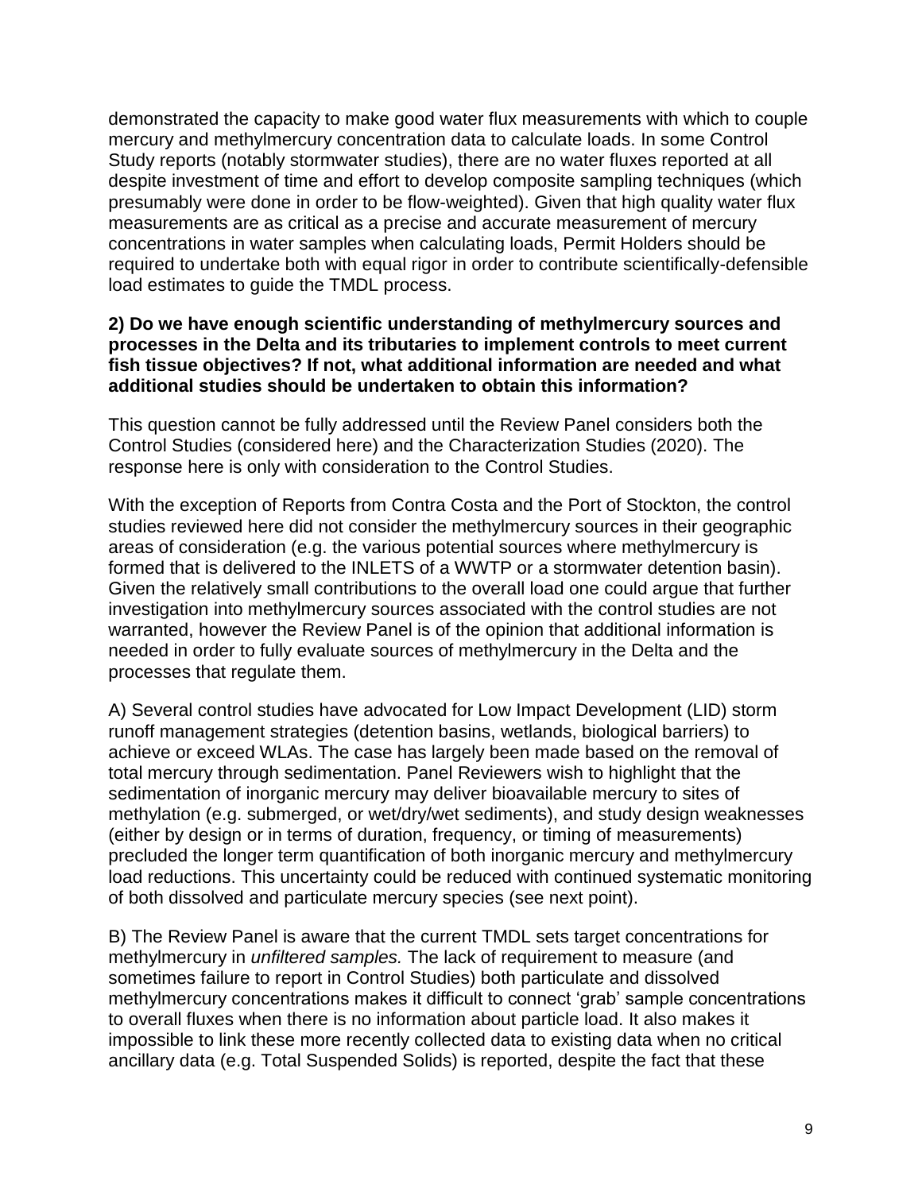demonstrated the capacity to make good water flux measurements with which to couple mercury and methylmercury concentration data to calculate loads. In some Control Study reports (notably stormwater studies), there are no water fluxes reported at all despite investment of time and effort to develop composite sampling techniques (which presumably were done in order to be flow-weighted). Given that high quality water flux measurements are as critical as a precise and accurate measurement of mercury concentrations in water samples when calculating loads, Permit Holders should be required to undertake both with equal rigor in order to contribute scientifically-defensible load estimates to guide the TMDL process.

**2) Do we have enough scientific understanding of methylmercury sources and processes in the Delta and its tributaries to implement controls to meet current fish tissue objectives? If not, what additional information are needed and what additional studies should be undertaken to obtain this information?**

This question cannot be fully addressed until the Review Panel considers both the Control Studies (considered here) and the Characterization Studies (2020). The response here is only with consideration to the Control Studies.

With the exception of Reports from Contra Costa and the Port of Stockton, the control studies reviewed here did not consider the methylmercury sources in their geographic areas of consideration (e.g. the various potential sources where methylmercury is formed that is delivered to the INLETS of a WWTP or a stormwater detention basin). Given the relatively small contributions to the overall load one could argue that further investigation into methylmercury sources associated with the control studies are not warranted, however the Review Panel is of the opinion that additional information is needed in order to fully evaluate sources of methylmercury in the Delta and the processes that regulate them.

A) Several control studies have advocated for Low Impact Development (LID) storm runoff management strategies (detention basins, wetlands, biological barriers) to achieve or exceed WLAs. The case has largely been made based on the removal of total mercury through sedimentation. Panel Reviewers wish to highlight that the sedimentation of inorganic mercury may deliver bioavailable mercury to sites of methylation (e.g. submerged, or wet/dry/wet sediments), and study design weaknesses (either by design or in terms of duration, frequency, or timing of measurements) precluded the longer term quantification of both inorganic mercury and methylmercury load reductions. This uncertainty could be reduced with continued systematic monitoring of both dissolved and particulate mercury species (see next point).

B) The Review Panel is aware that the current TMDL sets target concentrations for methylmercury in *unfiltered samples.* The lack of requirement to measure (and sometimes failure to report in Control Studies) both particulate and dissolved methylmercury concentrations makes it difficult to connect 'grab' sample concentrations to overall fluxes when there is no information about particle load. It also makes it impossible to link these more recently collected data to existing data when no critical ancillary data (e.g. Total Suspended Solids) is reported, despite the fact that these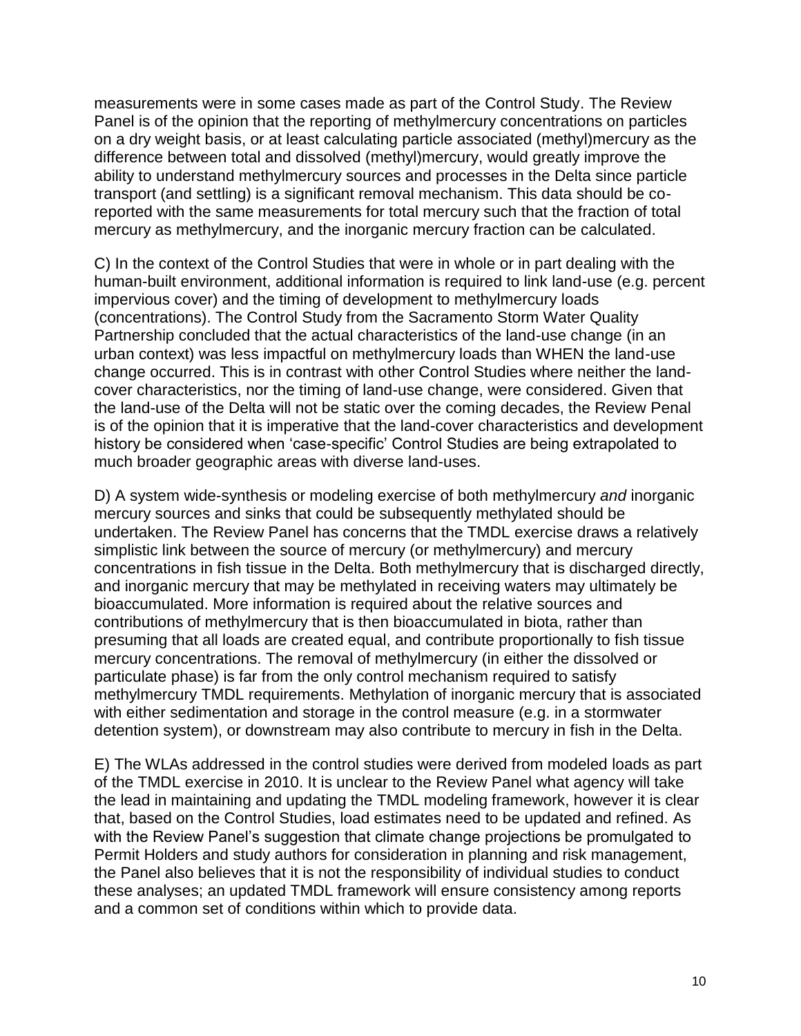measurements were in some cases made as part of the Control Study. The Review Panel is of the opinion that the reporting of methylmercury concentrations on particles on a dry weight basis, or at least calculating particle associated (methyl)mercury as the difference between total and dissolved (methyl)mercury, would greatly improve the ability to understand methylmercury sources and processes in the Delta since particle transport (and settling) is a significant removal mechanism. This data should be co-reported with the same measurements for total mercury such that the fraction of total mercury as methylmercury, and the inorganic mercury fraction can be calculated.

C) In the context of the Control Studies that were in whole or in part dealing with the human-built environment, additional information is required to link land-use (e.g. percent impervious cover) and the timing of development to methylmercury loads (concentrations). The Control Study from the Sacramento Storm Water Quality Partnership concluded that the actual characteristics of the land-use change (in an urban context) was less impactful on methylmercury loads than WHEN the land-use change occurred. This is in contrast with other Control Studies where neither the land-cover characteristics, nor the timing of land-use change, were considered. Given that the land-use of the Delta will not be static over the coming decades, the Review Penal is of the opinion that it is imperative that the land-cover characteristics and development history be considered when 'case-specific' Control Studies are being extrapolated to much broader geographic areas with diverse land-uses.

D) A system wide-synthesis or modeling exercise of both methylmercury *and* inorganic mercury sources and sinks that could be subsequently methylated should be undertaken. The Review Panel has concerns that the TMDL exercise draws a relatively simplistic link between the source of mercury (or methylmercury) and mercury concentrations in fish tissue in the Delta. Both methylmercury that is discharged directly, and inorganic mercury that may be methylated in receiving waters may ultimately be bioaccumulated. More information is required about the relative sources and contributions of methylmercury that is then bioaccumulated in biota, rather than presuming that all loads are created equal, and contribute proportionally to fish tissue mercury concentrations. The removal of methylmercury (in either the dissolved or particulate phase) is far from the only control mechanism required to satisfy methylmercury TMDL requirements. Methylation of inorganic mercury that is associated with either sedimentation and storage in the control measure (e.g. in a stormwater detention system), or downstream may also contribute to mercury in fish in the Delta.

E) The WLAs addressed in the control studies were derived from modeled loads as part of the TMDL exercise in 2010. It is unclear to the Review Panel what agency will take the lead in maintaining and updating the TMDL modeling framework, however it is clear that, based on the Control Studies, load estimates need to be updated and refined. As with the Review Panel's suggestion that climate change projections be promulgated to Permit Holders and study authors for consideration in planning and risk management, the Panel also believes that it is not the responsibility of individual studies to conduct these analyses; an updated TMDL framework will ensure consistency among reports and a common set of conditions within which to provide data.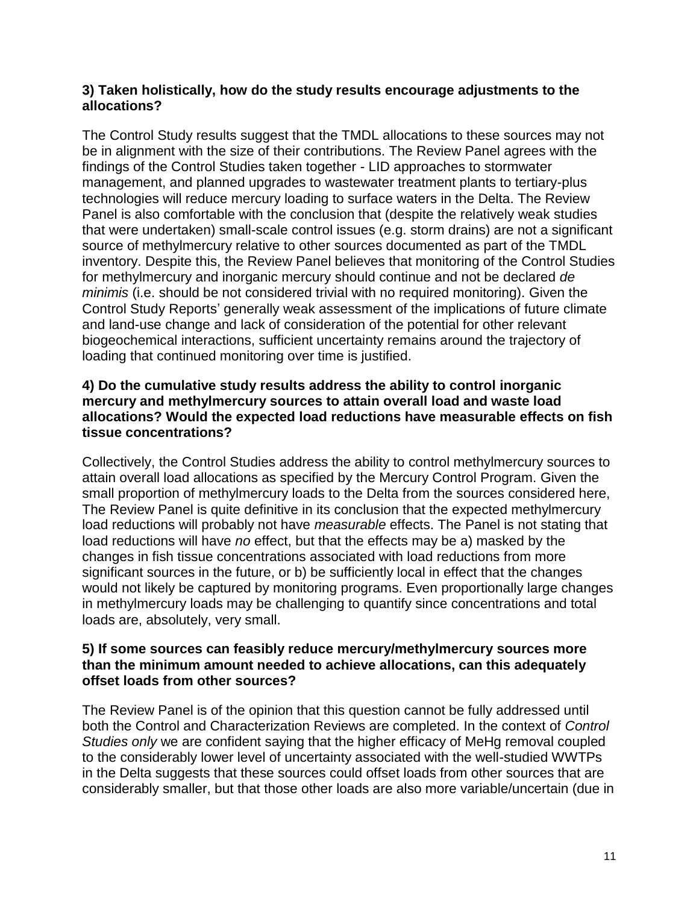**3) Taken holistically, how do the study results encourage adjustments to the allocations?**

The Control Study results suggest that the TMDL allocations to these sources may not be in alignment with the size of their contributions. The Review Panel agrees with the findings of the Control Studies taken together - LID approaches to stormwater management, and planned upgrades to wastewater treatment plants to tertiary-plus technologies will reduce mercury loading to surface waters in the Delta. The Review Panel is also comfortable with the conclusion that (despite the relatively weak studies that were undertaken) small-scale control issues (e.g. storm drains) are not a significant source of methylmercury relative to other sources documented as part of the TMDL inventory. Despite this, the Review Panel believes that monitoring of the Control Studies for methylmercury and inorganic mercury should continue and not be declared *de minimis* (i.e. should be not considered trivial with no required monitoring). Given the Control Study Reports' generally weak assessment of the implications of future climate and land-use change and lack of consideration of the potential for other relevant biogeochemical interactions, sufficient uncertainty remains around the trajectory of loading that continued monitoring over time is justified.

**4) Do the cumulative study results address the ability to control inorganic mercury and methylmercury sources to attain overall load and waste load allocations? Would the expected load reductions have measurable effects on fish tissue concentrations?**

Collectively, the Control Studies address the ability to control methylmercury sources to attain overall load allocations as specified by the Mercury Control Program. Given the small proportion of methylmercury loads to the Delta from the sources considered here, The Review Panel is quite definitive in its conclusion that the expected methylmercury load reductions will probably not have *measurable* effects. The Panel is not stating that load reductions will have *no* effect, but that the effects may be a) masked by the changes in fish tissue concentrations associated with load reductions from more significant sources in the future, or b) be sufficiently local in effect that the changes would not likely be captured by monitoring programs. Even proportionally large changes in methylmercury loads may be challenging to quantify since concentrations and total loads are, absolutely, very small.

**5) If some sources can feasibly reduce mercury/methylmercury sources more than the minimum amount needed to achieve allocations, can this adequately offset loads from other sources?**

The Review Panel is of the opinion that this question cannot be fully addressed until both the Control and Characterization Reviews are completed. In the context of *Control Studies only* we are confident saying that the higher efficacy of MeHg removal coupled to the considerably lower level of uncertainty associated with the well-studied WWTPs in the Delta suggests that these sources could offset loads from other sources that are considerably smaller, but that those other loads are also more variable/uncertain (due in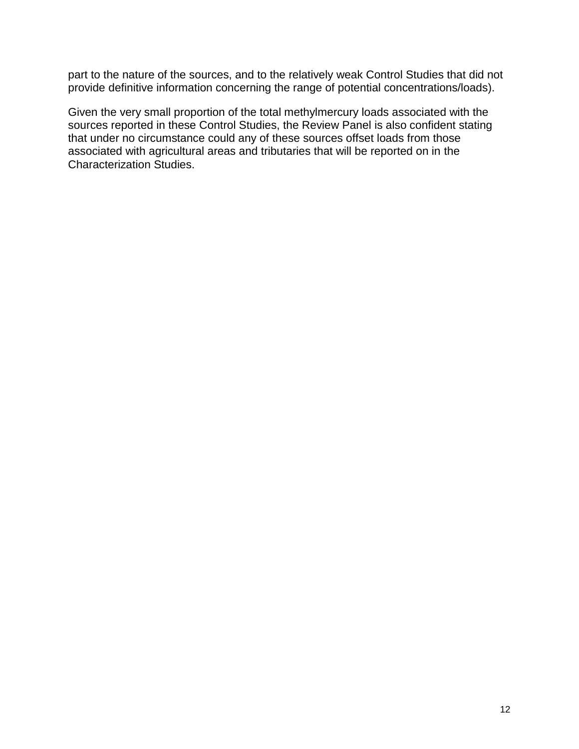part to the nature of the sources, and to the relatively weak Control Studies that did not provide definitive information concerning the range of potential concentrations/loads).

Given the very small proportion of the total methylmercury loads associated with the sources reported in these Control Studies, the Review Panel is also confident stating that under no circumstance could any of these sources offset loads from those associated with agricultural areas and tributaries that will be reported on in the Characterization Studies.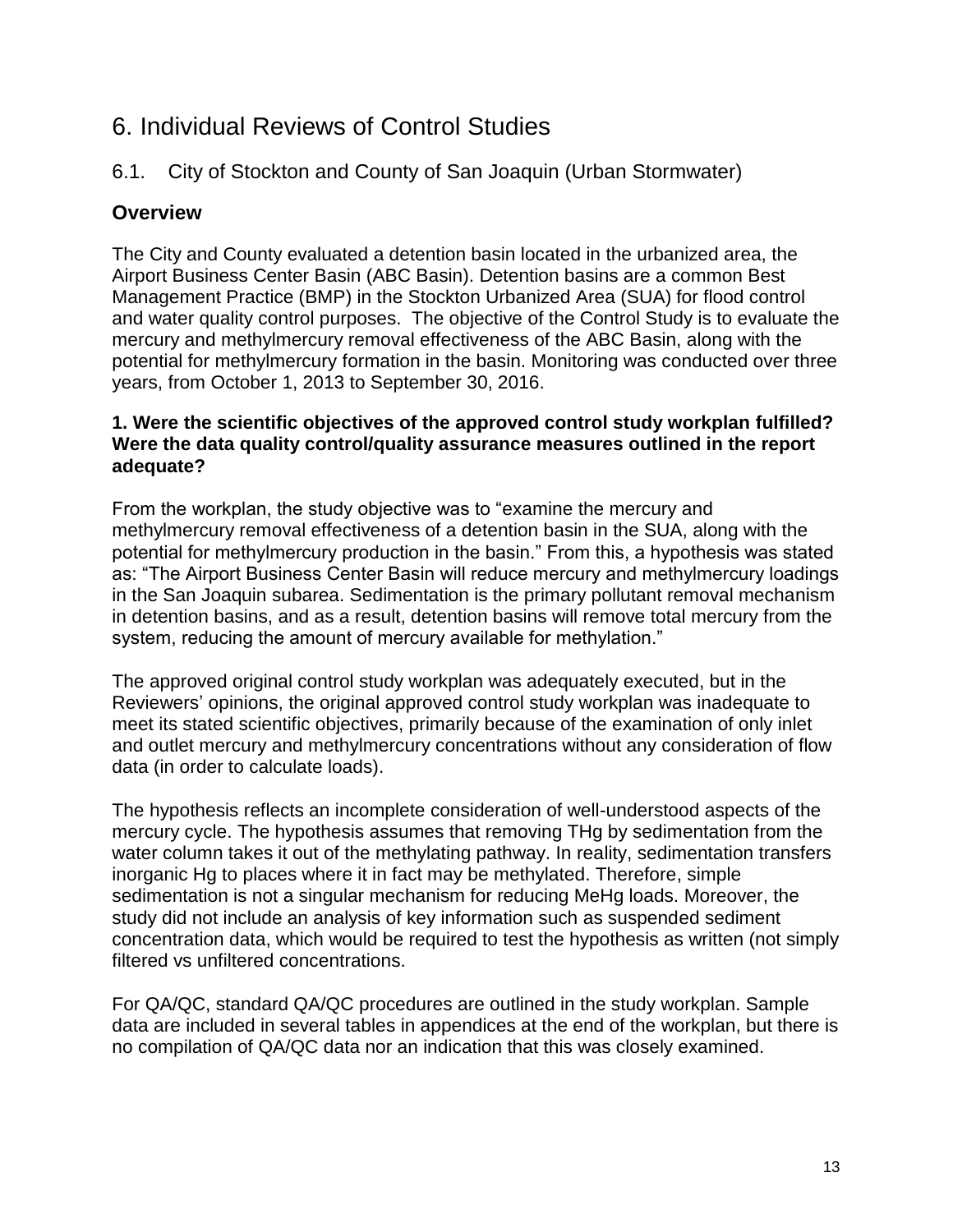# 6. Individual Reviews of Control Studies

## 6.1. City of Stockton and County of San Joaquin (Urban Stormwater)

### Overview

The City and County evaluated a detention basin located in the urbanized area, the Airport Business Center Basin (ABC Basin). Detention basins are a common Best Management Practice (BMP) in the Stockton Urbanized Area (SUA) for flood control and water quality control purposes. The objective of the Control Study is to evaluate the mercury and methylmercury removal effectiveness of the ABC Basin, along with the potential for methylmercury formation in the basin. Monitoring was conducted over three years, from October 1, 2013 to September 30, 2016.

**1. Were the scientific objectives of the approved control study workplan fulfilled? Were the data quality control/quality assurance measures outlined in the report adequate?**

From the workplan, the study objective was to "examine the mercury and methylmercury removal effectiveness of a detention basin in the SUA, along with the potential for methylmercury production in the basin." From this, a hypothesis was stated as: "The Airport Business Center Basin will reduce mercury and methylmercury loadings in the San Joaquin subarea. Sedimentation is the primary pollutant removal mechanism in detention basins, and as a result, detention basins will remove total mercury from the system, reducing the amount of mercury available for methylation."

The approved original control study workplan was adequately executed, but in the Reviewers' opinions, the original approved control study workplan was inadequate to meet its stated scientific objectives, primarily because of the examination of only inlet and outlet mercury and methylmercury concentrations without any consideration of flow data (in order to calculate loads).

The hypothesis reflects an incomplete consideration of well-understood aspects of the mercury cycle. The hypothesis assumes that removing THg by sedimentation from the water column takes it out of the methylating pathway. In reality, sedimentation transfers inorganic Hg to places where it in fact may be methylated. Therefore, simple sedimentation is not a singular mechanism for reducing MeHg loads. Moreover, the study did not include an analysis of key information such as suspended sediment concentration data, which would be required to test the hypothesis as written (not simply filtered vs unfiltered concentrations.

For QA/QC, standard QA/QC procedures are outlined in the study workplan. Sample data are included in several tables in appendices at the end of the workplan, but there is no compilation of QA/QC data nor an indication that this was closely examined.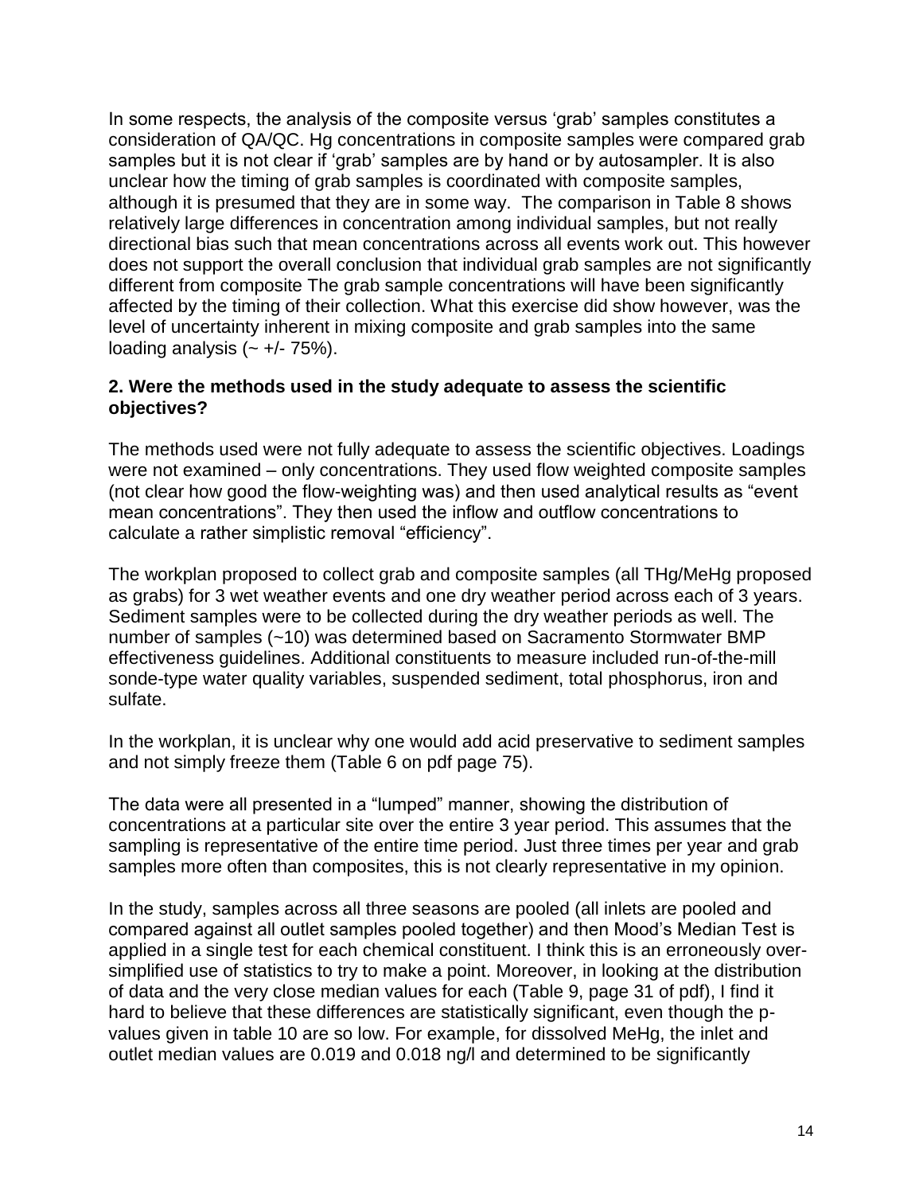In some respects, the analysis of the composite versus 'grab' samples constitutes a consideration of QA/QC. Hg concentrations in composite samples were compared grab samples but it is not clear if 'grab' samples are by hand or by autosampler. It is also unclear how the timing of grab samples is coordinated with composite samples, although it is presumed that they are in some way. The comparison in Table 8 shows relatively large differences in concentration among individual samples, but not really directional bias such that mean concentrations across all events work out. This however does not support the overall conclusion that individual grab samples are not significantly different from composite The grab sample concentrations will have been significantly affected by the timing of their collection. What this exercise did show however, was the level of uncertainty inherent in mixing composite and grab samples into the same loading analysis (~ +/- 75%).

**2. Were the methods used in the study adequate to assess the scientific objectives?**

The methods used were not fully adequate to assess the scientific objectives. Loadings were not examined – only concentrations. They used flow weighted composite samples (not clear how good the flow-weighting was) and then used analytical results as "event mean concentrations". They then used the inflow and outflow concentrations to calculate a rather simplistic removal "efficiency".

The workplan proposed to collect grab and composite samples (all THg/MeHg proposed as grabs) for 3 wet weather events and one dry weather period across each of 3 years. Sediment samples were to be collected during the dry weather periods as well. The number of samples (~10) was determined based on Sacramento Stormwater BMP effectiveness guidelines. Additional constituents to measure included run-of-the-mill sonde-type water quality variables, suspended sediment, total phosphorus, iron and sulfate.

In the workplan, it is unclear why one would add acid preservative to sediment samples and not simply freeze them (Table 6 on pdf page 75).

The data were all presented in a "lumped" manner, showing the distribution of concentrations at a particular site over the entire 3 year period. This assumes that the sampling is representative of the entire time period. Just three times per year and grab samples more often than composites, this is not clearly representative in my opinion.

In the study, samples across all three seasons are pooled (all inlets are pooled and compared against all outlet samples pooled together) and then Mood's Median Test is applied in a single test for each chemical constituent. I think this is an erroneously over-simplified use of statistics to try to make a point. Moreover, in looking at the distribution of data and the very close median values for each (Table 9, page 31 of pdf), I find it hard to believe that these differences are statistically significant, even though the p-values given in table 10 are so low. For example, for dissolved MeHg, the inlet and outlet median values are 0.019 and 0.018 ng/l and determined to be significantly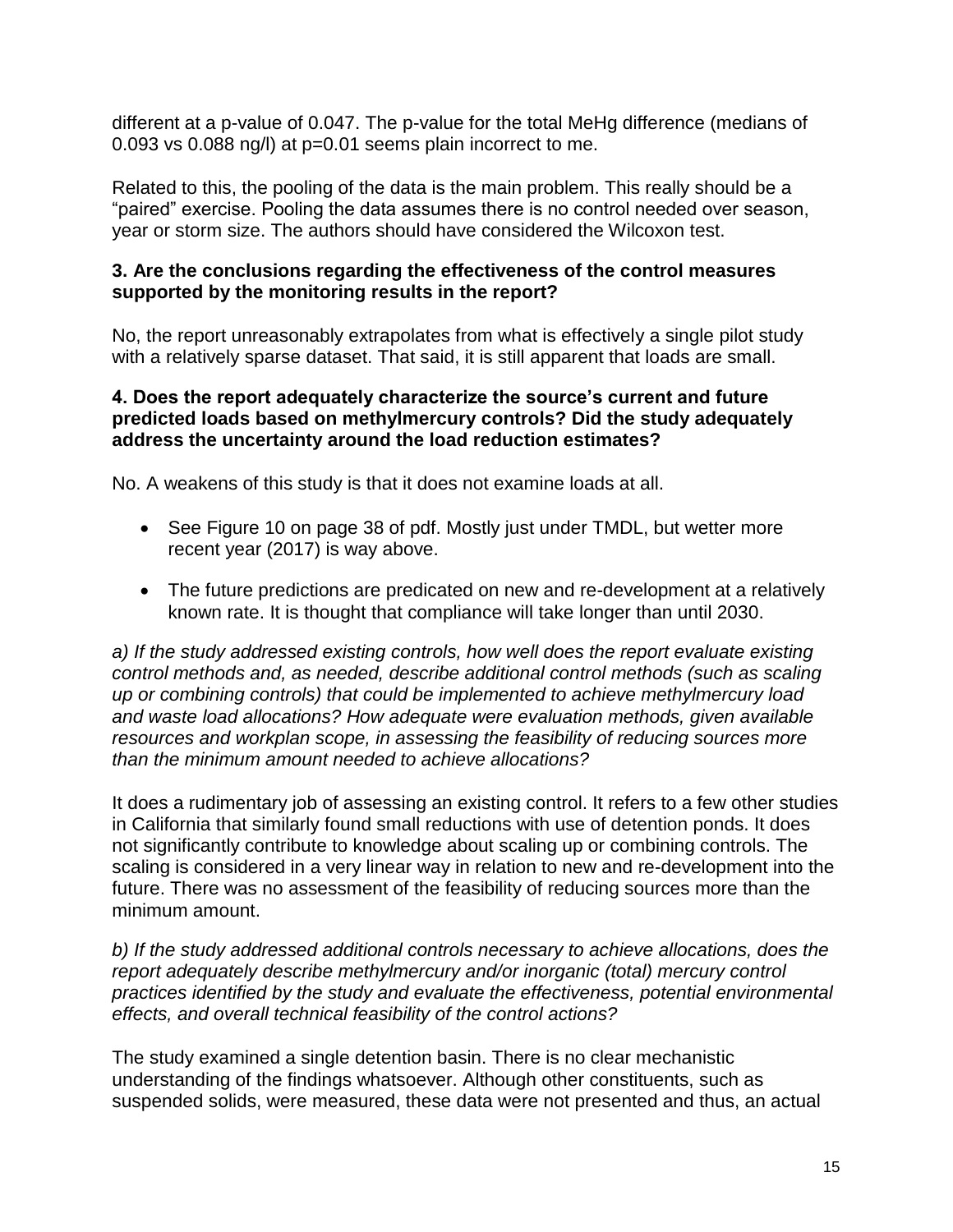different at a p-value of 0.047. The p-value for the total MeHg difference (medians of 0.093 vs 0.088 ng/l) at p=0.01 seems plain incorrect to me.

Related to this, the pooling of the data is the main problem. This really should be a “paired” exercise. Pooling the data assumes there is no control needed over season, year or storm size. The authors should have considered the Wilcoxon test.

**3. Are the conclusions regarding the effectiveness of the control measures supported by the monitoring results in the report?**

No, the report unreasonably extrapolates from what is effectively a single pilot study with a relatively sparse dataset. That said, it is still apparent that loads are small.

**4. Does the report adequately characterize the source’s current and future predicted loads based on methylmercury controls? Did the study adequately address the uncertainty around the load reduction estimates?**

No. A weakens of this study is that it does not examine loads at all.

- See Figure 10 on page 38 of pdf. Mostly just under TMDL, but wetter more recent year (2017) is way above.
- The future predictions are predicated on new and re-development at a relatively known rate. It is thought that compliance will take longer than until 2030.

*a) If the study addressed existing controls, how well does the report evaluate existing control methods and, as needed, describe additional control methods (such as scaling up or combining controls) that could be implemented to achieve methylmercury load and waste load allocations? How adequate were evaluation methods, given available resources and workplan scope, in assessing the feasibility of reducing sources more than the minimum amount needed to achieve allocations?*

It does a rudimentary job of assessing an existing control. It refers to a few other studies in California that similarly found small reductions with use of detention ponds. It does not significantly contribute to knowledge about scaling up or combining controls. The scaling is considered in a very linear way in relation to new and re-development into the future. There was no assessment of the feasibility of reducing sources more than the minimum amount.

*b) If the study addressed additional controls necessary to achieve allocations, does the report adequately describe methylmercury and/or inorganic (total) mercury control practices identified by the study and evaluate the effectiveness, potential environmental effects, and overall technical feasibility of the control actions?*

The study examined a single detention basin. There is no clear mechanistic understanding of the findings whatsoever. Although other constituents, such as suspended solids, were measured, these data were not presented and thus, an actual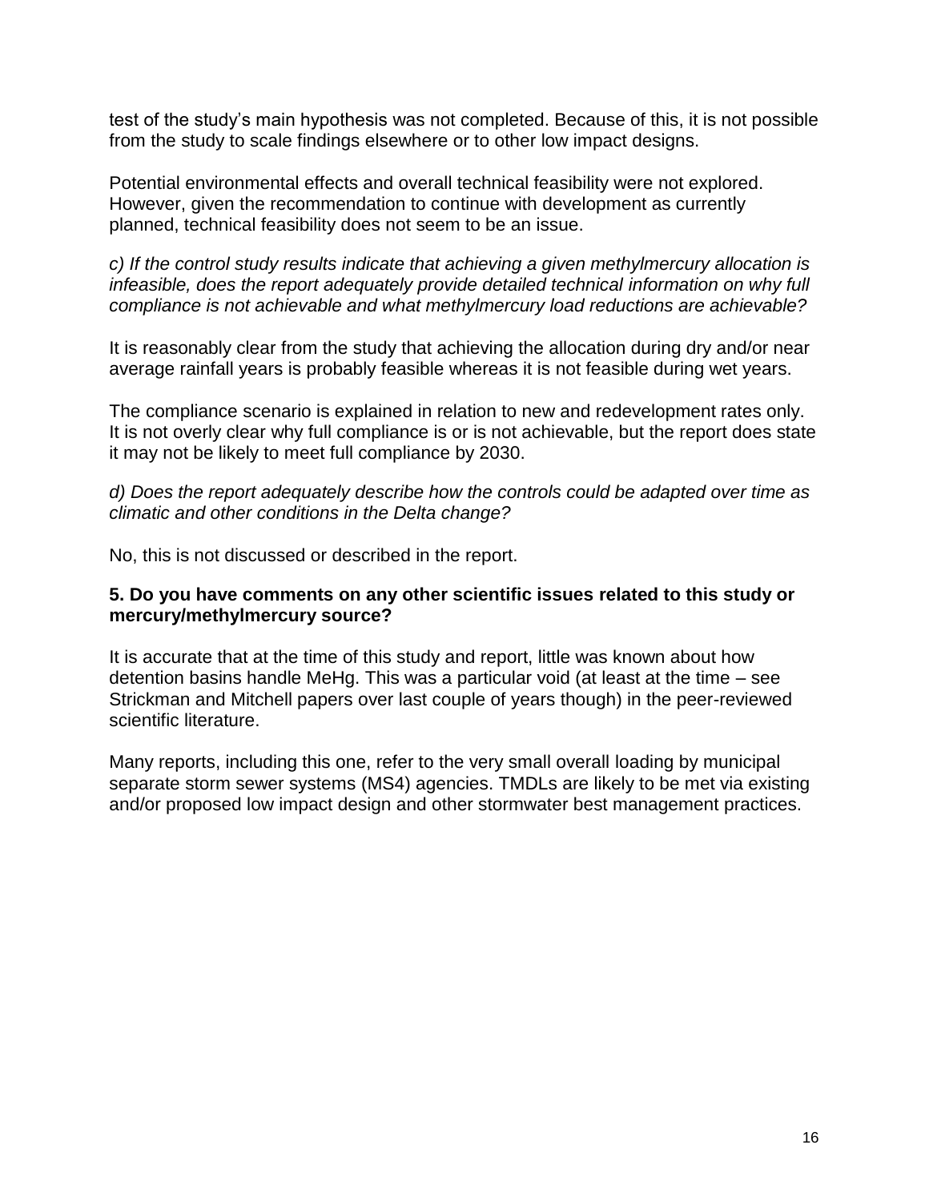test of the study's main hypothesis was not completed. Because of this, it is not possible from the study to scale findings elsewhere or to other low impact designs.

Potential environmental effects and overall technical feasibility were not explored. However, given the recommendation to continue with development as currently planned, technical feasibility does not seem to be an issue.

*c) If the control study results indicate that achieving a given methylmercury allocation is infeasible, does the report adequately provide detailed technical information on why full compliance is not achievable and what methylmercury load reductions are achievable?*

It is reasonably clear from the study that achieving the allocation during dry and/or near average rainfall years is probably feasible whereas it is not feasible during wet years.

The compliance scenario is explained in relation to new and redevelopment rates only. It is not overly clear why full compliance is or is not achievable, but the report does state it may not be likely to meet full compliance by 2030.

*d) Does the report adequately describe how the controls could be adapted over time as climatic and other conditions in the Delta change?*

No, this is not discussed or described in the report.

**5. Do you have comments on any other scientific issues related to this study or mercury/methylmercury source?**

It is accurate that at the time of this study and report, little was known about how detention basins handle MeHg. This was a particular void (at least at the time – see Strickman and Mitchell papers over last couple of years though) in the peer-reviewed scientific literature.

Many reports, including this one, refer to the very small overall loading by municipal separate storm sewer systems (MS4) agencies. TMDLs are likely to be met via existing and/or proposed low impact design and other stormwater best management practices.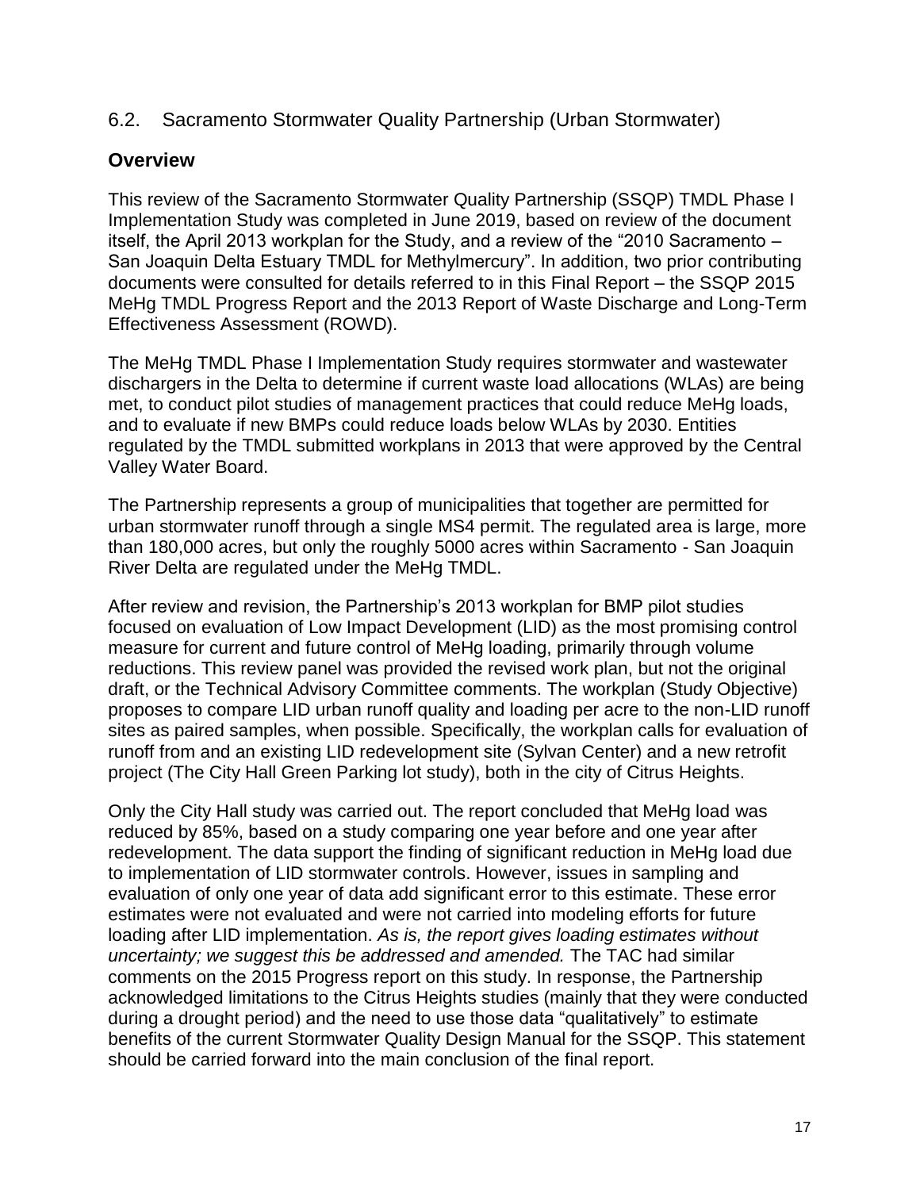## 6.2. Sacramento Stormwater Quality Partnership (Urban Stormwater)

### Overview

This review of the Sacramento Stormwater Quality Partnership (SSQP) TMDL Phase I Implementation Study was completed in June 2019, based on review of the document itself, the April 2013 workplan for the Study, and a review of the "2010 Sacramento – San Joaquin Delta Estuary TMDL for Methylmercury". In addition, two prior contributing documents were consulted for details referred to in this Final Report – the SSQP 2015 MeHg TMDL Progress Report and the 2013 Report of Waste Discharge and Long-Term Effectiveness Assessment (ROWD).

The MeHg TMDL Phase I Implementation Study requires stormwater and wastewater dischargers in the Delta to determine if current waste load allocations (WLAs) are being met, to conduct pilot studies of management practices that could reduce MeHg loads, and to evaluate if new BMPs could reduce loads below WLAs by 2030. Entities regulated by the TMDL submitted workplans in 2013 that were approved by the Central Valley Water Board.

The Partnership represents a group of municipalities that together are permitted for urban stormwater runoff through a single MS4 permit. The regulated area is large, more than 180,000 acres, but only the roughly 5000 acres within Sacramento - San Joaquin River Delta are regulated under the MeHg TMDL.

After review and revision, the Partnership's 2013 workplan for BMP pilot studies focused on evaluation of Low Impact Development (LID) as the most promising control measure for current and future control of MeHg loading, primarily through volume reductions. This review panel was provided the revised work plan, but not the original draft, or the Technical Advisory Committee comments. The workplan (Study Objective) proposes to compare LID urban runoff quality and loading per acre to the non-LID runoff sites as paired samples, when possible. Specifically, the workplan calls for evaluation of runoff from and an existing LID redevelopment site (Sylvan Center) and a new retrofit project (The City Hall Green Parking lot study), both in the city of Citrus Heights.

Only the City Hall study was carried out. The report concluded that MeHg load was reduced by 85%, based on a study comparing one year before and one year after redevelopment. The data support the finding of significant reduction in MeHg load due to implementation of LID stormwater controls. However, issues in sampling and evaluation of only one year of data add significant error to this estimate. These error estimates were not evaluated and were not carried into modeling efforts for future loading after LID implementation. *As is, the report gives loading estimates without uncertainty; we suggest this be addressed and amended.* The TAC had similar comments on the 2015 Progress report on this study. In response, the Partnership acknowledged limitations to the Citrus Heights studies (mainly that they were conducted during a drought period) and the need to use those data "qualitatively" to estimate benefits of the current Stormwater Quality Design Manual for the SSQP. This statement should be carried forward into the main conclusion of the final report.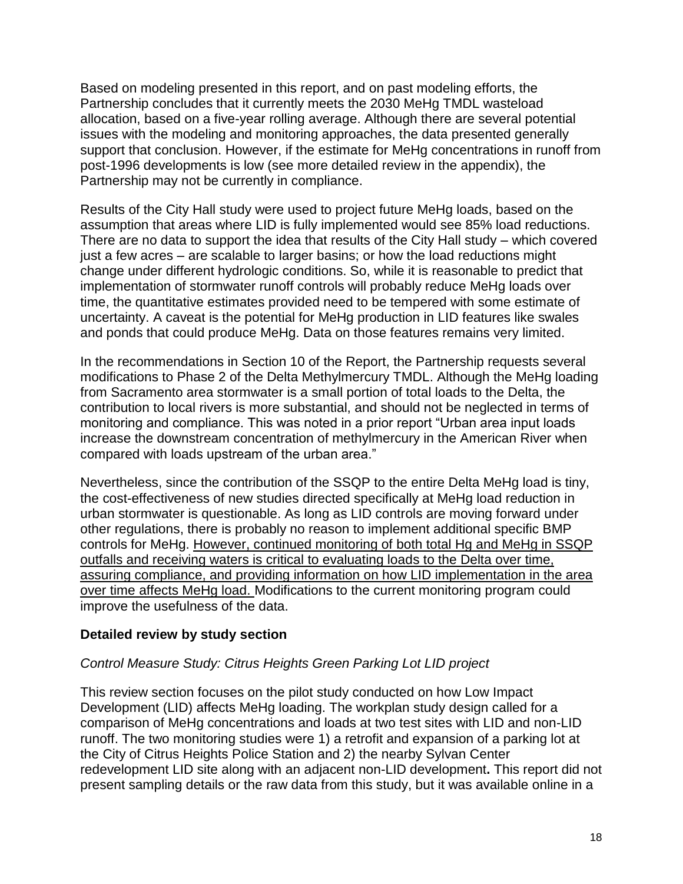Based on modeling presented in this report, and on past modeling efforts, the Partnership concludes that it currently meets the 2030 MeHg TMDL wasteload allocation, based on a five-year rolling average. Although there are several potential issues with the modeling and monitoring approaches, the data presented generally support that conclusion. However, if the estimate for MeHg concentrations in runoff from post-1996 developments is low (see more detailed review in the appendix), the Partnership may not be currently in compliance.

Results of the City Hall study were used to project future MeHg loads, based on the assumption that areas where LID is fully implemented would see 85% load reductions. There are no data to support the idea that results of the City Hall study – which covered just a few acres – are scalable to larger basins; or how the load reductions might change under different hydrologic conditions. So, while it is reasonable to predict that implementation of stormwater runoff controls will probably reduce MeHg loads over time, the quantitative estimates provided need to be tempered with some estimate of uncertainty. A caveat is the potential for MeHg production in LID features like swales and ponds that could produce MeHg. Data on those features remains very limited.

In the recommendations in Section 10 of the Report, the Partnership requests several modifications to Phase 2 of the Delta Methylmercury TMDL. Although the MeHg loading from Sacramento area stormwater is a small portion of total loads to the Delta, the contribution to local rivers is more substantial, and should not be neglected in terms of monitoring and compliance. This was noted in a prior report "Urban area input loads increase the downstream concentration of methylmercury in the American River when compared with loads upstream of the urban area."

Nevertheless, since the contribution of the SSQP to the entire Delta MeHg load is tiny, the cost-effectiveness of new studies directed specifically at MeHg load reduction in urban stormwater is questionable. As long as LID controls are moving forward under other regulations, there is probably no reason to implement additional specific BMP controls for MeHg. <u>However, continued monitoring of both total Hg and MeHg in SSQP outfalls and receiving waters is critical to evaluating loads to the Delta over time, assuring compliance, and providing information on how LID implementation in the area over time affects MeHg load.</u> Modifications to the current monitoring program could improve the usefulness of the data.

### Detailed review by study section

*Control Measure Study: Citrus Heights Green Parking Lot LID project*

This review section focuses on the pilot study conducted on how Low Impact Development (LID) affects MeHg loading. The workplan study design called for a comparison of MeHg concentrations and loads at two test sites with LID and non-LID runoff. The two monitoring studies were 1) a retrofit and expansion of a parking lot at the City of Citrus Heights Police Station and 2) the nearby Sylvan Center redevelopment LID site along with an adjacent non-LID development**.** This report did not present sampling details or the raw data from this study, but it was available online in a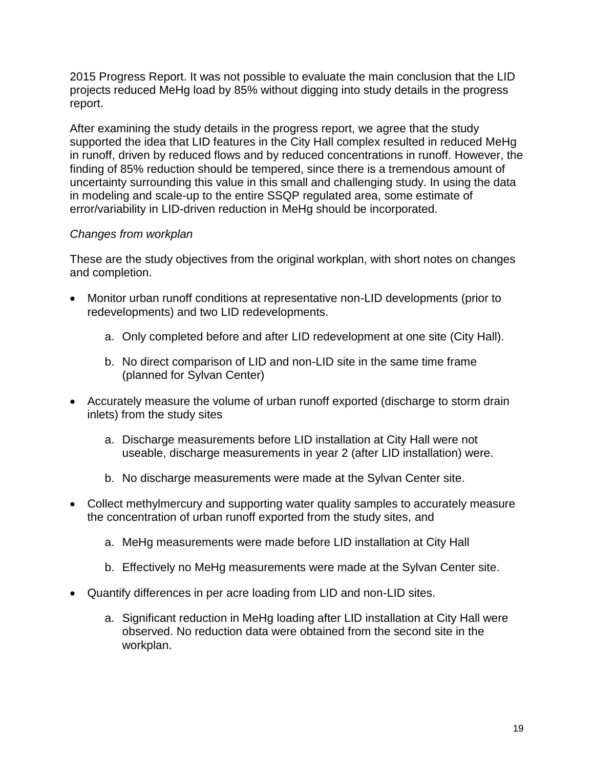2015 Progress Report. It was not possible to evaluate the main conclusion that the LID projects reduced MeHg load by 85% without digging into study details in the progress report.

After examining the study details in the progress report, we agree that the study supported the idea that LID features in the City Hall complex resulted in reduced MeHg in runoff, driven by reduced flows and by reduced concentrations in runoff. However, the finding of 85% reduction should be tempered, since there is a tremendous amount of uncertainty surrounding this value in this small and challenging study. In using the data in modeling and scale-up to the entire SSQP regulated area, some estimate of error/variability in LID-driven reduction in MeHg should be incorporated.

*Changes from workplan*

These are the study objectives from the original workplan, with short notes on changes and completion.

- Monitor urban runoff conditions at representative non-LID developments (prior to redevelopments) and two LID redevelopments.
    a. Only completed before and after LID redevelopment at one site (City Hall).
    b. No direct comparison of LID and non-LID site in the same time frame (planned for Sylvan Center)
- Accurately measure the volume of urban runoff exported (discharge to storm drain inlets) from the study sites
    a. Discharge measurements before LID installation at City Hall were not useable, discharge measurements in year 2 (after LID installation) were.
    b. No discharge measurements were made at the Sylvan Center site.
- Collect methylmercury and supporting water quality samples to accurately measure the concentration of urban runoff exported from the study sites, and
    a. MeHg measurements were made before LID installation at City Hall
    b. Effectively no MeHg measurements were made at the Sylvan Center site.
- Quantify differences in per acre loading from LID and non-LID sites.
    a. Significant reduction in MeHg loading after LID installation at City Hall were observed. No reduction data were obtained from the second site in the workplan.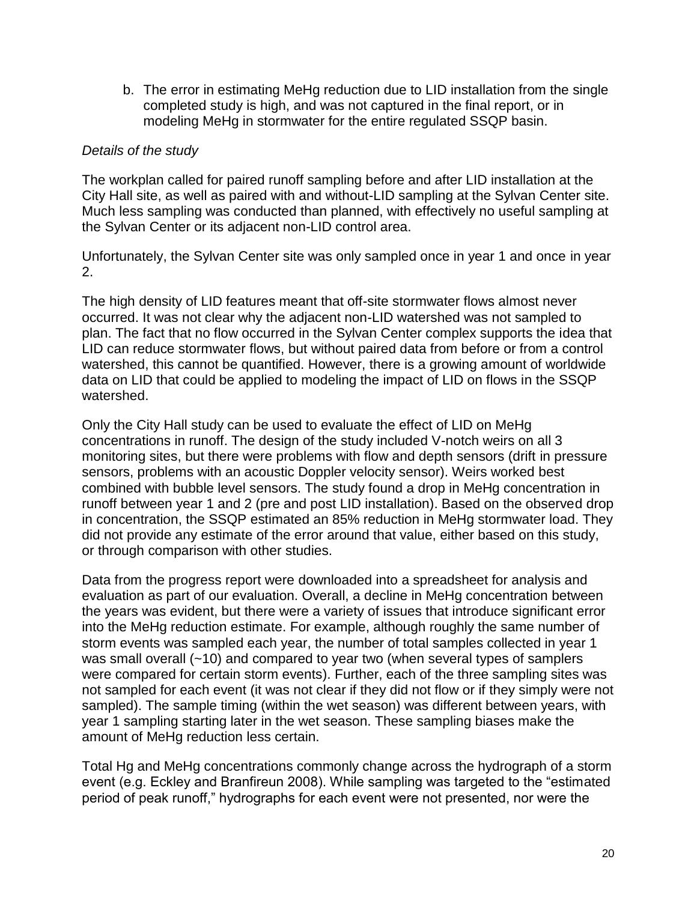b. The error in estimating MeHg reduction due to LID installation from the single completed study is high, and was not captured in the final report, or in modeling MeHg in stormwater for the entire regulated SSQP basin.

*Details of the study*

The workplan called for paired runoff sampling before and after LID installation at the City Hall site, as well as paired with and without-LID sampling at the Sylvan Center site. Much less sampling was conducted than planned, with effectively no useful sampling at the Sylvan Center or its adjacent non-LID control area.

Unfortunately, the Sylvan Center site was only sampled once in year 1 and once in year 2.

The high density of LID features meant that off-site stormwater flows almost never occurred. It was not clear why the adjacent non-LID watershed was not sampled to plan. The fact that no flow occurred in the Sylvan Center complex supports the idea that LID can reduce stormwater flows, but without paired data from before or from a control watershed, this cannot be quantified. However, there is a growing amount of worldwide data on LID that could be applied to modeling the impact of LID on flows in the SSQP watershed.

Only the City Hall study can be used to evaluate the effect of LID on MeHg concentrations in runoff. The design of the study included V-notch weirs on all 3 monitoring sites, but there were problems with flow and depth sensors (drift in pressure sensors, problems with an acoustic Doppler velocity sensor). Weirs worked best combined with bubble level sensors. The study found a drop in MeHg concentration in runoff between year 1 and 2 (pre and post LID installation). Based on the observed drop in concentration, the SSQP estimated an 85% reduction in MeHg stormwater load. They did not provide any estimate of the error around that value, either based on this study, or through comparison with other studies.

Data from the progress report were downloaded into a spreadsheet for analysis and evaluation as part of our evaluation. Overall, a decline in MeHg concentration between the years was evident, but there were a variety of issues that introduce significant error into the MeHg reduction estimate. For example, although roughly the same number of storm events was sampled each year, the number of total samples collected in year 1 was small overall (~10) and compared to year two (when several types of samplers were compared for certain storm events). Further, each of the three sampling sites was not sampled for each event (it was not clear if they did not flow or if they simply were not sampled). The sample timing (within the wet season) was different between years, with year 1 sampling starting later in the wet season. These sampling biases make the amount of MeHg reduction less certain.

Total Hg and MeHg concentrations commonly change across the hydrograph of a storm event (e.g. Eckley and Branfireun 2008). While sampling was targeted to the "estimated period of peak runoff," hydrographs for each event were not presented, nor were the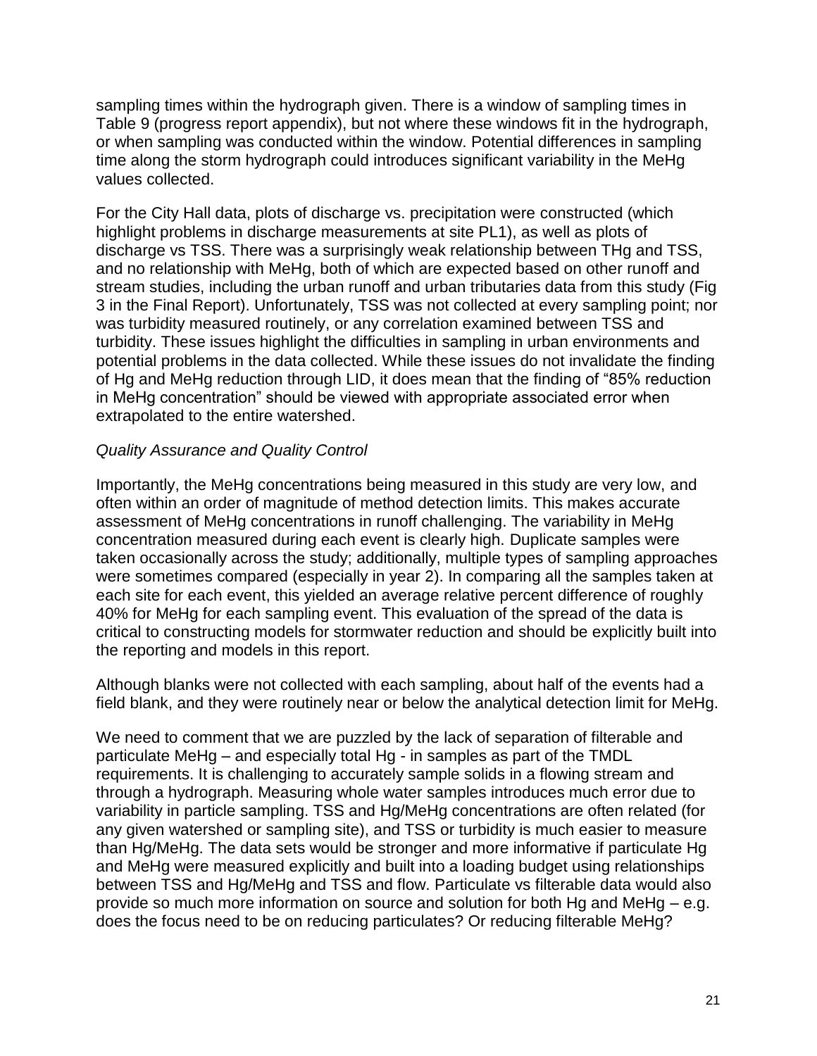sampling times within the hydrograph given. There is a window of sampling times in Table 9 (progress report appendix), but not where these windows fit in the hydrograph, or when sampling was conducted within the window. Potential differences in sampling time along the storm hydrograph could introduces significant variability in the MeHg values collected.

For the City Hall data, plots of discharge vs. precipitation were constructed (which highlight problems in discharge measurements at site PL1), as well as plots of discharge vs TSS. There was a surprisingly weak relationship between THg and TSS, and no relationship with MeHg, both of which are expected based on other runoff and stream studies, including the urban runoff and urban tributaries data from this study (Fig 3 in the Final Report). Unfortunately, TSS was not collected at every sampling point; nor was turbidity measured routinely, or any correlation examined between TSS and turbidity. These issues highlight the difficulties in sampling in urban environments and potential problems in the data collected. While these issues do not invalidate the finding of Hg and MeHg reduction through LID, it does mean that the finding of "85% reduction in MeHg concentration" should be viewed with appropriate associated error when extrapolated to the entire watershed.

*Quality Assurance and Quality Control*

Importantly, the MeHg concentrations being measured in this study are very low, and often within an order of magnitude of method detection limits. This makes accurate assessment of MeHg concentrations in runoff challenging. The variability in MeHg concentration measured during each event is clearly high. Duplicate samples were taken occasionally across the study; additionally, multiple types of sampling approaches were sometimes compared (especially in year 2). In comparing all the samples taken at each site for each event, this yielded an average relative percent difference of roughly 40% for MeHg for each sampling event. This evaluation of the spread of the data is critical to constructing models for stormwater reduction and should be explicitly built into the reporting and models in this report.

Although blanks were not collected with each sampling, about half of the events had a field blank, and they were routinely near or below the analytical detection limit for MeHg.

We need to comment that we are puzzled by the lack of separation of filterable and particulate MeHg – and especially total Hg - in samples as part of the TMDL requirements. It is challenging to accurately sample solids in a flowing stream and through a hydrograph. Measuring whole water samples introduces much error due to variability in particle sampling. TSS and Hg/MeHg concentrations are often related (for any given watershed or sampling site), and TSS or turbidity is much easier to measure than Hg/MeHg. The data sets would be stronger and more informative if particulate Hg and MeHg were measured explicitly and built into a loading budget using relationships between TSS and Hg/MeHg and TSS and flow. Particulate vs filterable data would also provide so much more information on source and solution for both Hg and MeHg – e.g. does the focus need to be on reducing particulates? Or reducing filterable MeHg?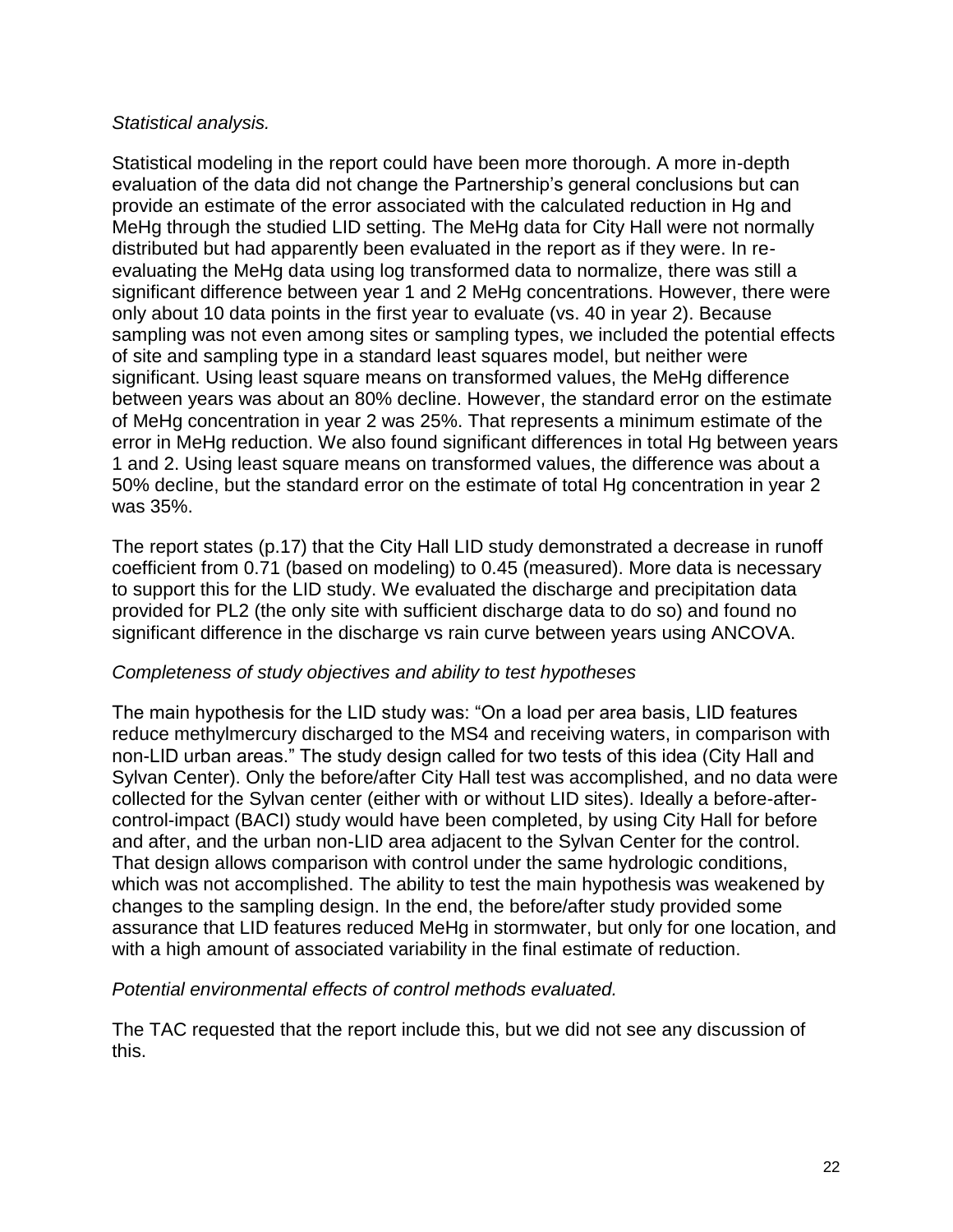*Statistical analysis.*

Statistical modeling in the report could have been more thorough. A more in-depth evaluation of the data did not change the Partnership's general conclusions but can provide an estimate of the error associated with the calculated reduction in Hg and MeHg through the studied LID setting. The MeHg data for City Hall were not normally distributed but had apparently been evaluated in the report as if they were. In re-evaluating the MeHg data using log transformed data to normalize, there was still a significant difference between year 1 and 2 MeHg concentrations. However, there were only about 10 data points in the first year to evaluate (vs. 40 in year 2). Because sampling was not even among sites or sampling types, we included the potential effects of site and sampling type in a standard least squares model, but neither were significant. Using least square means on transformed values, the MeHg difference between years was about an 80% decline. However, the standard error on the estimate of MeHg concentration in year 2 was 25%. That represents a minimum estimate of the error in MeHg reduction. We also found significant differences in total Hg between years 1 and 2. Using least square means on transformed values, the difference was about a 50% decline, but the standard error on the estimate of total Hg concentration in year 2 was 35%.

The report states (p.17) that the City Hall LID study demonstrated a decrease in runoff coefficient from 0.71 (based on modeling) to 0.45 (measured). More data is necessary to support this for the LID study. We evaluated the discharge and precipitation data provided for PL2 (the only site with sufficient discharge data to do so) and found no significant difference in the discharge vs rain curve between years using ANCOVA.

*Completeness of study objectives and ability to test hypotheses*

The main hypothesis for the LID study was: "On a load per area basis, LID features reduce methylmercury discharged to the MS4 and receiving waters, in comparison with non-LID urban areas." The study design called for two tests of this idea (City Hall and Sylvan Center). Only the before/after City Hall test was accomplished, and no data were collected for the Sylvan center (either with or without LID sites). Ideally a before-after-control-impact (BACI) study would have been completed, by using City Hall for before and after, and the urban non-LID area adjacent to the Sylvan Center for the control. That design allows comparison with control under the same hydrologic conditions, which was not accomplished. The ability to test the main hypothesis was weakened by changes to the sampling design. In the end, the before/after study provided some assurance that LID features reduced MeHg in stormwater, but only for one location, and with a high amount of associated variability in the final estimate of reduction.

*Potential environmental effects of control methods evaluated.*

The TAC requested that the report include this, but we did not see any discussion of this.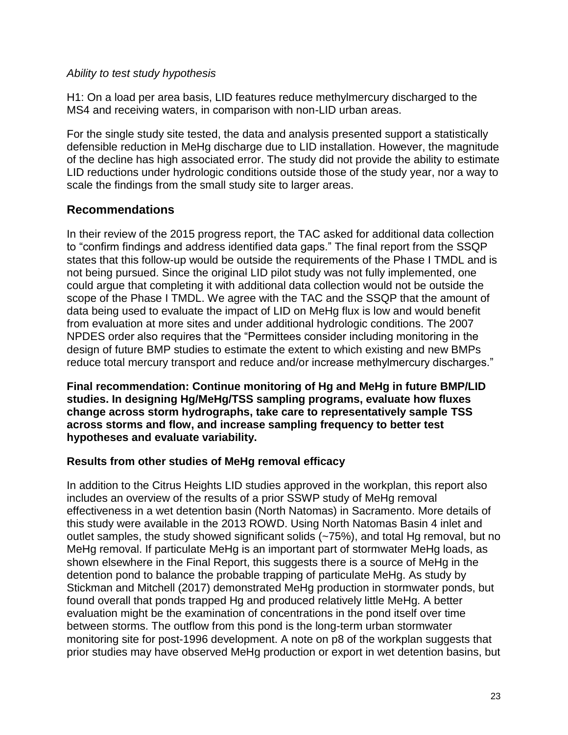*Ability to test study hypothesis*

H1: On a load per area basis, LID features reduce methylmercury discharged to the MS4 and receiving waters, in comparison with non-LID urban areas.

For the single study site tested, the data and analysis presented support a statistically defensible reduction in MeHg discharge due to LID installation. However, the magnitude of the decline has high associated error. The study did not provide the ability to estimate LID reductions under hydrologic conditions outside those of the study year, nor a way to scale the findings from the small study site to larger areas.

## Recommendations

In their review of the 2015 progress report, the TAC asked for additional data collection to "confirm findings and address identified data gaps." The final report from the SSQP states that this follow-up would be outside the requirements of the Phase I TMDL and is not being pursued. Since the original LID pilot study was not fully implemented, one could argue that completing it with additional data collection would not be outside the scope of the Phase I TMDL. We agree with the TAC and the SSQP that the amount of data being used to evaluate the impact of LID on MeHg flux is low and would benefit from evaluation at more sites and under additional hydrologic conditions. The 2007 NPDES order also requires that the "Permittees consider including monitoring in the design of future BMP studies to estimate the extent to which existing and new BMPs reduce total mercury transport and reduce and/or increase methylmercury discharges."

**Final recommendation: Continue monitoring of Hg and MeHg in future BMP/LID studies. In designing Hg/MeHg/TSS sampling programs, evaluate how fluxes change across storm hydrographs, take care to representatively sample TSS across storms and flow, and increase sampling frequency to better test hypotheses and evaluate variability.**

### Results from other studies of MeHg removal efficacy

In addition to the Citrus Heights LID studies approved in the workplan, this report also includes an overview of the results of a prior SSWP study of MeHg removal effectiveness in a wet detention basin (North Natomas) in Sacramento. More details of this study were available in the 2013 ROWD. Using North Natomas Basin 4 inlet and outlet samples, the study showed significant solids (~75%), and total Hg removal, but no MeHg removal. If particulate MeHg is an important part of stormwater MeHg loads, as shown elsewhere in the Final Report, this suggests there is a source of MeHg in the detention pond to balance the probable trapping of particulate MeHg. As study by Stickman and Mitchell (2017) demonstrated MeHg production in stormwater ponds, but found overall that ponds trapped Hg and produced relatively little MeHg. A better evaluation might be the examination of concentrations in the pond itself over time between storms. The outflow from this pond is the long-term urban stormwater monitoring site for post-1996 development. A note on p8 of the workplan suggests that prior studies may have observed MeHg production or export in wet detention basins, but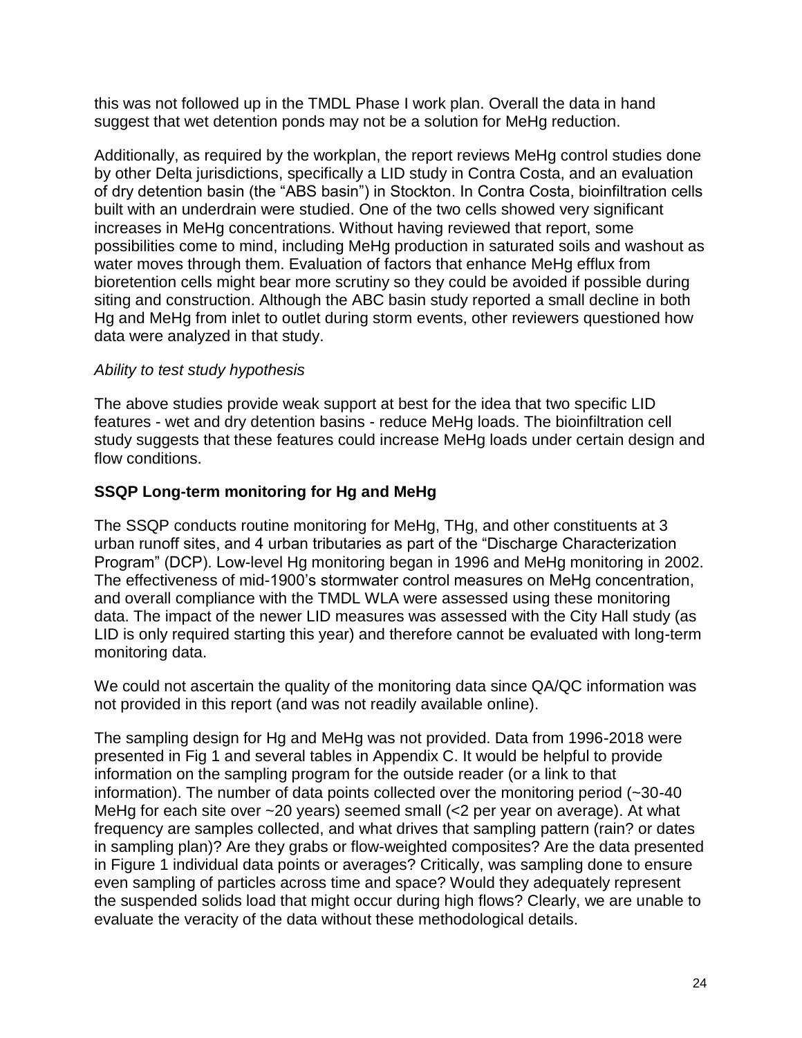this was not followed up in the TMDL Phase I work plan. Overall the data in hand suggest that wet detention ponds may not be a solution for MeHg reduction.

Additionally, as required by the workplan, the report reviews MeHg control studies done by other Delta jurisdictions, specifically a LID study in Contra Costa, and an evaluation of dry detention basin (the "ABS basin") in Stockton. In Contra Costa, bioinfiltration cells built with an underdrain were studied. One of the two cells showed very significant increases in MeHg concentrations. Without having reviewed that report, some possibilities come to mind, including MeHg production in saturated soils and washout as water moves through them. Evaluation of factors that enhance MeHg efflux from bioretention cells might bear more scrutiny so they could be avoided if possible during siting and construction. Although the ABC basin study reported a small decline in both Hg and MeHg from inlet to outlet during storm events, other reviewers questioned how data were analyzed in that study.

*Ability to test study hypothesis*

The above studies provide weak support at best for the idea that two specific LID features - wet and dry detention basins - reduce MeHg loads. The bioinfiltration cell study suggests that these features could increase MeHg loads under certain design and flow conditions.

**SSQP Long-term monitoring for Hg and MeHg**

The SSQP conducts routine monitoring for MeHg, THg, and other constituents at 3 urban runoff sites, and 4 urban tributaries as part of the "Discharge Characterization Program" (DCP). Low-level Hg monitoring began in 1996 and MeHg monitoring in 2002. The effectiveness of mid-1900's stormwater control measures on MeHg concentration, and overall compliance with the TMDL WLA were assessed using these monitoring data. The impact of the newer LID measures was assessed with the City Hall study (as LID is only required starting this year) and therefore cannot be evaluated with long-term monitoring data.

We could not ascertain the quality of the monitoring data since QA/QC information was not provided in this report (and was not readily available online).

The sampling design for Hg and MeHg was not provided. Data from 1996-2018 were presented in Fig 1 and several tables in Appendix C. It would be helpful to provide information on the sampling program for the outside reader (or a link to that information). The number of data points collected over the monitoring period (~30-40 MeHg for each site over ~20 years) seemed small (<2 per year on average). At what frequency are samples collected, and what drives that sampling pattern (rain? or dates in sampling plan)? Are they grabs or flow-weighted composites? Are the data presented in Figure 1 individual data points or averages? Critically, was sampling done to ensure even sampling of particles across time and space? Would they adequately represent the suspended solids load that might occur during high flows? Clearly, we are unable to evaluate the veracity of the data without these methodological details.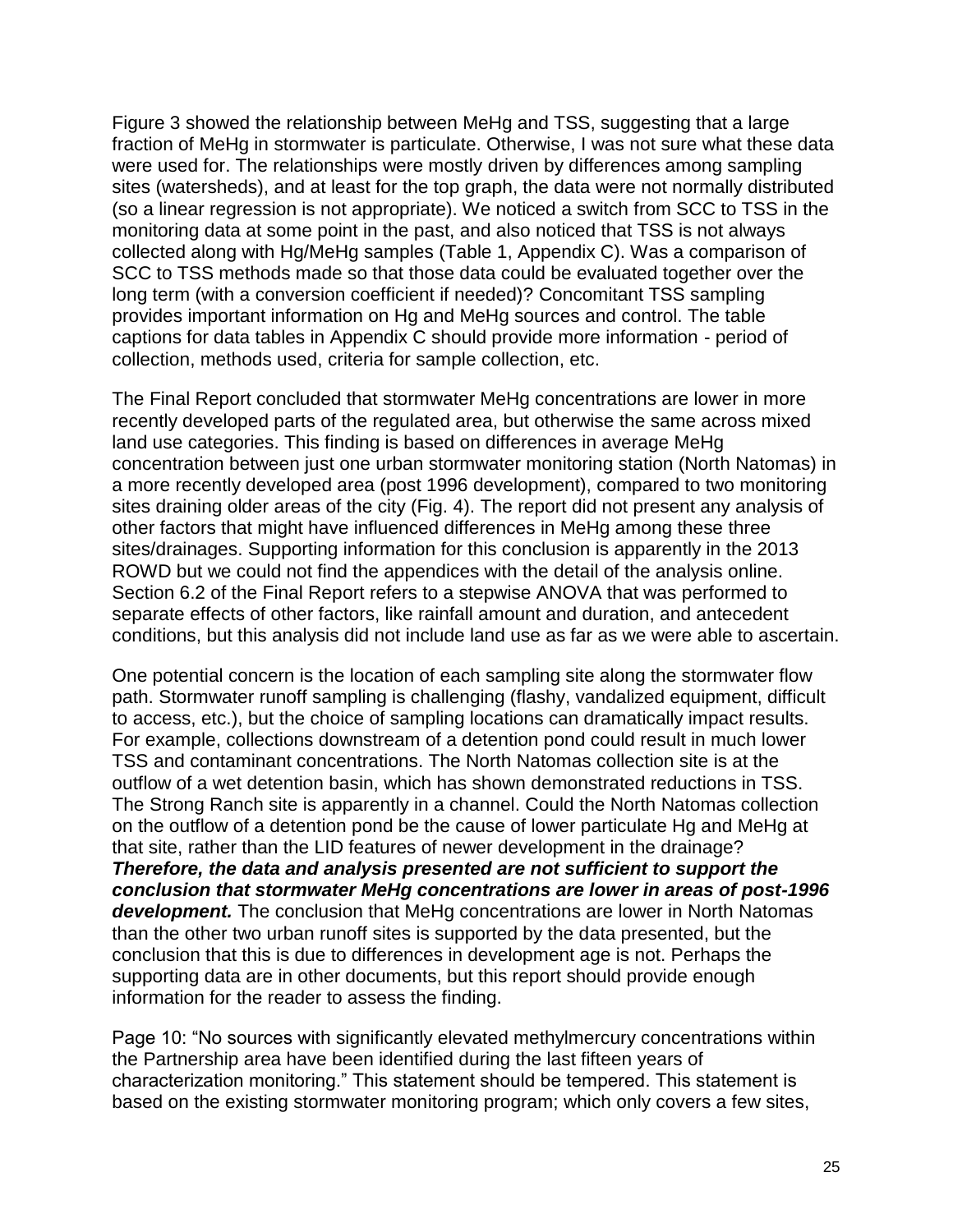Figure 3 showed the relationship between MeHg and TSS, suggesting that a large fraction of MeHg in stormwater is particulate. Otherwise, I was not sure what these data were used for. The relationships were mostly driven by differences among sampling sites (watersheds), and at least for the top graph, the data were not normally distributed (so a linear regression is not appropriate). We noticed a switch from SCC to TSS in the monitoring data at some point in the past, and also noticed that TSS is not always collected along with Hg/MeHg samples (Table 1, Appendix C). Was a comparison of SCC to TSS methods made so that those data could be evaluated together over the long term (with a conversion coefficient if needed)? Concomitant TSS sampling provides important information on Hg and MeHg sources and control. The table captions for data tables in Appendix C should provide more information - period of collection, methods used, criteria for sample collection, etc.

The Final Report concluded that stormwater MeHg concentrations are lower in more recently developed parts of the regulated area, but otherwise the same across mixed land use categories. This finding is based on differences in average MeHg concentration between just one urban stormwater monitoring station (North Natomas) in a more recently developed area (post 1996 development), compared to two monitoring sites draining older areas of the city (Fig. 4). The report did not present any analysis of other factors that might have influenced differences in MeHg among these three sites/drainages. Supporting information for this conclusion is apparently in the 2013 ROWD but we could not find the appendices with the detail of the analysis online. Section 6.2 of the Final Report refers to a stepwise ANOVA that was performed to separate effects of other factors, like rainfall amount and duration, and antecedent conditions, but this analysis did not include land use as far as we were able to ascertain.

One potential concern is the location of each sampling site along the stormwater flow path. Stormwater runoff sampling is challenging (flashy, vandalized equipment, difficult to access, etc.), but the choice of sampling locations can dramatically impact results. For example, collections downstream of a detention pond could result in much lower TSS and contaminant concentrations. The North Natomas collection site is at the outflow of a wet detention basin, which has shown demonstrated reductions in TSS. The Strong Ranch site is apparently in a channel. Could the North Natomas collection on the outflow of a detention pond be the cause of lower particulate Hg and MeHg at that site, rather than the LID features of newer development in the drainage? ***Therefore, the data and analysis presented are not sufficient to support the conclusion that stormwater MeHg concentrations are lower in areas of post-1996 development.*** The conclusion that MeHg concentrations are lower in North Natomas than the other two urban runoff sites is supported by the data presented, but the conclusion that this is due to differences in development age is not. Perhaps the supporting data are in other documents, but this report should provide enough information for the reader to assess the finding.

Page 10: "No sources with significantly elevated methylmercury concentrations within the Partnership area have been identified during the last fifteen years of characterization monitoring." This statement should be tempered. This statement is based on the existing stormwater monitoring program; which only covers a few sites,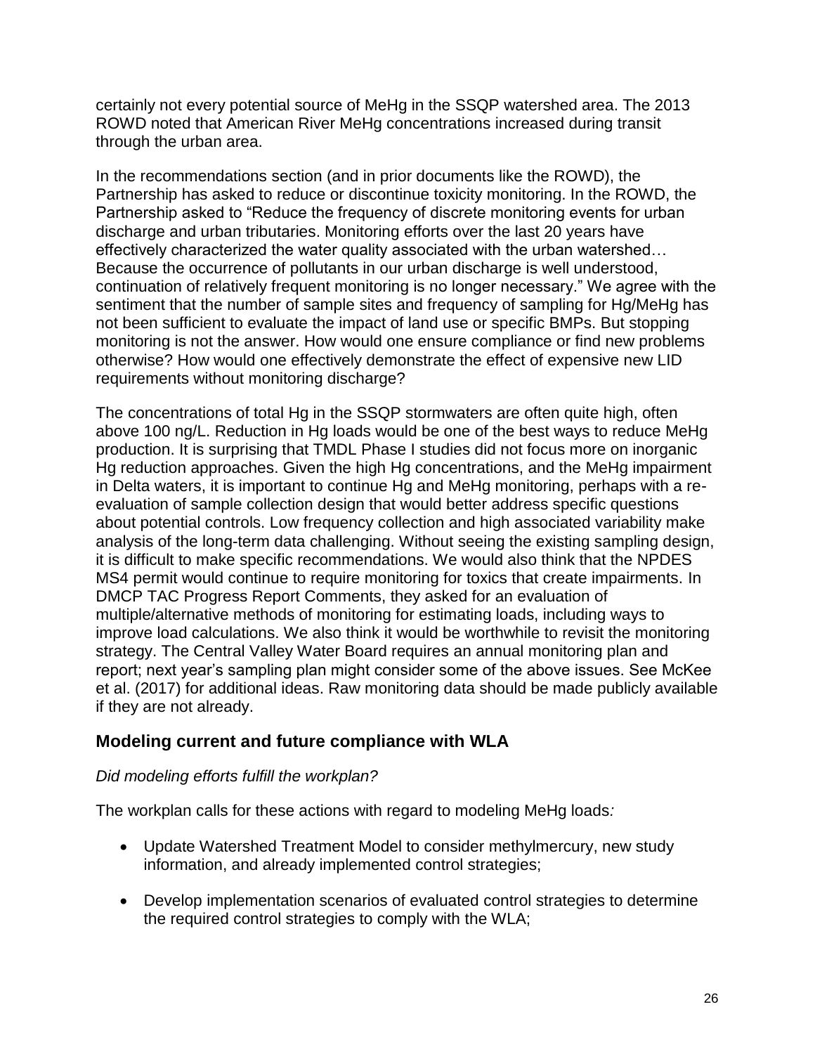certainly not every potential source of MeHg in the SSQP watershed area. The 2013 ROWD noted that American River MeHg concentrations increased during transit through the urban area.

In the recommendations section (and in prior documents like the ROWD), the Partnership has asked to reduce or discontinue toxicity monitoring. In the ROWD, the Partnership asked to "Reduce the frequency of discrete monitoring events for urban discharge and urban tributaries. Monitoring efforts over the last 20 years have effectively characterized the water quality associated with the urban watershed… Because the occurrence of pollutants in our urban discharge is well understood, continuation of relatively frequent monitoring is no longer necessary." We agree with the sentiment that the number of sample sites and frequency of sampling for Hg/MeHg has not been sufficient to evaluate the impact of land use or specific BMPs. But stopping monitoring is not the answer. How would one ensure compliance or find new problems otherwise? How would one effectively demonstrate the effect of expensive new LID requirements without monitoring discharge?

The concentrations of total Hg in the SSQP stormwaters are often quite high, often above 100 ng/L. Reduction in Hg loads would be one of the best ways to reduce MeHg production. It is surprising that TMDL Phase I studies did not focus more on inorganic Hg reduction approaches. Given the high Hg concentrations, and the MeHg impairment in Delta waters, it is important to continue Hg and MeHg monitoring, perhaps with a re-evaluation of sample collection design that would better address specific questions about potential controls. Low frequency collection and high associated variability make analysis of the long-term data challenging. Without seeing the existing sampling design, it is difficult to make specific recommendations. We would also think that the NPDES MS4 permit would continue to require monitoring for toxics that create impairments. In DMCP TAC Progress Report Comments, they asked for an evaluation of multiple/alternative methods of monitoring for estimating loads, including ways to improve load calculations. We also think it would be worthwhile to revisit the monitoring strategy. The Central Valley Water Board requires an annual monitoring plan and report; next year's sampling plan might consider some of the above issues. See McKee et al. (2017) for additional ideas. Raw monitoring data should be made publicly available if they are not already.

## Modeling current and future compliance with WLA

*Did modeling efforts fulfill the workplan?*

The workplan calls for these actions with regard to modeling MeHg loads*:*

- Update Watershed Treatment Model to consider methylmercury, new study information, and already implemented control strategies;
- Develop implementation scenarios of evaluated control strategies to determine the required control strategies to comply with the WLA;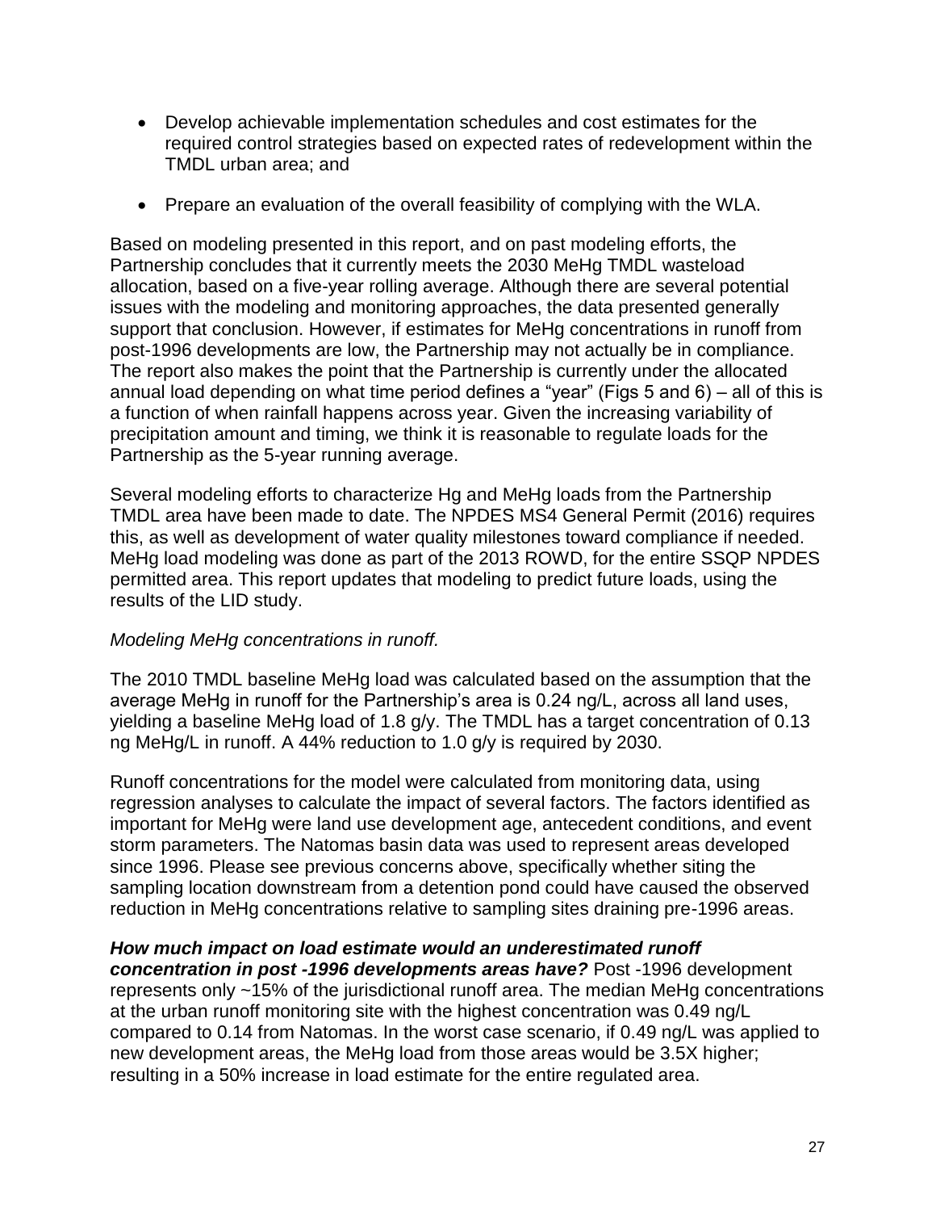- Develop achievable implementation schedules and cost estimates for the required control strategies based on expected rates of redevelopment within the TMDL urban area; and

- Prepare an evaluation of the overall feasibility of complying with the WLA.

Based on modeling presented in this report, and on past modeling efforts, the Partnership concludes that it currently meets the 2030 MeHg TMDL wasteload allocation, based on a five-year rolling average. Although there are several potential issues with the modeling and monitoring approaches, the data presented generally support that conclusion. However, if estimates for MeHg concentrations in runoff from post-1996 developments are low, the Partnership may not actually be in compliance. The report also makes the point that the Partnership is currently under the allocated annual load depending on what time period defines a "year" (Figs 5 and 6) – all of this is a function of when rainfall happens across year. Given the increasing variability of precipitation amount and timing, we think it is reasonable to regulate loads for the Partnership as the 5-year running average.

Several modeling efforts to characterize Hg and MeHg loads from the Partnership TMDL area have been made to date. The NPDES MS4 General Permit (2016) requires this, as well as development of water quality milestones toward compliance if needed. MeHg load modeling was done as part of the 2013 ROWD, for the entire SSQP NPDES permitted area. This report updates that modeling to predict future loads, using the results of the LID study.

*Modeling MeHg concentrations in runoff.*

The 2010 TMDL baseline MeHg load was calculated based on the assumption that the average MeHg in runoff for the Partnership's area is 0.24 ng/L, across all land uses, yielding a baseline MeHg load of 1.8 g/y. The TMDL has a target concentration of 0.13 ng MeHg/L in runoff. A 44% reduction to 1.0 g/y is required by 2030.

Runoff concentrations for the model were calculated from monitoring data, using regression analyses to calculate the impact of several factors. The factors identified as important for MeHg were land use development age, antecedent conditions, and event storm parameters. The Natomas basin data was used to represent areas developed since 1996. Please see previous concerns above, specifically whether siting the sampling location downstream from a detention pond could have caused the observed reduction in MeHg concentrations relative to sampling sites draining pre-1996 areas.

***How much impact on load estimate would an underestimated runoff concentration in post -1996 developments areas have?*** Post -1996 development represents only ~15% of the jurisdictional runoff area. The median MeHg concentrations at the urban runoff monitoring site with the highest concentration was 0.49 ng/L compared to 0.14 from Natomas. In the worst case scenario, if 0.49 ng/L was applied to new development areas, the MeHg load from those areas would be 3.5X higher; resulting in a 50% increase in load estimate for the entire regulated area.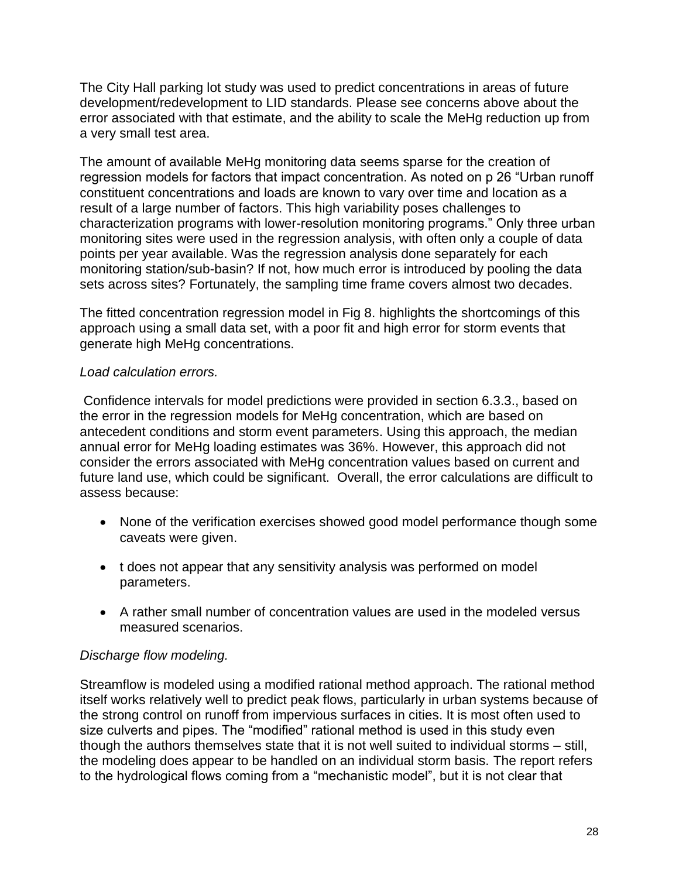The City Hall parking lot study was used to predict concentrations in areas of future development/redevelopment to LID standards. Please see concerns above about the error associated with that estimate, and the ability to scale the MeHg reduction up from a very small test area.

The amount of available MeHg monitoring data seems sparse for the creation of regression models for factors that impact concentration. As noted on p 26 "Urban runoff constituent concentrations and loads are known to vary over time and location as a result of a large number of factors. This high variability poses challenges to characterization programs with lower-resolution monitoring programs." Only three urban monitoring sites were used in the regression analysis, with often only a couple of data points per year available. Was the regression analysis done separately for each monitoring station/sub-basin? If not, how much error is introduced by pooling the data sets across sites? Fortunately, the sampling time frame covers almost two decades.

The fitted concentration regression model in Fig 8. highlights the shortcomings of this approach using a small data set, with a poor fit and high error for storm events that generate high MeHg concentrations.

*Load calculation errors.*

Confidence intervals for model predictions were provided in section 6.3.3., based on the error in the regression models for MeHg concentration, which are based on antecedent conditions and storm event parameters. Using this approach, the median annual error for MeHg loading estimates was 36%. However, this approach did not consider the errors associated with MeHg concentration values based on current and future land use, which could be significant. Overall, the error calculations are difficult to assess because:

- None of the verification exercises showed good model performance though some caveats were given.
- t does not appear that any sensitivity analysis was performed on model parameters.
- A rather small number of concentration values are used in the modeled versus measured scenarios.

*Discharge flow modeling.*

Streamflow is modeled using a modified rational method approach. The rational method itself works relatively well to predict peak flows, particularly in urban systems because of the strong control on runoff from impervious surfaces in cities. It is most often used to size culverts and pipes. The "modified" rational method is used in this study even though the authors themselves state that it is not well suited to individual storms – still, the modeling does appear to be handled on an individual storm basis. The report refers to the hydrological flows coming from a "mechanistic model", but it is not clear that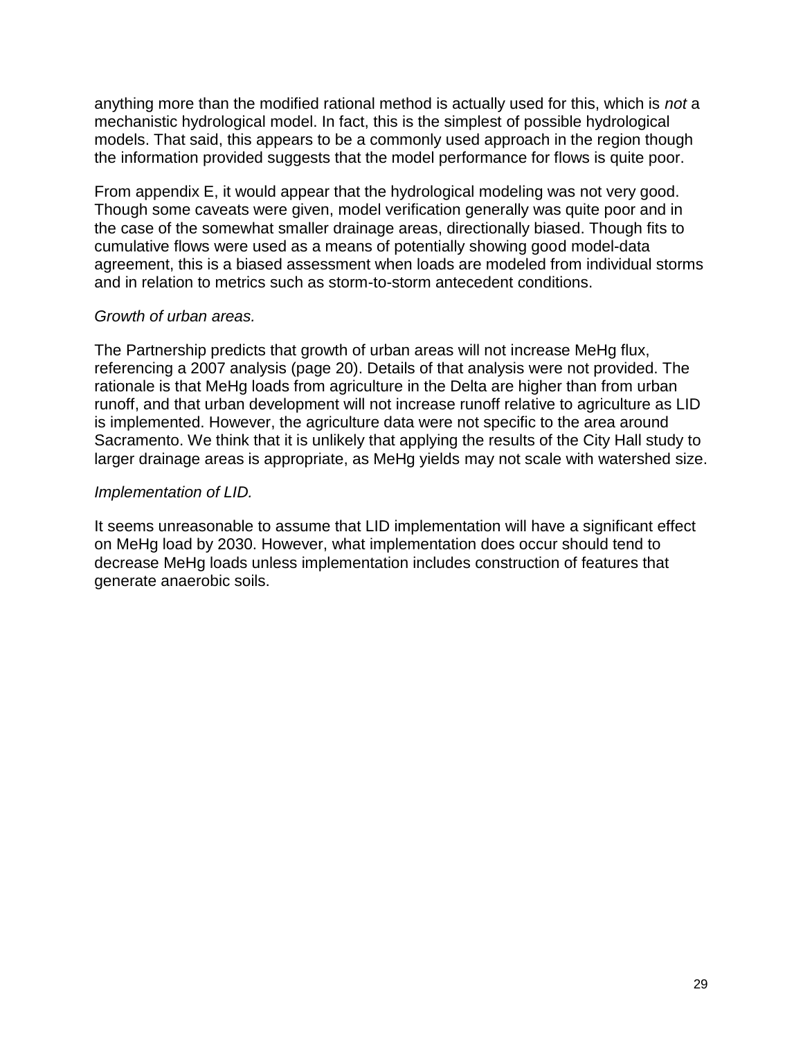anything more than the modified rational method is actually used for this, which is *not* a mechanistic hydrological model. In fact, this is the simplest of possible hydrological models. That said, this appears to be a commonly used approach in the region though the information provided suggests that the model performance for flows is quite poor.

From appendix E, it would appear that the hydrological modeling was not very good. Though some caveats were given, model verification generally was quite poor and in the case of the somewhat smaller drainage areas, directionally biased. Though fits to cumulative flows were used as a means of potentially showing good model-data agreement, this is a biased assessment when loads are modeled from individual storms and in relation to metrics such as storm-to-storm antecedent conditions.

*Growth of urban areas.*

The Partnership predicts that growth of urban areas will not increase MeHg flux, referencing a 2007 analysis (page 20). Details of that analysis were not provided. The rationale is that MeHg loads from agriculture in the Delta are higher than from urban runoff, and that urban development will not increase runoff relative to agriculture as LID is implemented. However, the agriculture data were not specific to the area around Sacramento. We think that it is unlikely that applying the results of the City Hall study to larger drainage areas is appropriate, as MeHg yields may not scale with watershed size.

*Implementation of LID.*

It seems unreasonable to assume that LID implementation will have a significant effect on MeHg load by 2030. However, what implementation does occur should tend to decrease MeHg loads unless implementation includes construction of features that generate anaerobic soils.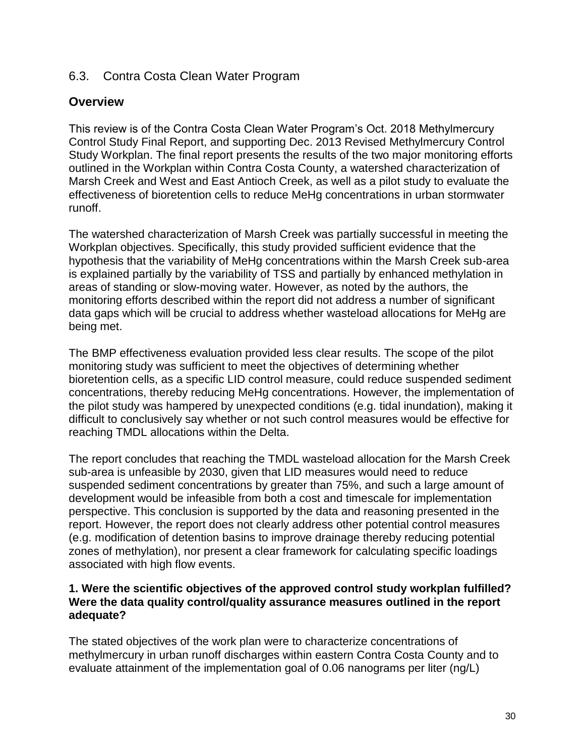## 6.3. Contra Costa Clean Water Program

### Overview

This review is of the Contra Costa Clean Water Program's Oct. 2018 Methylmercury Control Study Final Report, and supporting Dec. 2013 Revised Methylmercury Control Study Workplan. The final report presents the results of the two major monitoring efforts outlined in the Workplan within Contra Costa County, a watershed characterization of Marsh Creek and West and East Antioch Creek, as well as a pilot study to evaluate the effectiveness of bioretention cells to reduce MeHg concentrations in urban stormwater runoff.

The watershed characterization of Marsh Creek was partially successful in meeting the Workplan objectives. Specifically, this study provided sufficient evidence that the hypothesis that the variability of MeHg concentrations within the Marsh Creek sub-area is explained partially by the variability of TSS and partially by enhanced methylation in areas of standing or slow-moving water. However, as noted by the authors, the monitoring efforts described within the report did not address a number of significant data gaps which will be crucial to address whether wasteload allocations for MeHg are being met.

The BMP effectiveness evaluation provided less clear results. The scope of the pilot monitoring study was sufficient to meet the objectives of determining whether bioretention cells, as a specific LID control measure, could reduce suspended sediment concentrations, thereby reducing MeHg concentrations. However, the implementation of the pilot study was hampered by unexpected conditions (e.g. tidal inundation), making it difficult to conclusively say whether or not such control measures would be effective for reaching TMDL allocations within the Delta.

The report concludes that reaching the TMDL wasteload allocation for the Marsh Creek sub-area is unfeasible by 2030, given that LID measures would need to reduce suspended sediment concentrations by greater than 75%, and such a large amount of development would be infeasible from both a cost and timescale for implementation perspective. This conclusion is supported by the data and reasoning presented in the report. However, the report does not clearly address other potential control measures (e.g. modification of detention basins to improve drainage thereby reducing potential zones of methylation), nor present a clear framework for calculating specific loadings associated with high flow events.

**1. Were the scientific objectives of the approved control study workplan fulfilled? Were the data quality control/quality assurance measures outlined in the report adequate?**

The stated objectives of the work plan were to characterize concentrations of methylmercury in urban runoff discharges within eastern Contra Costa County and to evaluate attainment of the implementation goal of 0.06 nanograms per liter (ng/L)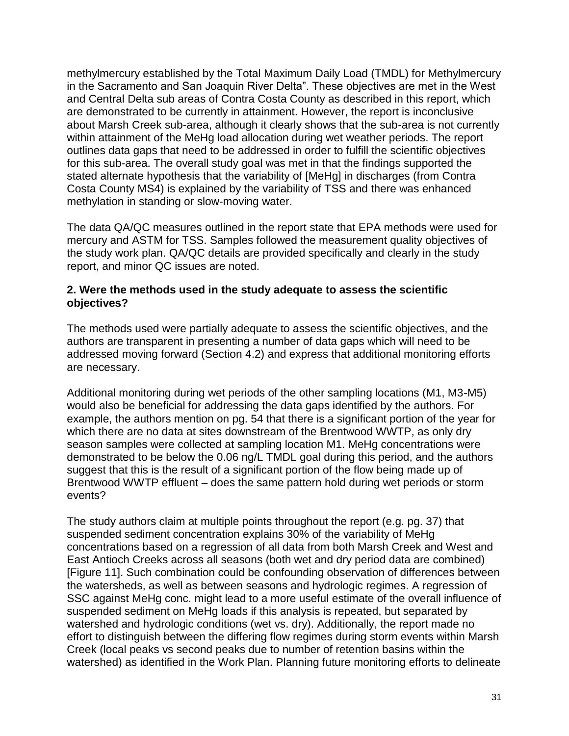methylmercury established by the Total Maximum Daily Load (TMDL) for Methylmercury in the Sacramento and San Joaquin River Delta". These objectives are met in the West and Central Delta sub areas of Contra Costa County as described in this report, which are demonstrated to be currently in attainment. However, the report is inconclusive about Marsh Creek sub-area, although it clearly shows that the sub-area is not currently within attainment of the MeHg load allocation during wet weather periods. The report outlines data gaps that need to be addressed in order to fulfill the scientific objectives for this sub-area. The overall study goal was met in that the findings supported the stated alternate hypothesis that the variability of [MeHg] in discharges (from Contra Costa County MS4) is explained by the variability of TSS and there was enhanced methylation in standing or slow-moving water.

The data QA/QC measures outlined in the report state that EPA methods were used for mercury and ASTM for TSS. Samples followed the measurement quality objectives of the study work plan. QA/QC details are provided specifically and clearly in the study report, and minor QC issues are noted.

**2. Were the methods used in the study adequate to assess the scientific objectives?**

The methods used were partially adequate to assess the scientific objectives, and the authors are transparent in presenting a number of data gaps which will need to be addressed moving forward (Section 4.2) and express that additional monitoring efforts are necessary.

Additional monitoring during wet periods of the other sampling locations (M1, M3-M5) would also be beneficial for addressing the data gaps identified by the authors. For example, the authors mention on pg. 54 that there is a significant portion of the year for which there are no data at sites downstream of the Brentwood WWTP, as only dry season samples were collected at sampling location M1. MeHg concentrations were demonstrated to be below the 0.06 ng/L TMDL goal during this period, and the authors suggest that this is the result of a significant portion of the flow being made up of Brentwood WWTP effluent – does the same pattern hold during wet periods or storm events?

The study authors claim at multiple points throughout the report (e.g. pg. 37) that suspended sediment concentration explains 30% of the variability of MeHg concentrations based on a regression of all data from both Marsh Creek and West and East Antioch Creeks across all seasons (both wet and dry period data are combined) [Figure 11]. Such combination could be confounding observation of differences between the watersheds, as well as between seasons and hydrologic regimes. A regression of SSC against MeHg conc. might lead to a more useful estimate of the overall influence of suspended sediment on MeHg loads if this analysis is repeated, but separated by watershed and hydrologic conditions (wet vs. dry). Additionally, the report made no effort to distinguish between the differing flow regimes during storm events within Marsh Creek (local peaks vs second peaks due to number of retention basins within the watershed) as identified in the Work Plan. Planning future monitoring efforts to delineate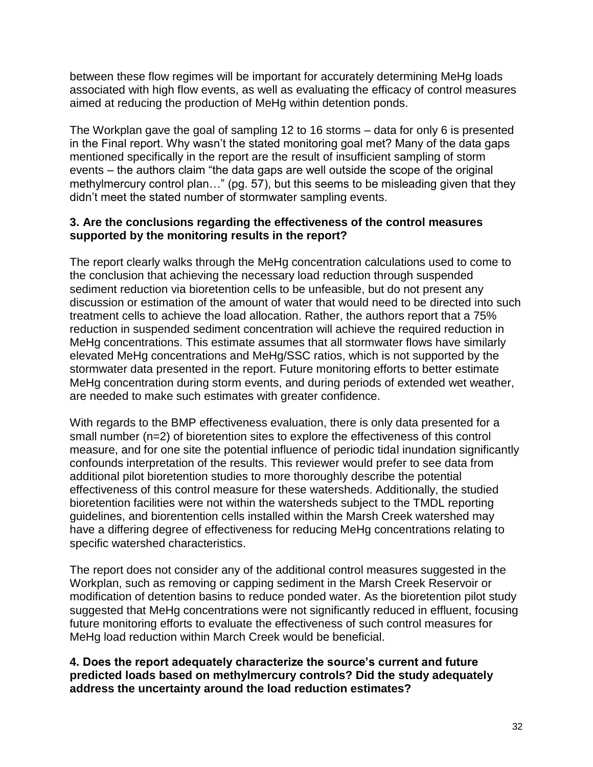between these flow regimes will be important for accurately determining MeHg loads associated with high flow events, as well as evaluating the efficacy of control measures aimed at reducing the production of MeHg within detention ponds.

The Workplan gave the goal of sampling 12 to 16 storms – data for only 6 is presented in the Final report. Why wasn't the stated monitoring goal met? Many of the data gaps mentioned specifically in the report are the result of insufficient sampling of storm events – the authors claim "the data gaps are well outside the scope of the original methylmercury control plan…" (pg. 57), but this seems to be misleading given that they didn't meet the stated number of stormwater sampling events.

**3. Are the conclusions regarding the effectiveness of the control measures supported by the monitoring results in the report?**

The report clearly walks through the MeHg concentration calculations used to come to the conclusion that achieving the necessary load reduction through suspended sediment reduction via bioretention cells to be unfeasible, but do not present any discussion or estimation of the amount of water that would need to be directed into such treatment cells to achieve the load allocation. Rather, the authors report that a 75% reduction in suspended sediment concentration will achieve the required reduction in MeHg concentrations. This estimate assumes that all stormwater flows have similarly elevated MeHg concentrations and MeHg/SSC ratios, which is not supported by the stormwater data presented in the report. Future monitoring efforts to better estimate MeHg concentration during storm events, and during periods of extended wet weather, are needed to make such estimates with greater confidence.

With regards to the BMP effectiveness evaluation, there is only data presented for a small number (n=2) of bioretention sites to explore the effectiveness of this control measure, and for one site the potential influence of periodic tidal inundation significantly confounds interpretation of the results. This reviewer would prefer to see data from additional pilot bioretention studies to more thoroughly describe the potential effectiveness of this control measure for these watersheds. Additionally, the studied bioretention facilities were not within the watersheds subject to the TMDL reporting guidelines, and biorentention cells installed within the Marsh Creek watershed may have a differing degree of effectiveness for reducing MeHg concentrations relating to specific watershed characteristics.

The report does not consider any of the additional control measures suggested in the Workplan, such as removing or capping sediment in the Marsh Creek Reservoir or modification of detention basins to reduce ponded water. As the bioretention pilot study suggested that MeHg concentrations were not significantly reduced in effluent, focusing future monitoring efforts to evaluate the effectiveness of such control measures for MeHg load reduction within March Creek would be beneficial.

**4. Does the report adequately characterize the source's current and future predicted loads based on methylmercury controls? Did the study adequately address the uncertainty around the load reduction estimates?**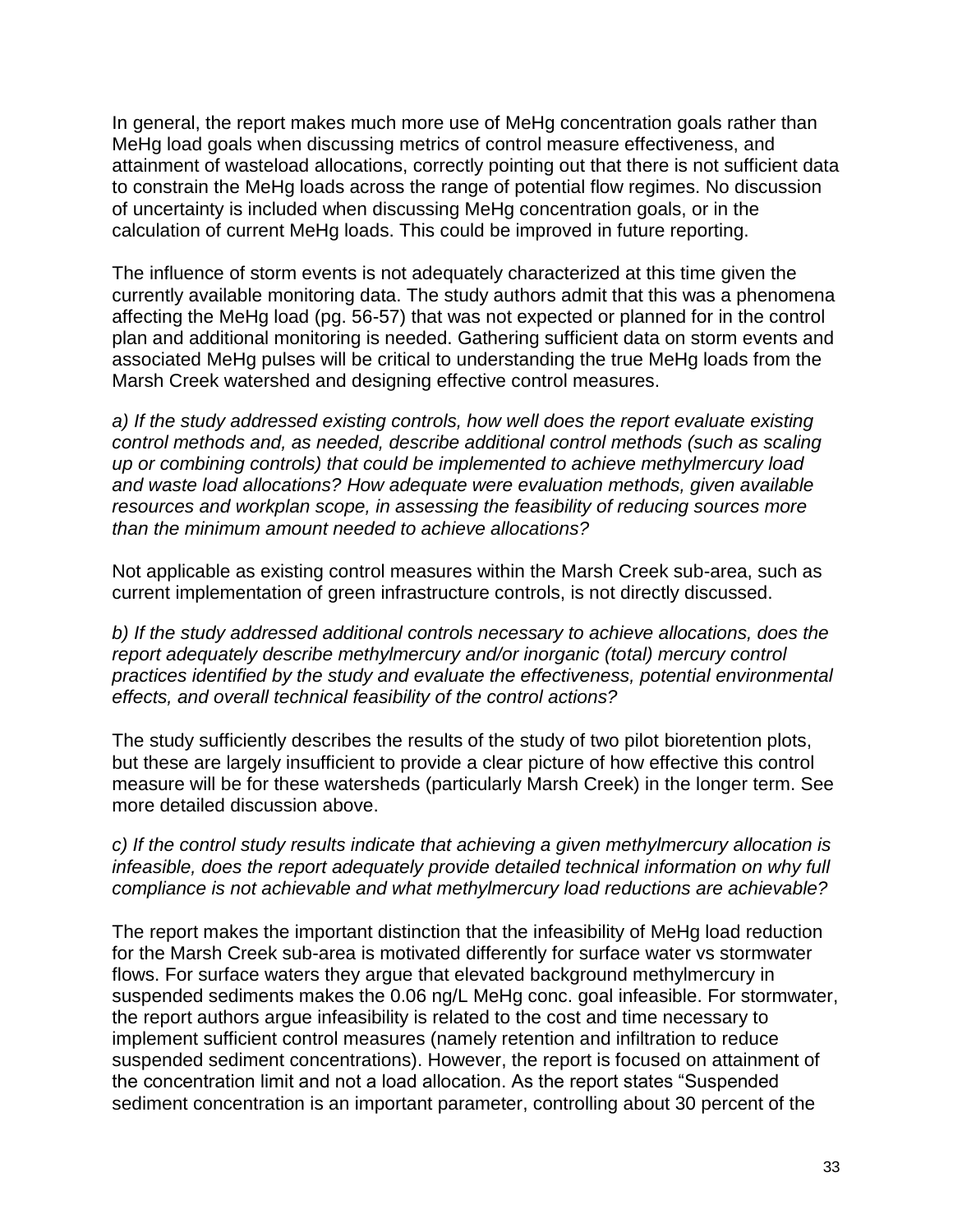In general, the report makes much more use of MeHg concentration goals rather than MeHg load goals when discussing metrics of control measure effectiveness, and attainment of wasteload allocations, correctly pointing out that there is not sufficient data to constrain the MeHg loads across the range of potential flow regimes. No discussion of uncertainty is included when discussing MeHg concentration goals, or in the calculation of current MeHg loads. This could be improved in future reporting.

The influence of storm events is not adequately characterized at this time given the currently available monitoring data. The study authors admit that this was a phenomena affecting the MeHg load (pg. 56-57) that was not expected or planned for in the control plan and additional monitoring is needed. Gathering sufficient data on storm events and associated MeHg pulses will be critical to understanding the true MeHg loads from the Marsh Creek watershed and designing effective control measures.

*a) If the study addressed existing controls, how well does the report evaluate existing control methods and, as needed, describe additional control methods (such as scaling up or combining controls) that could be implemented to achieve methylmercury load and waste load allocations? How adequate were evaluation methods, given available resources and workplan scope, in assessing the feasibility of reducing sources more than the minimum amount needed to achieve allocations?*

Not applicable as existing control measures within the Marsh Creek sub-area, such as current implementation of green infrastructure controls, is not directly discussed.

*b) If the study addressed additional controls necessary to achieve allocations, does the report adequately describe methylmercury and/or inorganic (total) mercury control practices identified by the study and evaluate the effectiveness, potential environmental effects, and overall technical feasibility of the control actions?*

The study sufficiently describes the results of the study of two pilot bioretention plots, but these are largely insufficient to provide a clear picture of how effective this control measure will be for these watersheds (particularly Marsh Creek) in the longer term. See more detailed discussion above.

*c) If the control study results indicate that achieving a given methylmercury allocation is infeasible, does the report adequately provide detailed technical information on why full compliance is not achievable and what methylmercury load reductions are achievable?*

The report makes the important distinction that the infeasibility of MeHg load reduction for the Marsh Creek sub-area is motivated differently for surface water vs stormwater flows. For surface waters they argue that elevated background methylmercury in suspended sediments makes the 0.06 ng/L MeHg conc. goal infeasible. For stormwater, the report authors argue infeasibility is related to the cost and time necessary to implement sufficient control measures (namely retention and infiltration to reduce suspended sediment concentrations). However, the report is focused on attainment of the concentration limit and not a load allocation. As the report states "Suspended sediment concentration is an important parameter, controlling about 30 percent of the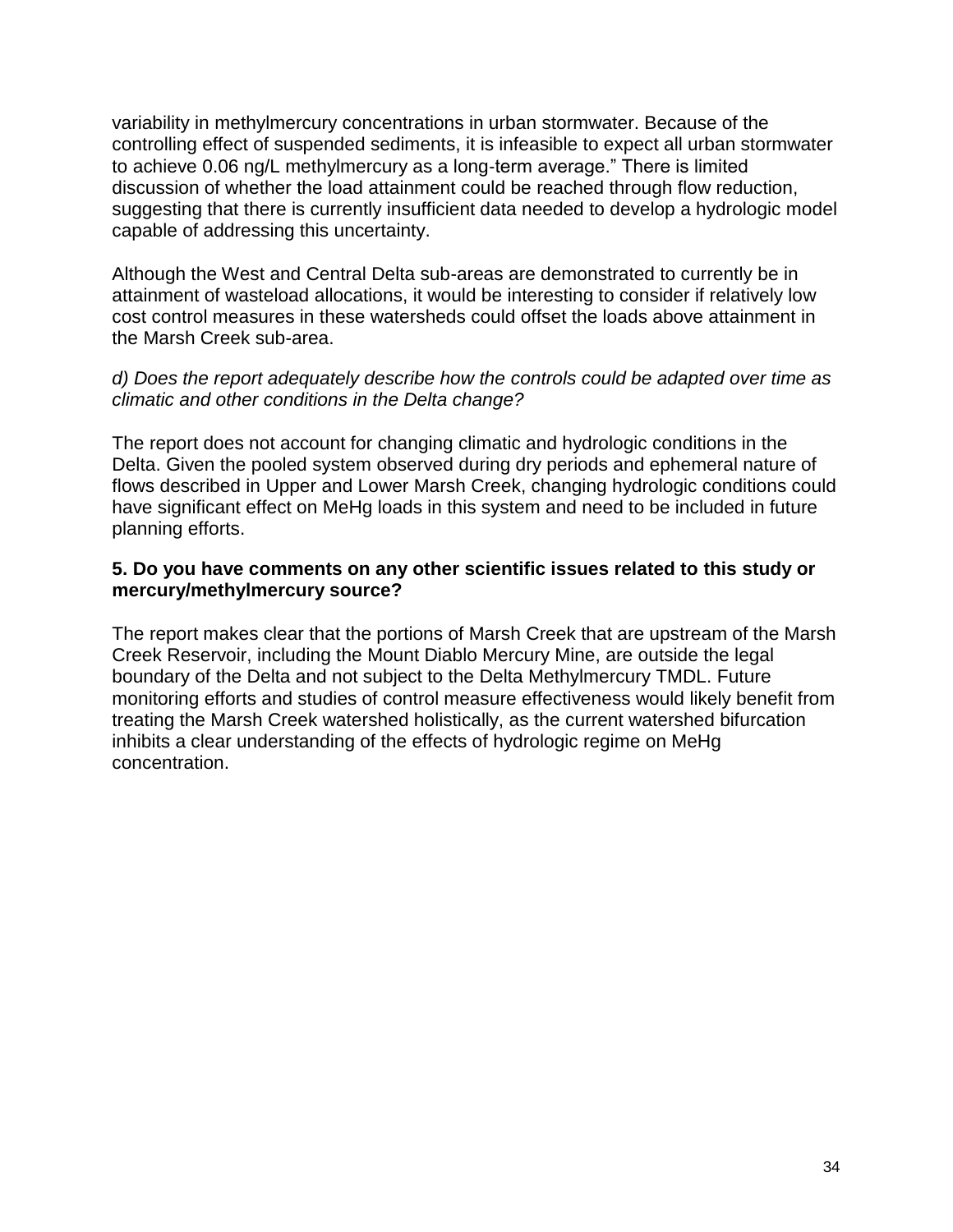variability in methylmercury concentrations in urban stormwater. Because of the controlling effect of suspended sediments, it is infeasible to expect all urban stormwater to achieve 0.06 ng/L methylmercury as a long-term average." There is limited discussion of whether the load attainment could be reached through flow reduction, suggesting that there is currently insufficient data needed to develop a hydrologic model capable of addressing this uncertainty.

Although the West and Central Delta sub-areas are demonstrated to currently be in attainment of wasteload allocations, it would be interesting to consider if relatively low cost control measures in these watersheds could offset the loads above attainment in the Marsh Creek sub-area.

*d) Does the report adequately describe how the controls could be adapted over time as climatic and other conditions in the Delta change?*

The report does not account for changing climatic and hydrologic conditions in the Delta. Given the pooled system observed during dry periods and ephemeral nature of flows described in Upper and Lower Marsh Creek, changing hydrologic conditions could have significant effect on MeHg loads in this system and need to be included in future planning efforts.

**5. Do you have comments on any other scientific issues related to this study or mercury/methylmercury source?**

The report makes clear that the portions of Marsh Creek that are upstream of the Marsh Creek Reservoir, including the Mount Diablo Mercury Mine, are outside the legal boundary of the Delta and not subject to the Delta Methylmercury TMDL. Future monitoring efforts and studies of control measure effectiveness would likely benefit from treating the Marsh Creek watershed holistically, as the current watershed bifurcation inhibits a clear understanding of the effects of hydrologic regime on MeHg concentration.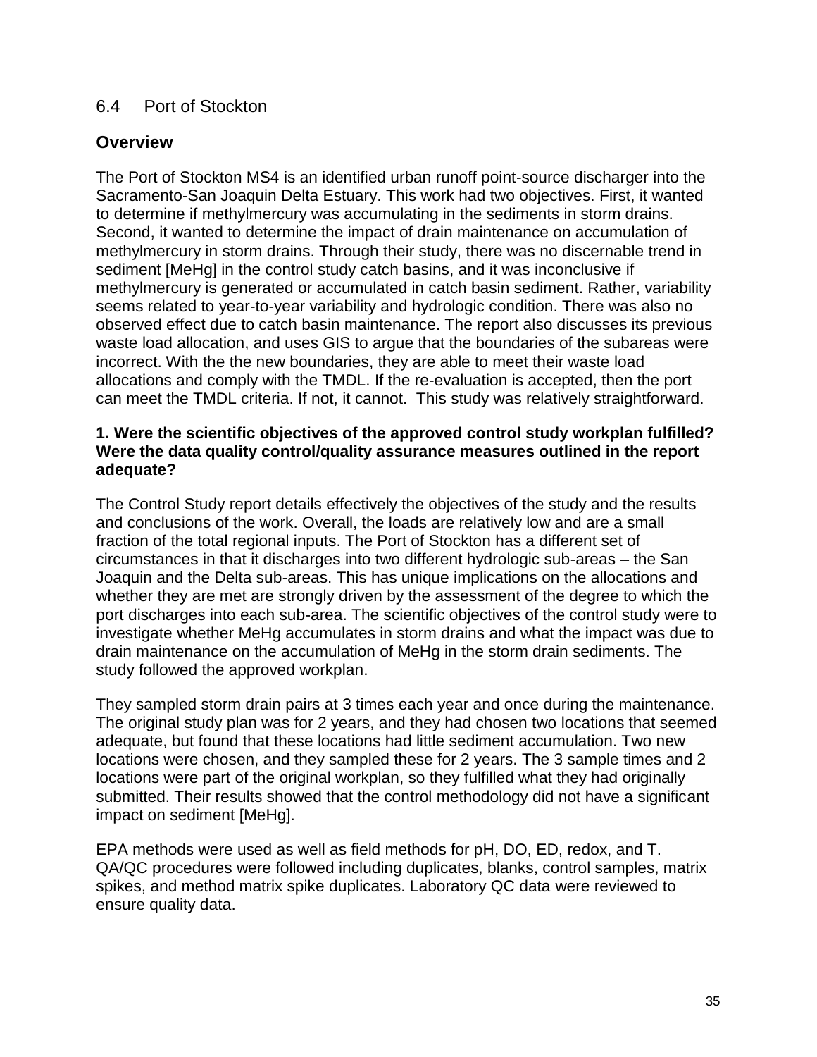## 6.4 Port of Stockton

### Overview

The Port of Stockton MS4 is an identified urban runoff point-source discharger into the Sacramento-San Joaquin Delta Estuary. This work had two objectives. First, it wanted to determine if methylmercury was accumulating in the sediments in storm drains. Second, it wanted to determine the impact of drain maintenance on accumulation of methylmercury in storm drains. Through their study, there was no discernable trend in sediment [MeHg] in the control study catch basins, and it was inconclusive if methylmercury is generated or accumulated in catch basin sediment. Rather, variability seems related to year-to-year variability and hydrologic condition. There was also no observed effect due to catch basin maintenance. The report also discusses its previous waste load allocation, and uses GIS to argue that the boundaries of the subareas were incorrect. With the the new boundaries, they are able to meet their waste load allocations and comply with the TMDL. If the re-evaluation is accepted, then the port can meet the TMDL criteria. If not, it cannot. This study was relatively straightforward.

**1. Were the scientific objectives of the approved control study workplan fulfilled? Were the data quality control/quality assurance measures outlined in the report adequate?**

The Control Study report details effectively the objectives of the study and the results and conclusions of the work. Overall, the loads are relatively low and are a small fraction of the total regional inputs. The Port of Stockton has a different set of circumstances in that it discharges into two different hydrologic sub-areas – the San Joaquin and the Delta sub-areas. This has unique implications on the allocations and whether they are met are strongly driven by the assessment of the degree to which the port discharges into each sub-area. The scientific objectives of the control study were to investigate whether MeHg accumulates in storm drains and what the impact was due to drain maintenance on the accumulation of MeHg in the storm drain sediments. The study followed the approved workplan.

They sampled storm drain pairs at 3 times each year and once during the maintenance. The original study plan was for 2 years, and they had chosen two locations that seemed adequate, but found that these locations had little sediment accumulation. Two new locations were chosen, and they sampled these for 2 years. The 3 sample times and 2 locations were part of the original workplan, so they fulfilled what they had originally submitted. Their results showed that the control methodology did not have a significant impact on sediment [MeHg].

EPA methods were used as well as field methods for pH, DO, ED, redox, and T. QA/QC procedures were followed including duplicates, blanks, control samples, matrix spikes, and method matrix spike duplicates. Laboratory QC data were reviewed to ensure quality data.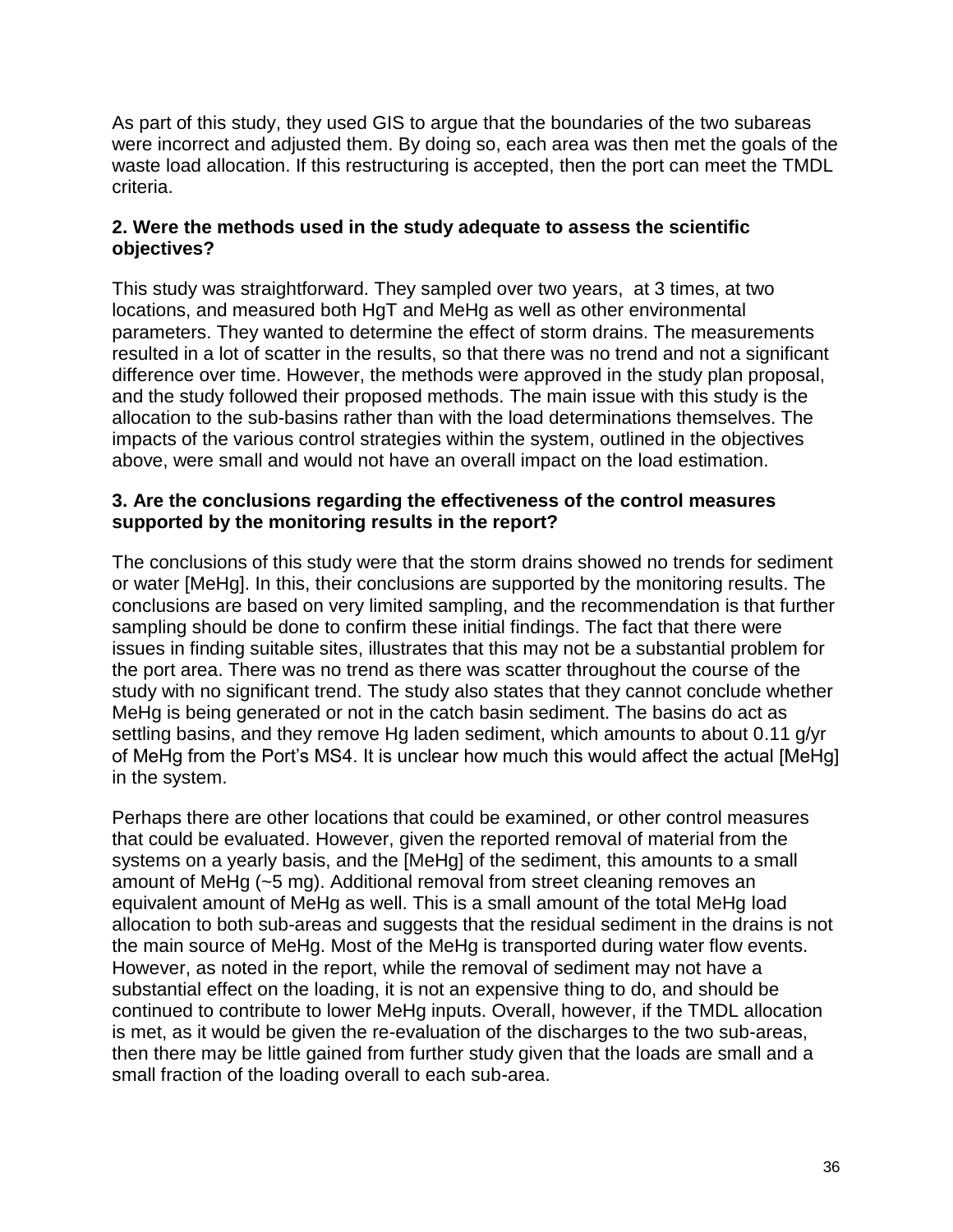As part of this study, they used GIS to argue that the boundaries of the two subareas were incorrect and adjusted them. By doing so, each area was then met the goals of the waste load allocation. If this restructuring is accepted, then the port can meet the TMDL criteria.

**2. Were the methods used in the study adequate to assess the scientific objectives?**

This study was straightforward. They sampled over two years, at 3 times, at two locations, and measured both HgT and MeHg as well as other environmental parameters. They wanted to determine the effect of storm drains. The measurements resulted in a lot of scatter in the results, so that there was no trend and not a significant difference over time. However, the methods were approved in the study plan proposal, and the study followed their proposed methods. The main issue with this study is the allocation to the sub-basins rather than with the load determinations themselves. The impacts of the various control strategies within the system, outlined in the objectives above, were small and would not have an overall impact on the load estimation.

**3. Are the conclusions regarding the effectiveness of the control measures supported by the monitoring results in the report?**

The conclusions of this study were that the storm drains showed no trends for sediment or water [MeHg]. In this, their conclusions are supported by the monitoring results. The conclusions are based on very limited sampling, and the recommendation is that further sampling should be done to confirm these initial findings. The fact that there were issues in finding suitable sites, illustrates that this may not be a substantial problem for the port area. There was no trend as there was scatter throughout the course of the study with no significant trend. The study also states that they cannot conclude whether MeHg is being generated or not in the catch basin sediment. The basins do act as settling basins, and they remove Hg laden sediment, which amounts to about 0.11 g/yr of MeHg from the Port's MS4. It is unclear how much this would affect the actual [MeHg] in the system.

Perhaps there are other locations that could be examined, or other control measures that could be evaluated. However, given the reported removal of material from the systems on a yearly basis, and the [MeHg] of the sediment, this amounts to a small amount of MeHg (~5 mg). Additional removal from street cleaning removes an equivalent amount of MeHg as well. This is a small amount of the total MeHg load allocation to both sub-areas and suggests that the residual sediment in the drains is not the main source of MeHg. Most of the MeHg is transported during water flow events. However, as noted in the report, while the removal of sediment may not have a substantial effect on the loading, it is not an expensive thing to do, and should be continued to contribute to lower MeHg inputs. Overall, however, if the TMDL allocation is met, as it would be given the re-evaluation of the discharges to the two sub-areas, then there may be little gained from further study given that the loads are small and a small fraction of the loading overall to each sub-area.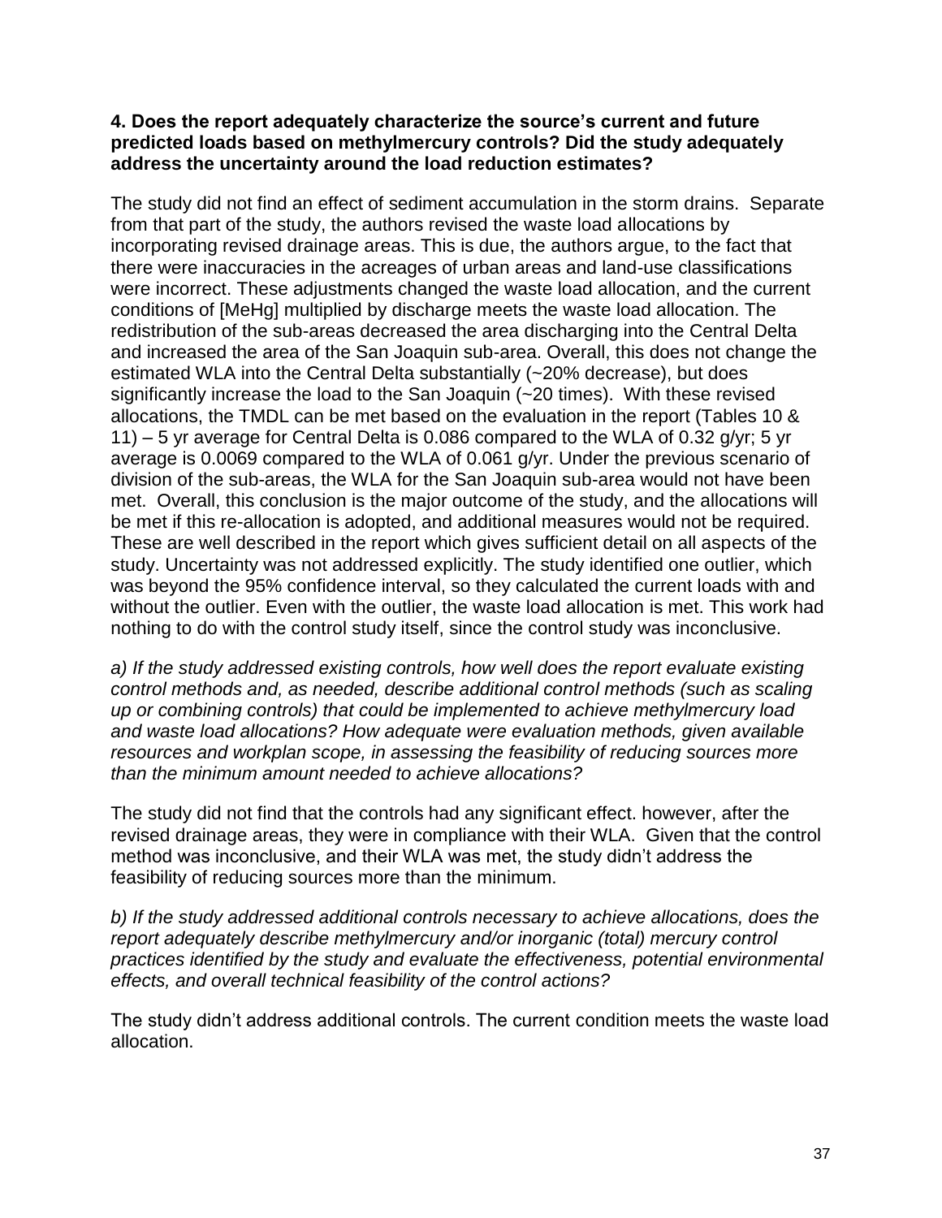**4. Does the report adequately characterize the source's current and future predicted loads based on methylmercury controls? Did the study adequately address the uncertainty around the load reduction estimates?**

The study did not find an effect of sediment accumulation in the storm drains. Separate from that part of the study, the authors revised the waste load allocations by incorporating revised drainage areas. This is due, the authors argue, to the fact that there were inaccuracies in the acreages of urban areas and land-use classifications were incorrect. These adjustments changed the waste load allocation, and the current conditions of [MeHg] multiplied by discharge meets the waste load allocation. The redistribution of the sub-areas decreased the area discharging into the Central Delta and increased the area of the San Joaquin sub-area. Overall, this does not change the estimated WLA into the Central Delta substantially (~20% decrease), but does significantly increase the load to the San Joaquin (~20 times). With these revised allocations, the TMDL can be met based on the evaluation in the report (Tables 10 & 11) – 5 yr average for Central Delta is 0.086 compared to the WLA of 0.32 g/yr; 5 yr average is 0.0069 compared to the WLA of 0.061 g/yr. Under the previous scenario of division of the sub-areas, the WLA for the San Joaquin sub-area would not have been met. Overall, this conclusion is the major outcome of the study, and the allocations will be met if this re-allocation is adopted, and additional measures would not be required. These are well described in the report which gives sufficient detail on all aspects of the study. Uncertainty was not addressed explicitly. The study identified one outlier, which was beyond the 95% confidence interval, so they calculated the current loads with and without the outlier. Even with the outlier, the waste load allocation is met. This work had nothing to do with the control study itself, since the control study was inconclusive.

*a) If the study addressed existing controls, how well does the report evaluate existing control methods and, as needed, describe additional control methods (such as scaling up or combining controls) that could be implemented to achieve methylmercury load and waste load allocations? How adequate were evaluation methods, given available resources and workplan scope, in assessing the feasibility of reducing sources more than the minimum amount needed to achieve allocations?*

The study did not find that the controls had any significant effect. however, after the revised drainage areas, they were in compliance with their WLA. Given that the control method was inconclusive, and their WLA was met, the study didn't address the feasibility of reducing sources more than the minimum.

*b) If the study addressed additional controls necessary to achieve allocations, does the report adequately describe methylmercury and/or inorganic (total) mercury control practices identified by the study and evaluate the effectiveness, potential environmental effects, and overall technical feasibility of the control actions?*

The study didn't address additional controls. The current condition meets the waste load allocation.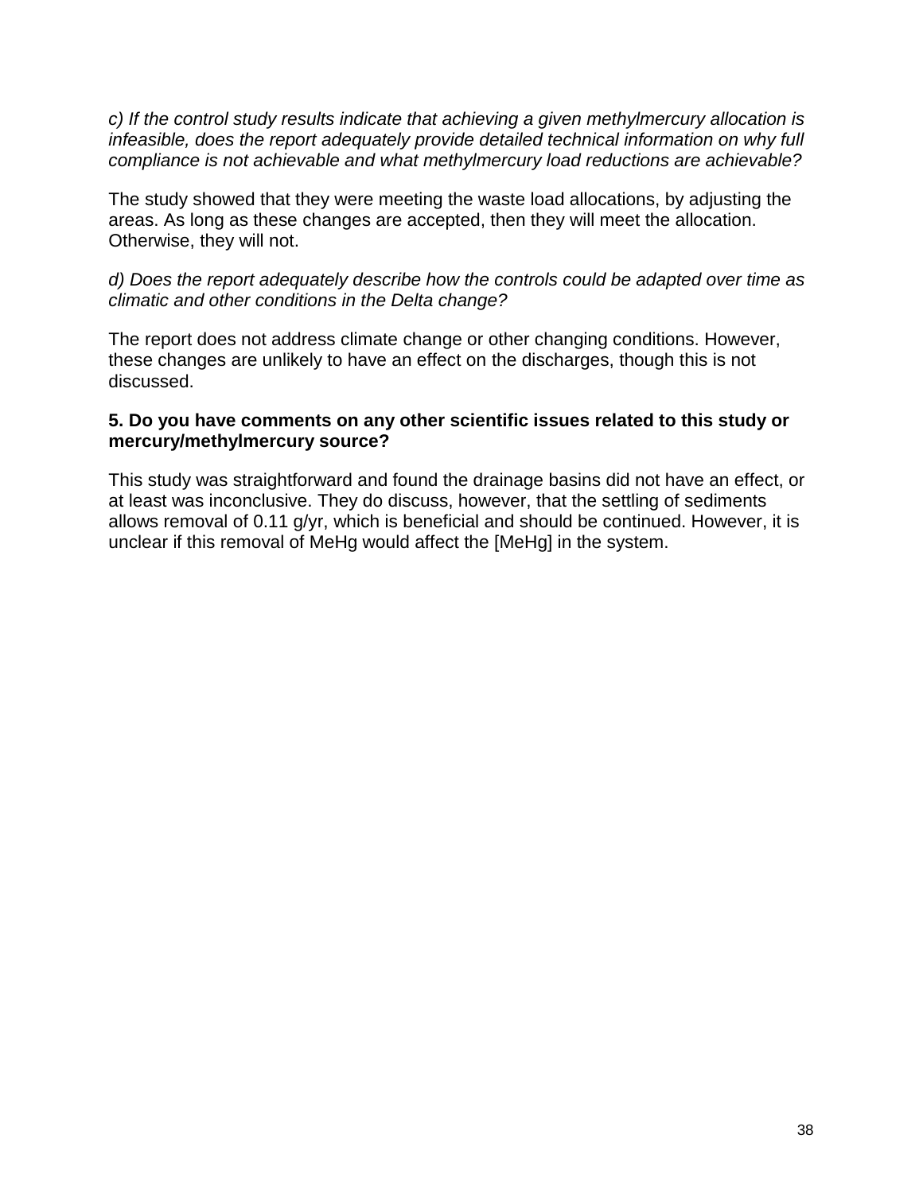*c) If the control study results indicate that achieving a given methylmercury allocation is infeasible, does the report adequately provide detailed technical information on why full compliance is not achievable and what methylmercury load reductions are achievable?*

The study showed that they were meeting the waste load allocations, by adjusting the areas. As long as these changes are accepted, then they will meet the allocation. Otherwise, they will not.

*d) Does the report adequately describe how the controls could be adapted over time as climatic and other conditions in the Delta change?*

The report does not address climate change or other changing conditions. However, these changes are unlikely to have an effect on the discharges, though this is not discussed.

**5. Do you have comments on any other scientific issues related to this study or mercury/methylmercury source?**

This study was straightforward and found the drainage basins did not have an effect, or at least was inconclusive. They do discuss, however, that the settling of sediments allows removal of 0.11 g/yr, which is beneficial and should be continued. However, it is unclear if this removal of MeHg would affect the [MeHg] in the system.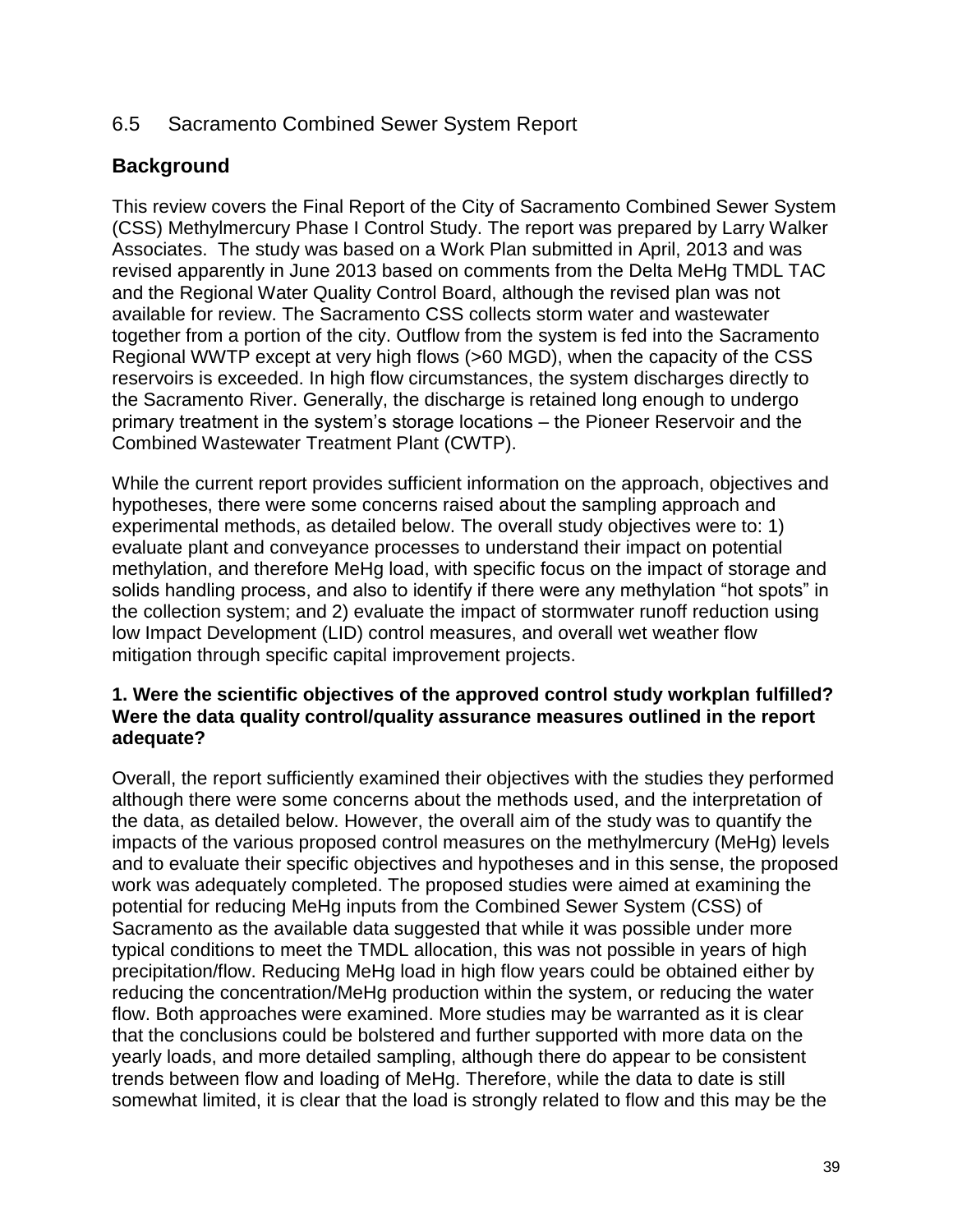## 6.5 Sacramento Combined Sewer System Report

### Background

This review covers the Final Report of the City of Sacramento Combined Sewer System (CSS) Methylmercury Phase I Control Study. The report was prepared by Larry Walker Associates. The study was based on a Work Plan submitted in April, 2013 and was revised apparently in June 2013 based on comments from the Delta MeHg TMDL TAC and the Regional Water Quality Control Board, although the revised plan was not available for review. The Sacramento CSS collects storm water and wastewater together from a portion of the city. Outflow from the system is fed into the Sacramento Regional WWTP except at very high flows (>60 MGD), when the capacity of the CSS reservoirs is exceeded. In high flow circumstances, the system discharges directly to the Sacramento River. Generally, the discharge is retained long enough to undergo primary treatment in the system's storage locations – the Pioneer Reservoir and the Combined Wastewater Treatment Plant (CWTP).

While the current report provides sufficient information on the approach, objectives and hypotheses, there were some concerns raised about the sampling approach and experimental methods, as detailed below. The overall study objectives were to: 1) evaluate plant and conveyance processes to understand their impact on potential methylation, and therefore MeHg load, with specific focus on the impact of storage and solids handling process, and also to identify if there were any methylation "hot spots" in the collection system; and 2) evaluate the impact of stormwater runoff reduction using low Impact Development (LID) control measures, and overall wet weather flow mitigation through specific capital improvement projects.

**1. Were the scientific objectives of the approved control study workplan fulfilled? Were the data quality control/quality assurance measures outlined in the report adequate?**

Overall, the report sufficiently examined their objectives with the studies they performed although there were some concerns about the methods used, and the interpretation of the data, as detailed below. However, the overall aim of the study was to quantify the impacts of the various proposed control measures on the methylmercury (MeHg) levels and to evaluate their specific objectives and hypotheses and in this sense, the proposed work was adequately completed. The proposed studies were aimed at examining the potential for reducing MeHg inputs from the Combined Sewer System (CSS) of Sacramento as the available data suggested that while it was possible under more typical conditions to meet the TMDL allocation, this was not possible in years of high precipitation/flow. Reducing MeHg load in high flow years could be obtained either by reducing the concentration/MeHg production within the system, or reducing the water flow. Both approaches were examined. More studies may be warranted as it is clear that the conclusions could be bolstered and further supported with more data on the yearly loads, and more detailed sampling, although there do appear to be consistent trends between flow and loading of MeHg. Therefore, while the data to date is still somewhat limited, it is clear that the load is strongly related to flow and this may be the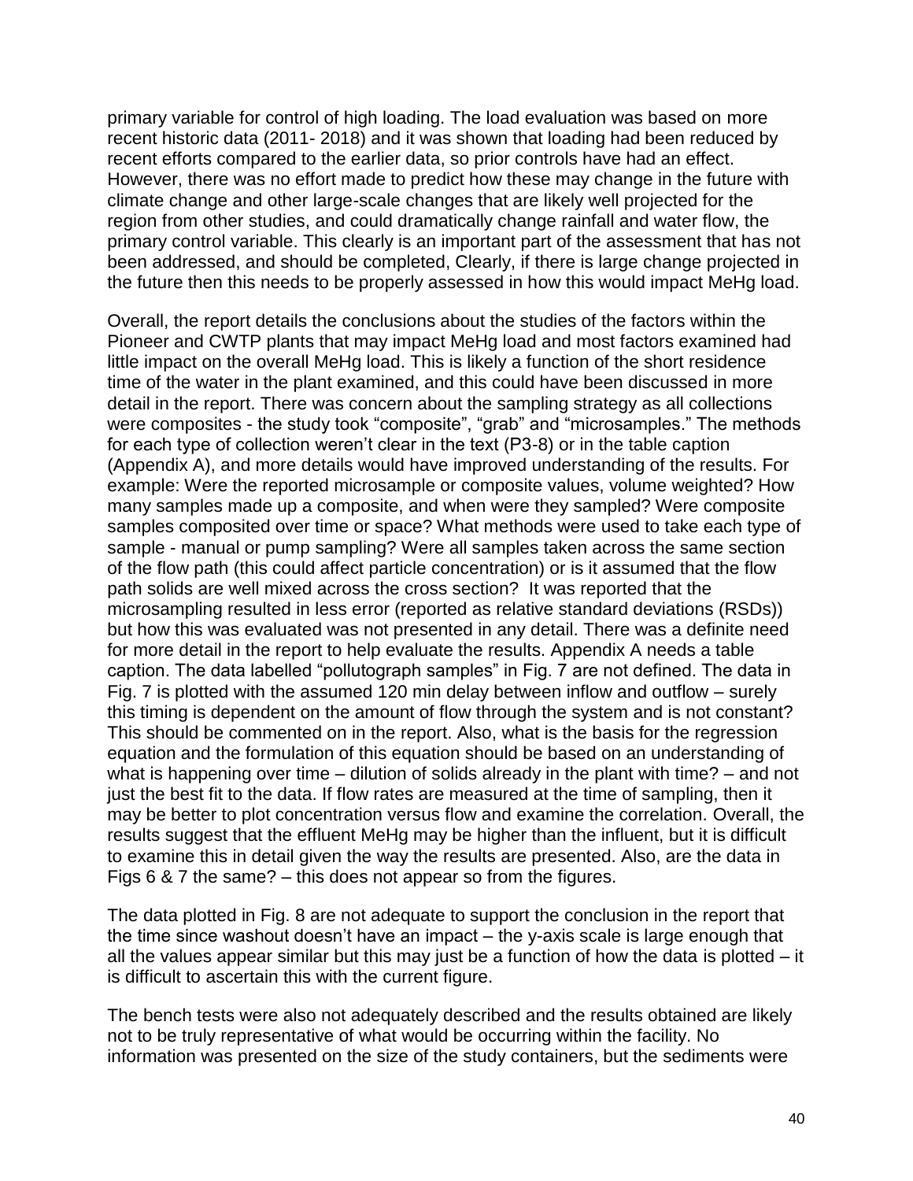primary variable for control of high loading. The load evaluation was based on more recent historic data (2011- 2018) and it was shown that loading had been reduced by recent efforts compared to the earlier data, so prior controls have had an effect. However, there was no effort made to predict how these may change in the future with climate change and other large-scale changes that are likely well projected for the region from other studies, and could dramatically change rainfall and water flow, the primary control variable. This clearly is an important part of the assessment that has not been addressed, and should be completed, Clearly, if there is large change projected in the future then this needs to be properly assessed in how this would impact MeHg load.

Overall, the report details the conclusions about the studies of the factors within the Pioneer and CWTP plants that may impact MeHg load and most factors examined had little impact on the overall MeHg load. This is likely a function of the short residence time of the water in the plant examined, and this could have been discussed in more detail in the report. There was concern about the sampling strategy as all collections were composites - the study took "composite", "grab" and "microsamples." The methods for each type of collection weren't clear in the text (P3-8) or in the table caption (Appendix A), and more details would have improved understanding of the results. For example: Were the reported microsample or composite values, volume weighted? How many samples made up a composite, and when were they sampled? Were composite samples composited over time or space? What methods were used to take each type of sample - manual or pump sampling? Were all samples taken across the same section of the flow path (this could affect particle concentration) or is it assumed that the flow path solids are well mixed across the cross section? It was reported that the microsampling resulted in less error (reported as relative standard deviations (RSDs)) but how this was evaluated was not presented in any detail. There was a definite need for more detail in the report to help evaluate the results. Appendix A needs a table caption. The data labelled "pollutograph samples" in Fig. 7 are not defined. The data in Fig. 7 is plotted with the assumed 120 min delay between inflow and outflow – surely this timing is dependent on the amount of flow through the system and is not constant? This should be commented on in the report. Also, what is the basis for the regression equation and the formulation of this equation should be based on an understanding of what is happening over time – dilution of solids already in the plant with time? – and not just the best fit to the data. If flow rates are measured at the time of sampling, then it may be better to plot concentration versus flow and examine the correlation. Overall, the results suggest that the effluent MeHg may be higher than the influent, but it is difficult to examine this in detail given the way the results are presented. Also, are the data in Figs 6 & 7 the same? – this does not appear so from the figures.

The data plotted in Fig. 8 are not adequate to support the conclusion in the report that the time since washout doesn't have an impact – the y-axis scale is large enough that all the values appear similar but this may just be a function of how the data is plotted – it is difficult to ascertain this with the current figure.

The bench tests were also not adequately described and the results obtained are likely not to be truly representative of what would be occurring within the facility. No information was presented on the size of the study containers, but the sediments were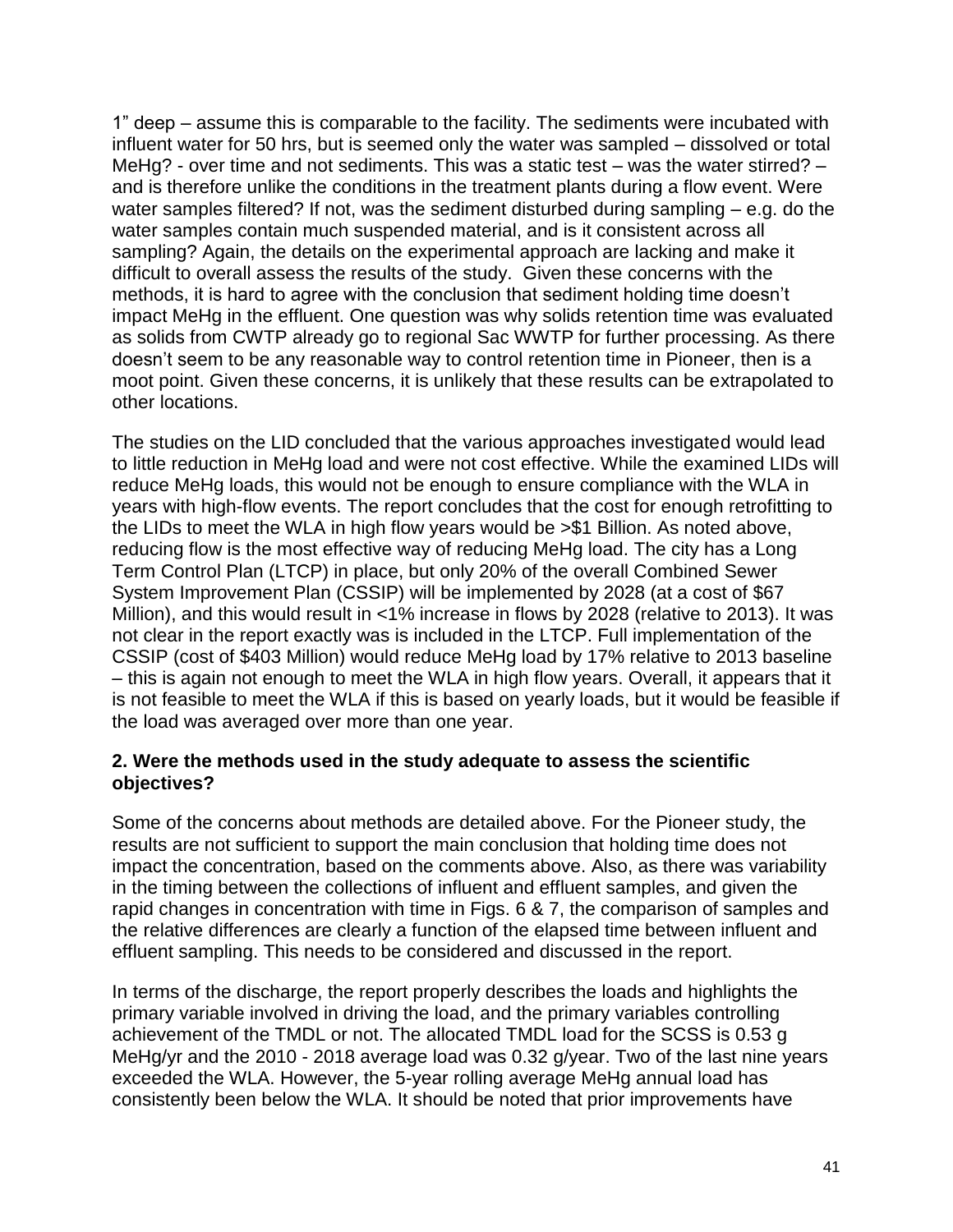1" deep – assume this is comparable to the facility. The sediments were incubated with influent water for 50 hrs, but is seemed only the water was sampled – dissolved or total MeHg? - over time and not sediments. This was a static test – was the water stirred? – and is therefore unlike the conditions in the treatment plants during a flow event. Were water samples filtered? If not, was the sediment disturbed during sampling – e.g. do the water samples contain much suspended material, and is it consistent across all sampling? Again, the details on the experimental approach are lacking and make it difficult to overall assess the results of the study. Given these concerns with the methods, it is hard to agree with the conclusion that sediment holding time doesn't impact MeHg in the effluent. One question was why solids retention time was evaluated as solids from CWTP already go to regional Sac WWTP for further processing. As there doesn't seem to be any reasonable way to control retention time in Pioneer, then is a moot point. Given these concerns, it is unlikely that these results can be extrapolated to other locations.

The studies on the LID concluded that the various approaches investigated would lead to little reduction in MeHg load and were not cost effective. While the examined LIDs will reduce MeHg loads, this would not be enough to ensure compliance with the WLA in years with high-flow events. The report concludes that the cost for enough retrofitting to the LIDs to meet the WLA in high flow years would be >$1 Billion. As noted above, reducing flow is the most effective way of reducing MeHg load. The city has a Long Term Control Plan (LTCP) in place, but only 20% of the overall Combined Sewer System Improvement Plan (CSSIP) will be implemented by 2028 (at a cost of $67 Million), and this would result in <1% increase in flows by 2028 (relative to 2013). It was not clear in the report exactly was is included in the LTCP. Full implementation of the CSSIP (cost of $403 Million) would reduce MeHg load by 17% relative to 2013 baseline – this is again not enough to meet the WLA in high flow years. Overall, it appears that it is not feasible to meet the WLA if this is based on yearly loads, but it would be feasible if the load was averaged over more than one year.

**2. Were the methods used in the study adequate to assess the scientific objectives?**

Some of the concerns about methods are detailed above. For the Pioneer study, the results are not sufficient to support the main conclusion that holding time does not impact the concentration, based on the comments above. Also, as there was variability in the timing between the collections of influent and effluent samples, and given the rapid changes in concentration with time in Figs. 6 & 7, the comparison of samples and the relative differences are clearly a function of the elapsed time between influent and effluent sampling. This needs to be considered and discussed in the report.

In terms of the discharge, the report properly describes the loads and highlights the primary variable involved in driving the load, and the primary variables controlling achievement of the TMDL or not. The allocated TMDL load for the SCSS is 0.53 g MeHg/yr and the 2010 - 2018 average load was 0.32 g/year. Two of the last nine years exceeded the WLA. However, the 5-year rolling average MeHg annual load has consistently been below the WLA. It should be noted that prior improvements have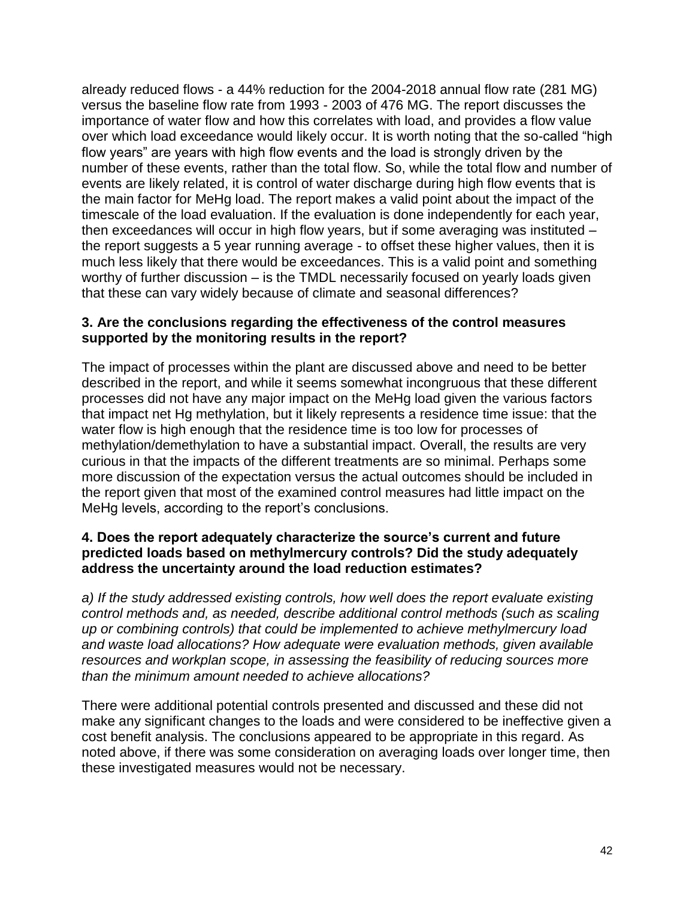already reduced flows - a 44% reduction for the 2004-2018 annual flow rate (281 MG) versus the baseline flow rate from 1993 - 2003 of 476 MG. The report discusses the importance of water flow and how this correlates with load, and provides a flow value over which load exceedance would likely occur. It is worth noting that the so-called "high flow years" are years with high flow events and the load is strongly driven by the number of these events, rather than the total flow. So, while the total flow and number of events are likely related, it is control of water discharge during high flow events that is the main factor for MeHg load. The report makes a valid point about the impact of the timescale of the load evaluation. If the evaluation is done independently for each year, then exceedances will occur in high flow years, but if some averaging was instituted – the report suggests a 5 year running average - to offset these higher values, then it is much less likely that there would be exceedances. This is a valid point and something worthy of further discussion – is the TMDL necessarily focused on yearly loads given that these can vary widely because of climate and seasonal differences?

**3. Are the conclusions regarding the effectiveness of the control measures supported by the monitoring results in the report?**

The impact of processes within the plant are discussed above and need to be better described in the report, and while it seems somewhat incongruous that these different processes did not have any major impact on the MeHg load given the various factors that impact net Hg methylation, but it likely represents a residence time issue: that the water flow is high enough that the residence time is too low for processes of methylation/demethylation to have a substantial impact. Overall, the results are very curious in that the impacts of the different treatments are so minimal. Perhaps some more discussion of the expectation versus the actual outcomes should be included in the report given that most of the examined control measures had little impact on the MeHg levels, according to the report's conclusions.

**4. Does the report adequately characterize the source's current and future predicted loads based on methylmercury controls? Did the study adequately address the uncertainty around the load reduction estimates?**

*a) If the study addressed existing controls, how well does the report evaluate existing control methods and, as needed, describe additional control methods (such as scaling up or combining controls) that could be implemented to achieve methylmercury load and waste load allocations? How adequate were evaluation methods, given available resources and workplan scope, in assessing the feasibility of reducing sources more than the minimum amount needed to achieve allocations?*

There were additional potential controls presented and discussed and these did not make any significant changes to the loads and were considered to be ineffective given a cost benefit analysis. The conclusions appeared to be appropriate in this regard. As noted above, if there was some consideration on averaging loads over longer time, then these investigated measures would not be necessary.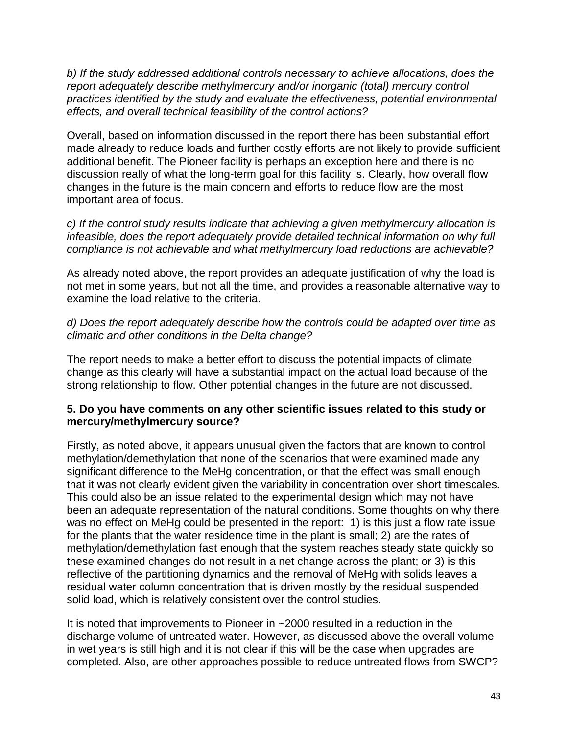*b) If the study addressed additional controls necessary to achieve allocations, does the report adequately describe methylmercury and/or inorganic (total) mercury control practices identified by the study and evaluate the effectiveness, potential environmental effects, and overall technical feasibility of the control actions?*

Overall, based on information discussed in the report there has been substantial effort made already to reduce loads and further costly efforts are not likely to provide sufficient additional benefit. The Pioneer facility is perhaps an exception here and there is no discussion really of what the long-term goal for this facility is. Clearly, how overall flow changes in the future is the main concern and efforts to reduce flow are the most important area of focus.

*c) If the control study results indicate that achieving a given methylmercury allocation is infeasible, does the report adequately provide detailed technical information on why full compliance is not achievable and what methylmercury load reductions are achievable?*

As already noted above, the report provides an adequate justification of why the load is not met in some years, but not all the time, and provides a reasonable alternative way to examine the load relative to the criteria.

*d) Does the report adequately describe how the controls could be adapted over time as climatic and other conditions in the Delta change?*

The report needs to make a better effort to discuss the potential impacts of climate change as this clearly will have a substantial impact on the actual load because of the strong relationship to flow. Other potential changes in the future are not discussed.

**5. Do you have comments on any other scientific issues related to this study or mercury/methylmercury source?**

Firstly, as noted above, it appears unusual given the factors that are known to control methylation/demethylation that none of the scenarios that were examined made any significant difference to the MeHg concentration, or that the effect was small enough that it was not clearly evident given the variability in concentration over short timescales. This could also be an issue related to the experimental design which may not have been an adequate representation of the natural conditions. Some thoughts on why there was no effect on MeHg could be presented in the report: 1) is this just a flow rate issue for the plants that the water residence time in the plant is small; 2) are the rates of methylation/demethylation fast enough that the system reaches steady state quickly so these examined changes do not result in a net change across the plant; or 3) is this reflective of the partitioning dynamics and the removal of MeHg with solids leaves a residual water column concentration that is driven mostly by the residual suspended solid load, which is relatively consistent over the control studies.

It is noted that improvements to Pioneer in ~2000 resulted in a reduction in the discharge volume of untreated water. However, as discussed above the overall volume in wet years is still high and it is not clear if this will be the case when upgrades are completed. Also, are other approaches possible to reduce untreated flows from SWCP?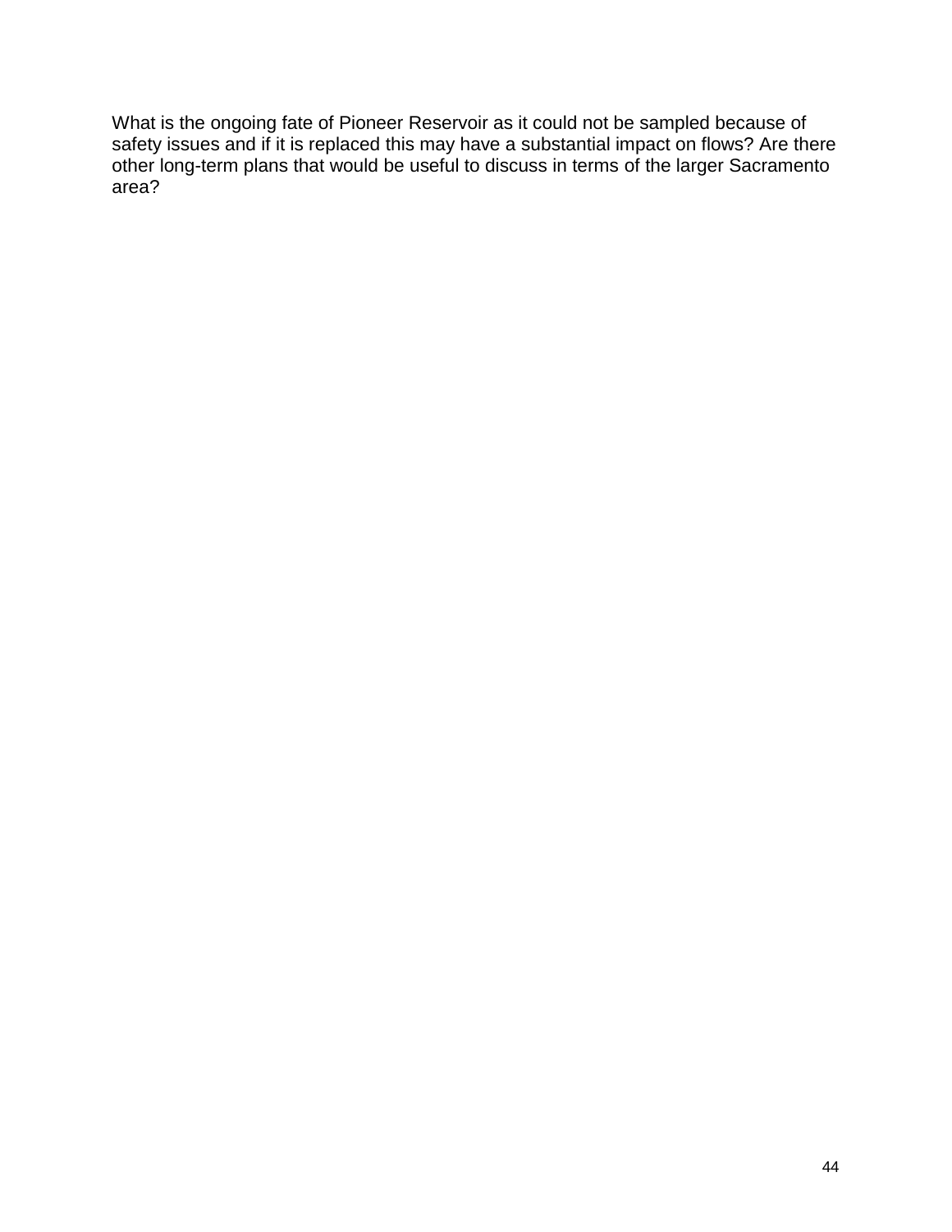What is the ongoing fate of Pioneer Reservoir as it could not be sampled because of safety issues and if it is replaced this may have a substantial impact on flows? Are there other long-term plans that would be useful to discuss in terms of the larger Sacramento area?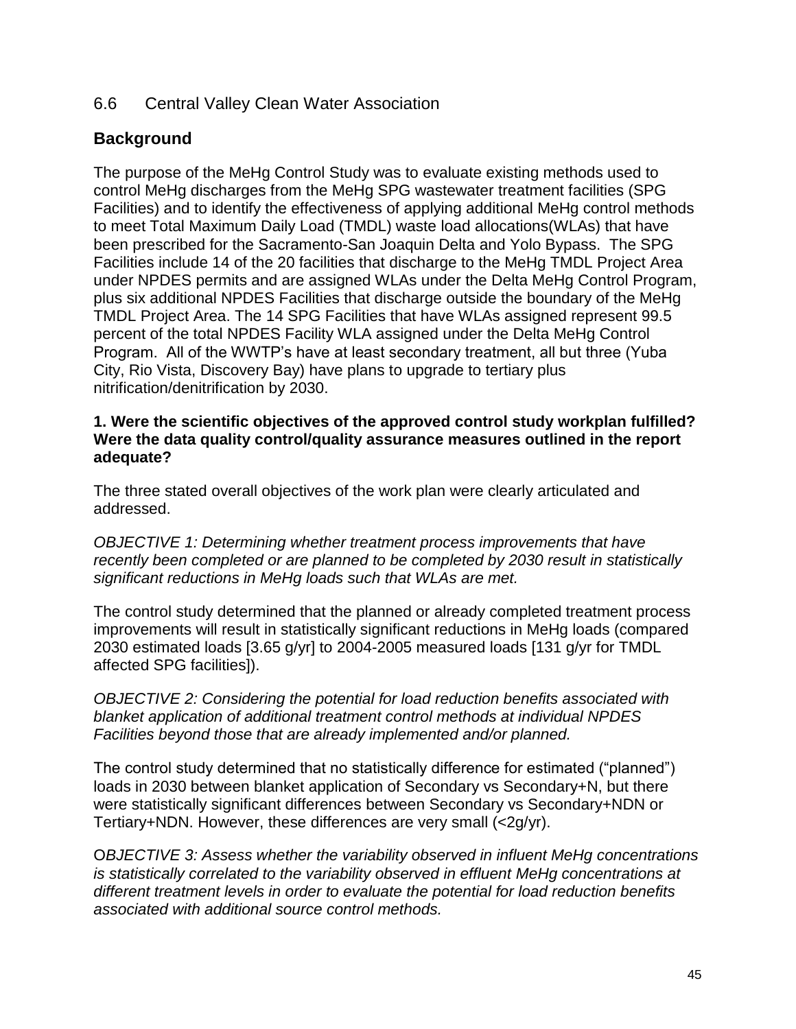## 6.6 Central Valley Clean Water Association

### Background

The purpose of the MeHg Control Study was to evaluate existing methods used to control MeHg discharges from the MeHg SPG wastewater treatment facilities (SPG Facilities) and to identify the effectiveness of applying additional MeHg control methods to meet Total Maximum Daily Load (TMDL) waste load allocations(WLAs) that have been prescribed for the Sacramento-San Joaquin Delta and Yolo Bypass. The SPG Facilities include 14 of the 20 facilities that discharge to the MeHg TMDL Project Area under NPDES permits and are assigned WLAs under the Delta MeHg Control Program, plus six additional NPDES Facilities that discharge outside the boundary of the MeHg TMDL Project Area. The 14 SPG Facilities that have WLAs assigned represent 99.5 percent of the total NPDES Facility WLA assigned under the Delta MeHg Control Program. All of the WWTP's have at least secondary treatment, all but three (Yuba City, Rio Vista, Discovery Bay) have plans to upgrade to tertiary plus nitrification/denitrification by 2030.

**1. Were the scientific objectives of the approved control study workplan fulfilled? Were the data quality control/quality assurance measures outlined in the report adequate?**

The three stated overall objectives of the work plan were clearly articulated and addressed.

*OBJECTIVE 1: Determining whether treatment process improvements that have recently been completed or are planned to be completed by 2030 result in statistically significant reductions in MeHg loads such that WLAs are met.*

The control study determined that the planned or already completed treatment process improvements will result in statistically significant reductions in MeHg loads (compared 2030 estimated loads [3.65 g/yr] to 2004-2005 measured loads [131 g/yr for TMDL affected SPG facilities]).

*OBJECTIVE 2: Considering the potential for load reduction benefits associated with blanket application of additional treatment control methods at individual NPDES Facilities beyond those that are already implemented and/or planned.*

The control study determined that no statistically difference for estimated ("planned") loads in 2030 between blanket application of Secondary vs Secondary+N, but there were statistically significant differences between Secondary vs Secondary+NDN or Tertiary+NDN. However, these differences are very small (<2g/yr).

O*BJECTIVE 3: Assess whether the variability observed in influent MeHg concentrations is statistically correlated to the variability observed in effluent MeHg concentrations at different treatment levels in order to evaluate the potential for load reduction benefits associated with additional source control methods.*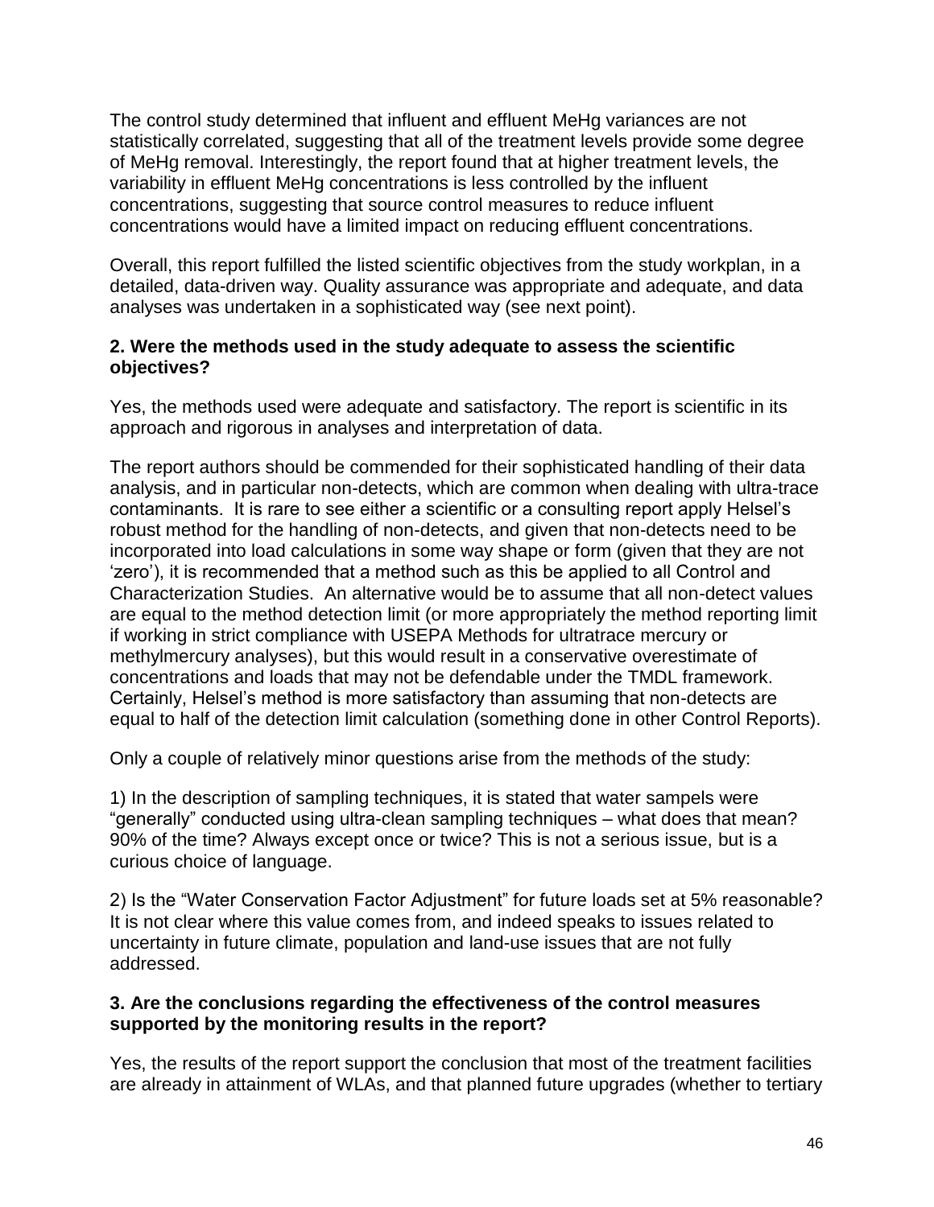The control study determined that influent and effluent MeHg variances are not statistically correlated, suggesting that all of the treatment levels provide some degree of MeHg removal. Interestingly, the report found that at higher treatment levels, the variability in effluent MeHg concentrations is less controlled by the influent concentrations, suggesting that source control measures to reduce influent concentrations would have a limited impact on reducing effluent concentrations.

Overall, this report fulfilled the listed scientific objectives from the study workplan, in a detailed, data-driven way. Quality assurance was appropriate and adequate, and data analyses was undertaken in a sophisticated way (see next point).

**2. Were the methods used in the study adequate to assess the scientific objectives?**

Yes, the methods used were adequate and satisfactory. The report is scientific in its approach and rigorous in analyses and interpretation of data.

The report authors should be commended for their sophisticated handling of their data analysis, and in particular non-detects, which are common when dealing with ultra-trace contaminants. It is rare to see either a scientific or a consulting report apply Helsel's robust method for the handling of non-detects, and given that non-detects need to be incorporated into load calculations in some way shape or form (given that they are not 'zero'), it is recommended that a method such as this be applied to all Control and Characterization Studies. An alternative would be to assume that all non-detect values are equal to the method detection limit (or more appropriately the method reporting limit if working in strict compliance with USEPA Methods for ultratrace mercury or methylmercury analyses), but this would result in a conservative overestimate of concentrations and loads that may not be defendable under the TMDL framework. Certainly, Helsel's method is more satisfactory than assuming that non-detects are equal to half of the detection limit calculation (something done in other Control Reports).

Only a couple of relatively minor questions arise from the methods of the study:

1) In the description of sampling techniques, it is stated that water sampels were "generally" conducted using ultra-clean sampling techniques – what does that mean? 90% of the time? Always except once or twice? This is not a serious issue, but is a curious choice of language.

2) Is the "Water Conservation Factor Adjustment" for future loads set at 5% reasonable? It is not clear where this value comes from, and indeed speaks to issues related to uncertainty in future climate, population and land-use issues that are not fully addressed.

**3. Are the conclusions regarding the effectiveness of the control measures supported by the monitoring results in the report?**

Yes, the results of the report support the conclusion that most of the treatment facilities are already in attainment of WLAs, and that planned future upgrades (whether to tertiary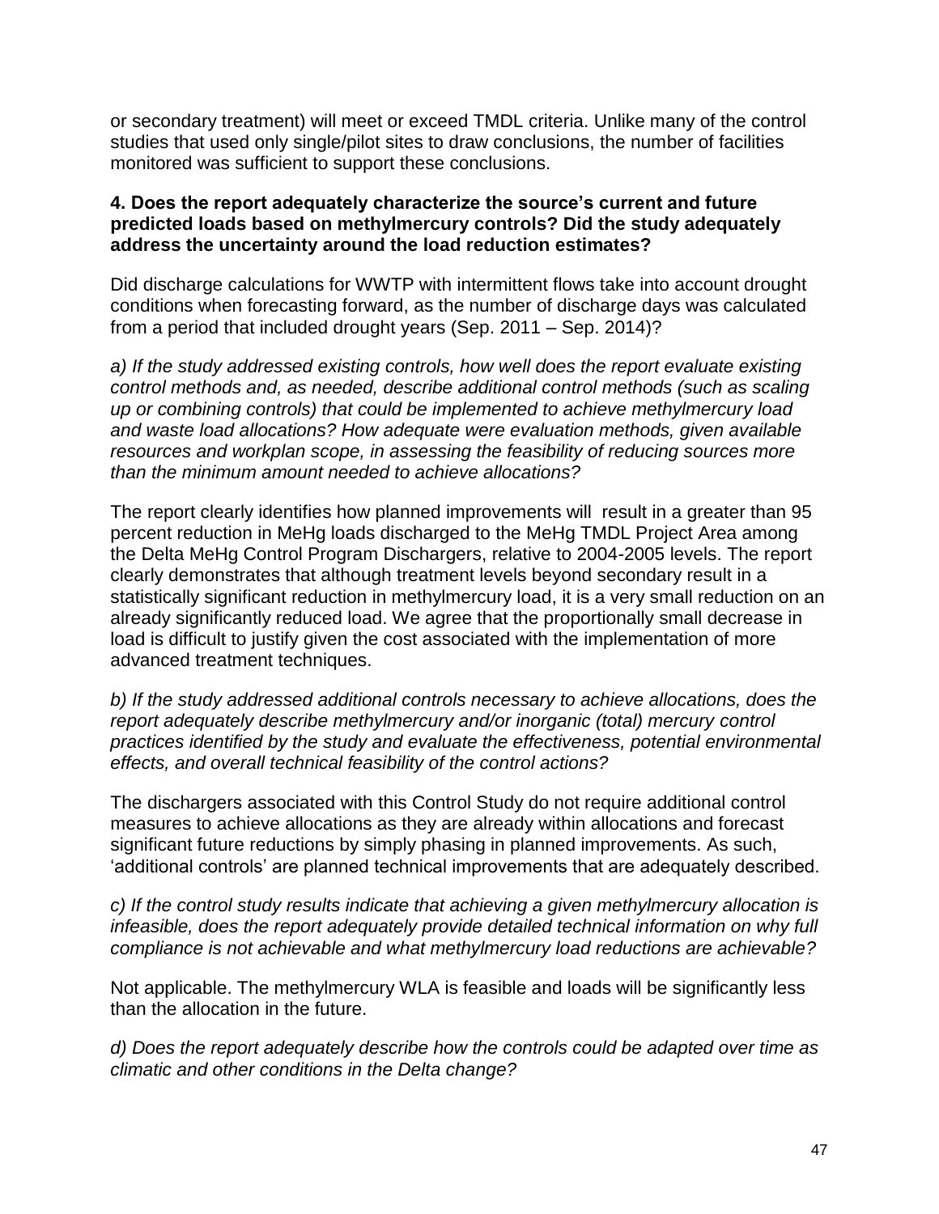or secondary treatment) will meet or exceed TMDL criteria. Unlike many of the control studies that used only single/pilot sites to draw conclusions, the number of facilities monitored was sufficient to support these conclusions.

**4. Does the report adequately characterize the source's current and future predicted loads based on methylmercury controls? Did the study adequately address the uncertainty around the load reduction estimates?**

Did discharge calculations for WWTP with intermittent flows take into account drought conditions when forecasting forward, as the number of discharge days was calculated from a period that included drought years (Sep. 2011 – Sep. 2014)?

*a) If the study addressed existing controls, how well does the report evaluate existing control methods and, as needed, describe additional control methods (such as scaling up or combining controls) that could be implemented to achieve methylmercury load and waste load allocations? How adequate were evaluation methods, given available resources and workplan scope, in assessing the feasibility of reducing sources more than the minimum amount needed to achieve allocations?*

The report clearly identifies how planned improvements will result in a greater than 95 percent reduction in MeHg loads discharged to the MeHg TMDL Project Area among the Delta MeHg Control Program Dischargers, relative to 2004-2005 levels. The report clearly demonstrates that although treatment levels beyond secondary result in a statistically significant reduction in methylmercury load, it is a very small reduction on an already significantly reduced load. We agree that the proportionally small decrease in load is difficult to justify given the cost associated with the implementation of more advanced treatment techniques.

*b) If the study addressed additional controls necessary to achieve allocations, does the report adequately describe methylmercury and/or inorganic (total) mercury control practices identified by the study and evaluate the effectiveness, potential environmental effects, and overall technical feasibility of the control actions?*

The dischargers associated with this Control Study do not require additional control measures to achieve allocations as they are already within allocations and forecast significant future reductions by simply phasing in planned improvements. As such, 'additional controls' are planned technical improvements that are adequately described.

*c) If the control study results indicate that achieving a given methylmercury allocation is infeasible, does the report adequately provide detailed technical information on why full compliance is not achievable and what methylmercury load reductions are achievable?*

Not applicable. The methylmercury WLA is feasible and loads will be significantly less than the allocation in the future.

*d) Does the report adequately describe how the controls could be adapted over time as climatic and other conditions in the Delta change?*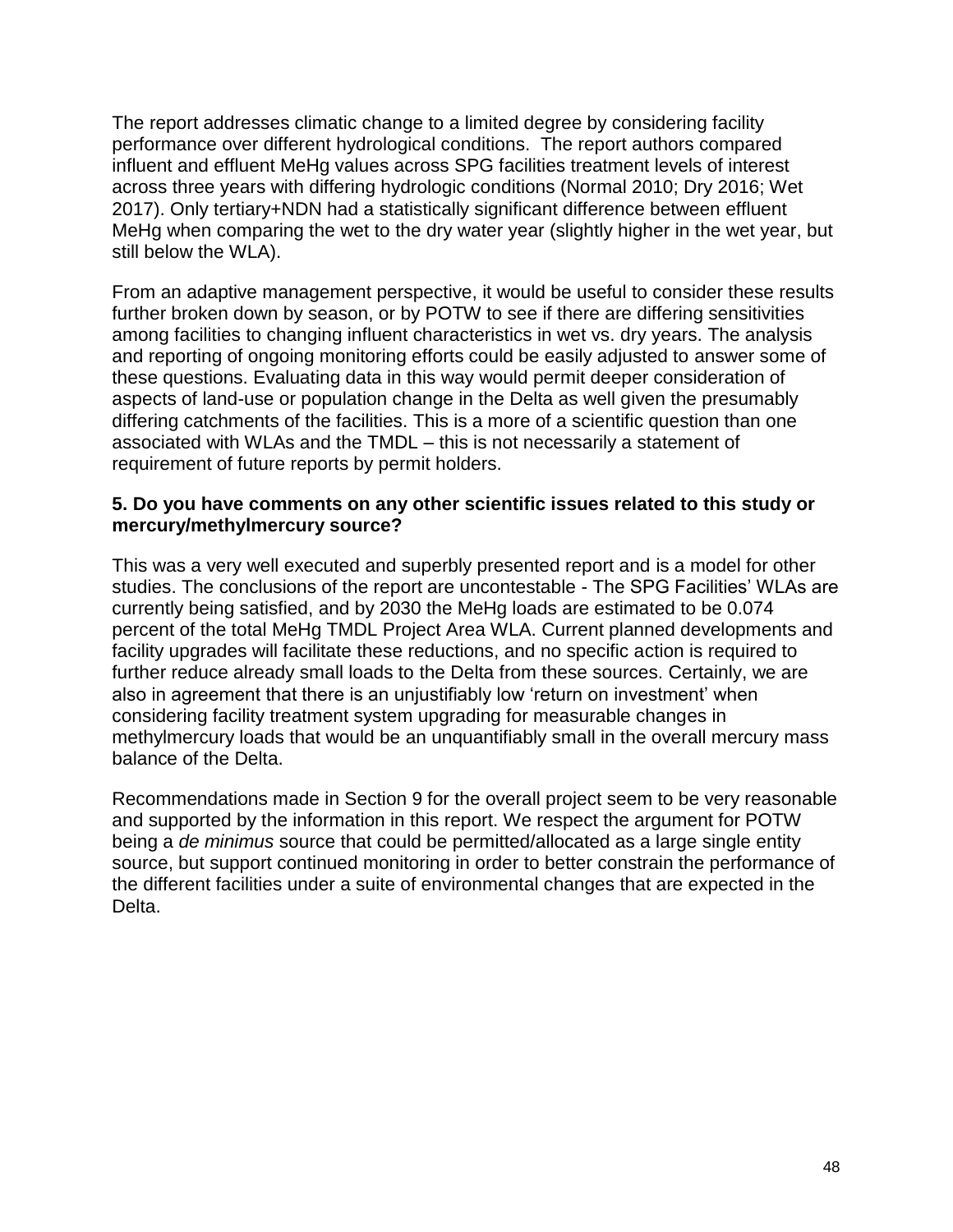The report addresses climatic change to a limited degree by considering facility performance over different hydrological conditions. The report authors compared influent and effluent MeHg values across SPG facilities treatment levels of interest across three years with differing hydrologic conditions (Normal 2010; Dry 2016; Wet 2017). Only tertiary+NDN had a statistically significant difference between effluent MeHg when comparing the wet to the dry water year (slightly higher in the wet year, but still below the WLA).

From an adaptive management perspective, it would be useful to consider these results further broken down by season, or by POTW to see if there are differing sensitivities among facilities to changing influent characteristics in wet vs. dry years. The analysis and reporting of ongoing monitoring efforts could be easily adjusted to answer some of these questions. Evaluating data in this way would permit deeper consideration of aspects of land-use or population change in the Delta as well given the presumably differing catchments of the facilities. This is a more of a scientific question than one associated with WLAs and the TMDL – this is not necessarily a statement of requirement of future reports by permit holders.

**5. Do you have comments on any other scientific issues related to this study or mercury/methylmercury source?**

This was a very well executed and superbly presented report and is a model for other studies. The conclusions of the report are uncontestable - The SPG Facilities' WLAs are currently being satisfied, and by 2030 the MeHg loads are estimated to be 0.074 percent of the total MeHg TMDL Project Area WLA. Current planned developments and facility upgrades will facilitate these reductions, and no specific action is required to further reduce already small loads to the Delta from these sources. Certainly, we are also in agreement that there is an unjustifiably low 'return on investment' when considering facility treatment system upgrading for measurable changes in methylmercury loads that would be an unquantifiably small in the overall mercury mass balance of the Delta.

Recommendations made in Section 9 for the overall project seem to be very reasonable and supported by the information in this report. We respect the argument for POTW being a *de minimus* source that could be permitted/allocated as a large single entity source, but support continued monitoring in order to better constrain the performance of the different facilities under a suite of environmental changes that are expected in the Delta.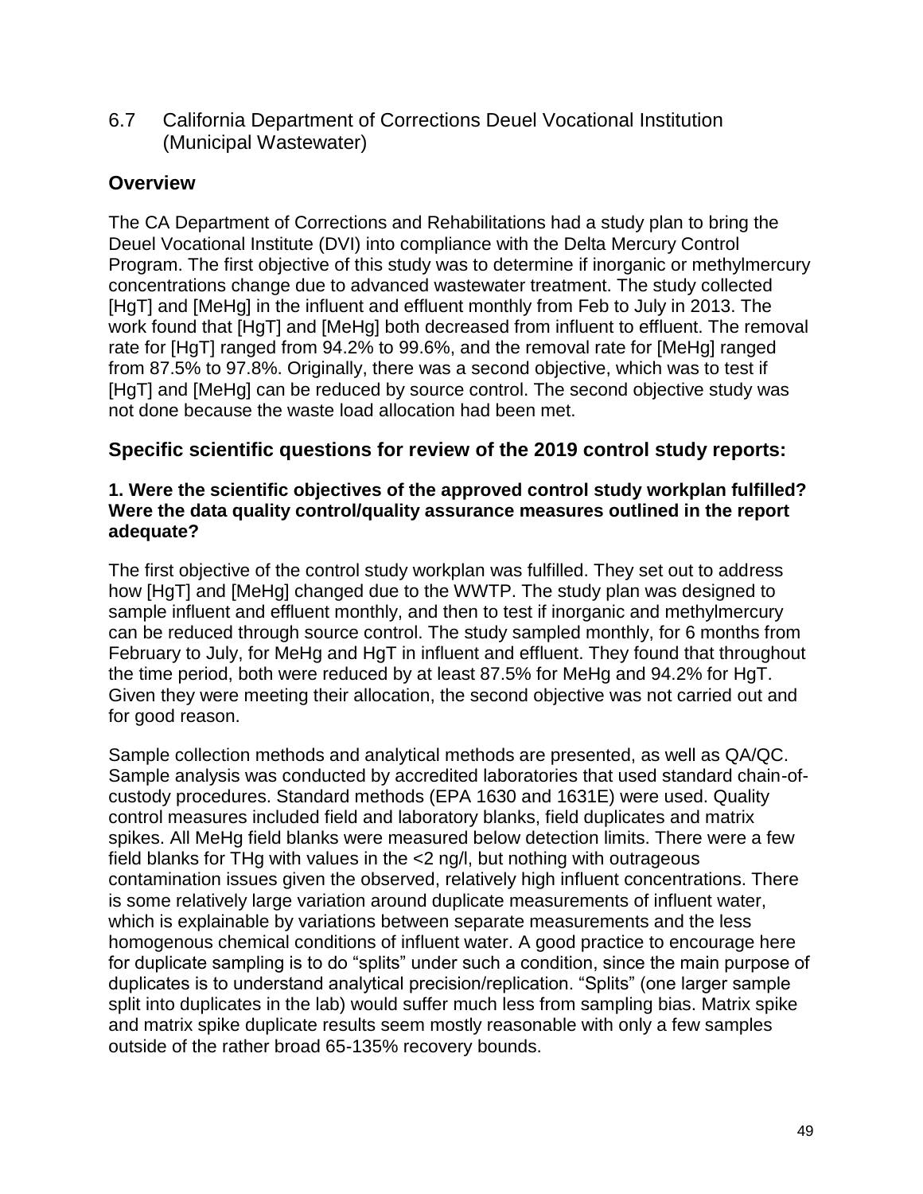## 6.7 California Department of Corrections Deuel Vocational Institution (Municipal Wastewater)

### Overview

The CA Department of Corrections and Rehabilitations had a study plan to bring the Deuel Vocational Institute (DVI) into compliance with the Delta Mercury Control Program. The first objective of this study was to determine if inorganic or methylmercury concentrations change due to advanced wastewater treatment. The study collected [HgT] and [MeHg] in the influent and effluent monthly from Feb to July in 2013. The work found that [HgT] and [MeHg] both decreased from influent to effluent. The removal rate for [HgT] ranged from 94.2% to 99.6%, and the removal rate for [MeHg] ranged from 87.5% to 97.8%. Originally, there was a second objective, which was to test if [HgT] and [MeHg] can be reduced by source control. The second objective study was not done because the waste load allocation had been met.

### Specific scientific questions for review of the 2019 control study reports:

**1. Were the scientific objectives of the approved control study workplan fulfilled? Were the data quality control/quality assurance measures outlined in the report adequate?**

The first objective of the control study workplan was fulfilled. They set out to address how [HgT] and [MeHg] changed due to the WWTP. The study plan was designed to sample influent and effluent monthly, and then to test if inorganic and methylmercury can be reduced through source control. The study sampled monthly, for 6 months from February to July, for MeHg and HgT in influent and effluent. They found that throughout the time period, both were reduced by at least 87.5% for MeHg and 94.2% for HgT. Given they were meeting their allocation, the second objective was not carried out and for good reason.

Sample collection methods and analytical methods are presented, as well as QA/QC. Sample analysis was conducted by accredited laboratories that used standard chain-of-custody procedures. Standard methods (EPA 1630 and 1631E) were used. Quality control measures included field and laboratory blanks, field duplicates and matrix spikes. All MeHg field blanks were measured below detection limits. There were a few field blanks for THg with values in the <2 ng/l, but nothing with outrageous contamination issues given the observed, relatively high influent concentrations. There is some relatively large variation around duplicate measurements of influent water, which is explainable by variations between separate measurements and the less homogenous chemical conditions of influent water. A good practice to encourage here for duplicate sampling is to do "splits" under such a condition, since the main purpose of duplicates is to understand analytical precision/replication. "Splits" (one larger sample split into duplicates in the lab) would suffer much less from sampling bias. Matrix spike and matrix spike duplicate results seem mostly reasonable with only a few samples outside of the rather broad 65-135% recovery bounds.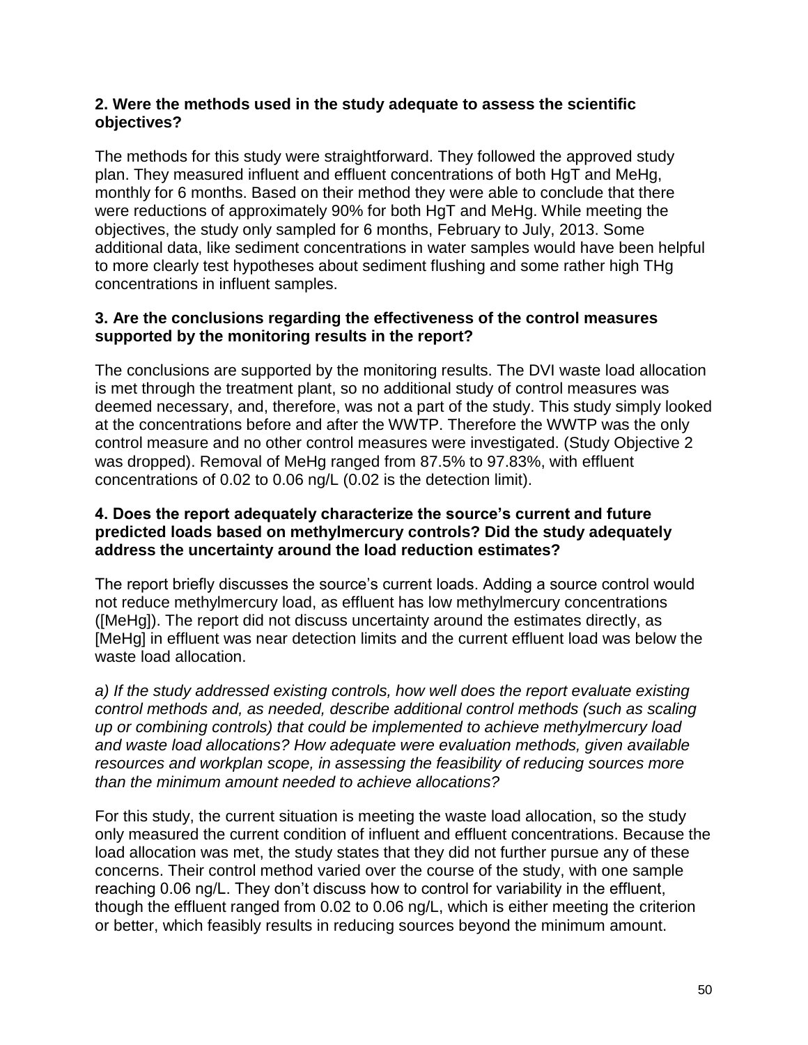**2. Were the methods used in the study adequate to assess the scientific objectives?**

The methods for this study were straightforward. They followed the approved study plan. They measured influent and effluent concentrations of both HgT and MeHg, monthly for 6 months. Based on their method they were able to conclude that there were reductions of approximately 90% for both HgT and MeHg. While meeting the objectives, the study only sampled for 6 months, February to July, 2013. Some additional data, like sediment concentrations in water samples would have been helpful to more clearly test hypotheses about sediment flushing and some rather high THg concentrations in influent samples.

**3. Are the conclusions regarding the effectiveness of the control measures supported by the monitoring results in the report?**

The conclusions are supported by the monitoring results. The DVI waste load allocation is met through the treatment plant, so no additional study of control measures was deemed necessary, and, therefore, was not a part of the study. This study simply looked at the concentrations before and after the WWTP. Therefore the WWTP was the only control measure and no other control measures were investigated. (Study Objective 2 was dropped). Removal of MeHg ranged from 87.5% to 97.83%, with effluent concentrations of 0.02 to 0.06 ng/L (0.02 is the detection limit).

**4. Does the report adequately characterize the source's current and future predicted loads based on methylmercury controls? Did the study adequately address the uncertainty around the load reduction estimates?**

The report briefly discusses the source's current loads. Adding a source control would not reduce methylmercury load, as effluent has low methylmercury concentrations ([MeHg]). The report did not discuss uncertainty around the estimates directly, as [MeHg] in effluent was near detection limits and the current effluent load was below the waste load allocation.

*a) If the study addressed existing controls, how well does the report evaluate existing control methods and, as needed, describe additional control methods (such as scaling up or combining controls) that could be implemented to achieve methylmercury load and waste load allocations? How adequate were evaluation methods, given available resources and workplan scope, in assessing the feasibility of reducing sources more than the minimum amount needed to achieve allocations?*

For this study, the current situation is meeting the waste load allocation, so the study only measured the current condition of influent and effluent concentrations. Because the load allocation was met, the study states that they did not further pursue any of these concerns. Their control method varied over the course of the study, with one sample reaching 0.06 ng/L. They don't discuss how to control for variability in the effluent, though the effluent ranged from 0.02 to 0.06 ng/L, which is either meeting the criterion or better, which feasibly results in reducing sources beyond the minimum amount.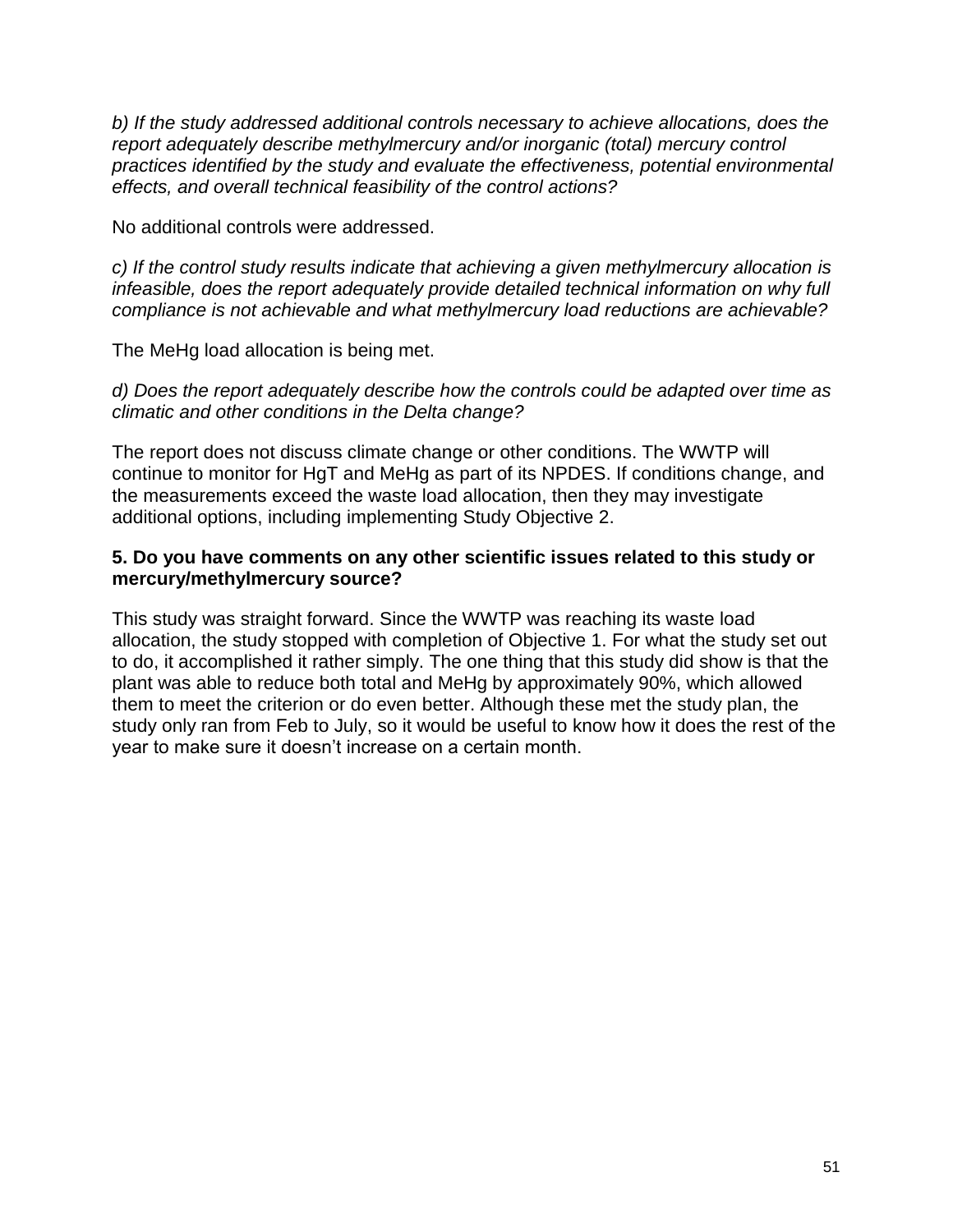*b) If the study addressed additional controls necessary to achieve allocations, does the report adequately describe methylmercury and/or inorganic (total) mercury control practices identified by the study and evaluate the effectiveness, potential environmental effects, and overall technical feasibility of the control actions?*

No additional controls were addressed.

*c) If the control study results indicate that achieving a given methylmercury allocation is infeasible, does the report adequately provide detailed technical information on why full compliance is not achievable and what methylmercury load reductions are achievable?*

The MeHg load allocation is being met.

*d) Does the report adequately describe how the controls could be adapted over time as climatic and other conditions in the Delta change?*

The report does not discuss climate change or other conditions. The WWTP will continue to monitor for HgT and MeHg as part of its NPDES. If conditions change, and the measurements exceed the waste load allocation, then they may investigate additional options, including implementing Study Objective 2.

**5. Do you have comments on any other scientific issues related to this study or mercury/methylmercury source?**

This study was straight forward. Since the WWTP was reaching its waste load allocation, the study stopped with completion of Objective 1. For what the study set out to do, it accomplished it rather simply. The one thing that this study did show is that the plant was able to reduce both total and MeHg by approximately 90%, which allowed them to meet the criterion or do even better. Although these met the study plan, the study only ran from Feb to July, so it would be useful to know how it does the rest of the year to make sure it doesn't increase on a certain month.